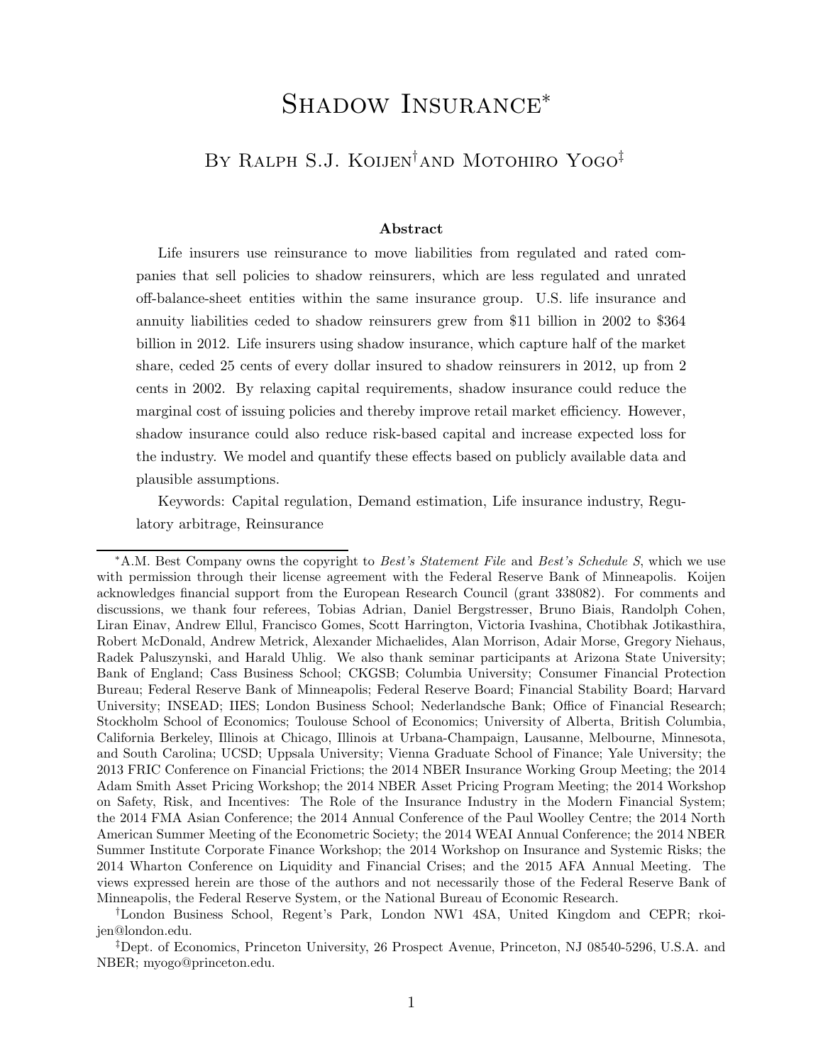# Shadow Insurance*

### By Ralph S.J. Koijen[†] and Motohiro Yogo[‡]

**Abstract**

Life insurers use reinsurance to move liabilities from regulated and rated companies that sell policies to shadow reinsurers, which are less regulated and unrated off-balance-sheet entities within the same insurance group. U.S. life insurance and annuity liabilities ceded to shadow reinsurers grew from $11 billion in 2002 to $364 billion in 2012. Life insurers using shadow insurance, which capture half of the market share, ceded 25 cents of every dollar insured to shadow reinsurers in 2012, up from 2 cents in 2002. By relaxing capital requirements, shadow insurance could reduce the marginal cost of issuing policies and thereby improve retail market efficiency. However, shadow insurance could also reduce risk-based capital and increase expected loss for the industry. We model and quantify these effects based on publicly available data and plausible assumptions.

Keywords: Capital regulation, Demand estimation, Life insurance industry, Regulatory arbitrage, Reinsurance

---

*A.M. Best Company owns the copyright to *Best's Statement File* and *Best's Schedule S*, which we use with permission through their license agreement with the Federal Reserve Bank of Minneapolis. Koijen acknowledges financial support from the European Research Council (grant 338082). For comments and discussions, we thank four referees, Tobias Adrian, Daniel Bergstresser, Bruno Biais, Randolph Cohen, Liran Einav, Andrew Ellul, Francisco Gomes, Scott Harrington, Victoria Ivashina, Chotibhak Jotikasthira, Robert McDonald, Andrew Metrick, Alexander Michaelides, Alan Morrison, Adair Morse, Gregory Niehaus, Radek Paluszynski, and Harald Uhlig. We also thank seminar participants at Arizona State University; Bank of England; Cass Business School; CKGSB; Columbia University; Consumer Financial Protection Bureau; Federal Reserve Bank of Minneapolis; Federal Reserve Board; Financial Stability Board; Harvard University; INSEAD; IIES; London Business School; Nederlandsche Bank; Office of Financial Research; Stockholm School of Economics; Toulouse School of Economics; University of Alberta, British Columbia, California Berkeley, Illinois at Chicago, Illinois at Urbana-Champaign, Lausanne, Melbourne, Minnesota, and South Carolina; UCSD; Uppsala University; Vienna Graduate School of Finance; Yale University; the 2013 FRIC Conference on Financial Frictions; the 2014 NBER Insurance Working Group Meeting; the 2014 Adam Smith Asset Pricing Workshop; the 2014 NBER Asset Pricing Program Meeting; the 2014 Workshop on Safety, Risk, and Incentives: The Role of the Insurance Industry in the Modern Financial System; the 2014 FMA Asian Conference; the 2014 Annual Conference of the Paul Woolley Centre; the 2014 North American Summer Meeting of the Econometric Society; the 2014 WEAI Annual Conference; the 2014 NBER Summer Institute Corporate Finance Workshop; the 2014 Workshop on Insurance and Systemic Risks; the 2014 Wharton Conference on Liquidity and Financial Crises; and the 2015 AFA Annual Meeting. The views expressed herein are those of the authors and not necessarily those of the Federal Reserve Bank of Minneapolis, the Federal Reserve System, or the National Bureau of Economic Research.

[†]London Business School, Regent's Park, London NW1 4SA, United Kingdom and CEPR; rkoijen@london.edu.

[‡]Dept. of Economics, Princeton University, 26 Prospect Avenue, Princeton, NJ 08540-5296, U.S.A. and NBER; myogo@princeton.edu.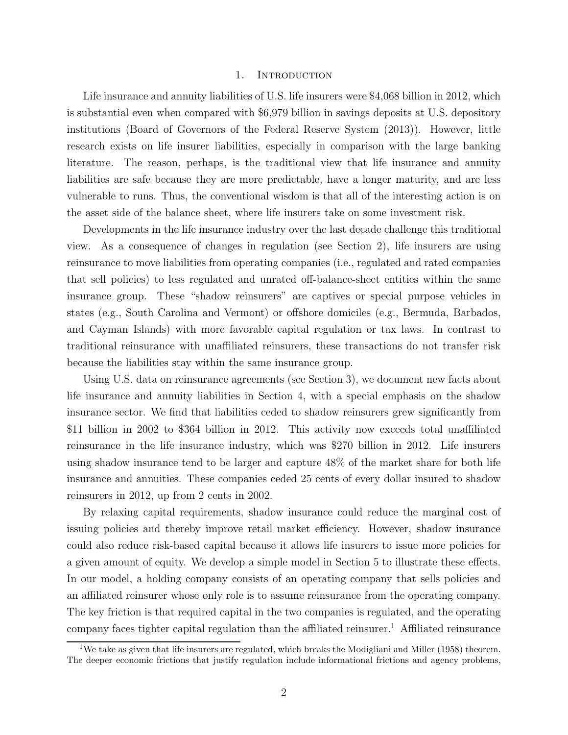# 1. Introduction

Life insurance and annuity liabilities of U.S. life insurers were $4,068 billion in 2012, which is substantial even when compared with $6,979 billion in savings deposits at U.S. depository institutions (Board of Governors of the Federal Reserve System (2013)). However, little research exists on life insurer liabilities, especially in comparison with the large banking literature. The reason, perhaps, is the traditional view that life insurance and annuity liabilities are safe because they are more predictable, have a longer maturity, and are less vulnerable to runs. Thus, the conventional wisdom is that all of the interesting action is on the asset side of the balance sheet, where life insurers take on some investment risk.

Developments in the life insurance industry over the last decade challenge this traditional view. As a consequence of changes in regulation (see Section 2), life insurers are using reinsurance to move liabilities from operating companies (i.e., regulated and rated companies that sell policies) to less regulated and unrated off-balance-sheet entities within the same insurance group. These "shadow reinsurers" are captives or special purpose vehicles in states (e.g., South Carolina and Vermont) or offshore domiciles (e.g., Bermuda, Barbados, and Cayman Islands) with more favorable capital regulation or tax laws. In contrast to traditional reinsurance with unaffiliated reinsurers, these transactions do not transfer risk because the liabilities stay within the same insurance group.

Using U.S. data on reinsurance agreements (see Section 3), we document new facts about life insurance and annuity liabilities in Section 4, with a special emphasis on the shadow insurance sector. We find that liabilities ceded to shadow reinsurers grew significantly from $11 billion in 2002 to $364 billion in 2012. This activity now exceeds total unaffiliated reinsurance in the life insurance industry, which was $270 billion in 2012. Life insurers using shadow insurance tend to be larger and capture 48% of the market share for both life insurance and annuities. These companies ceded 25 cents of every dollar insured to shadow reinsurers in 2012, up from 2 cents in 2002.

By relaxing capital requirements, shadow insurance could reduce the marginal cost of issuing policies and thereby improve retail market efficiency. However, shadow insurance could also reduce risk-based capital because it allows life insurers to issue more policies for a given amount of equity. We develop a simple model in Section 5 to illustrate these effects. In our model, a holding company consists of an operating company that sells policies and an affiliated reinsurer whose only role is to assume reinsurance from the operating company. The key friction is that required capital in the two companies is regulated, and the operating company faces tighter capital regulation than the affiliated reinsurer.[1] Affiliated reinsurance

[1] We take as given that life insurers are regulated, which breaks the Modigliani and Miller (1958) theorem. The deeper economic frictions that justify regulation include informational frictions and agency problems,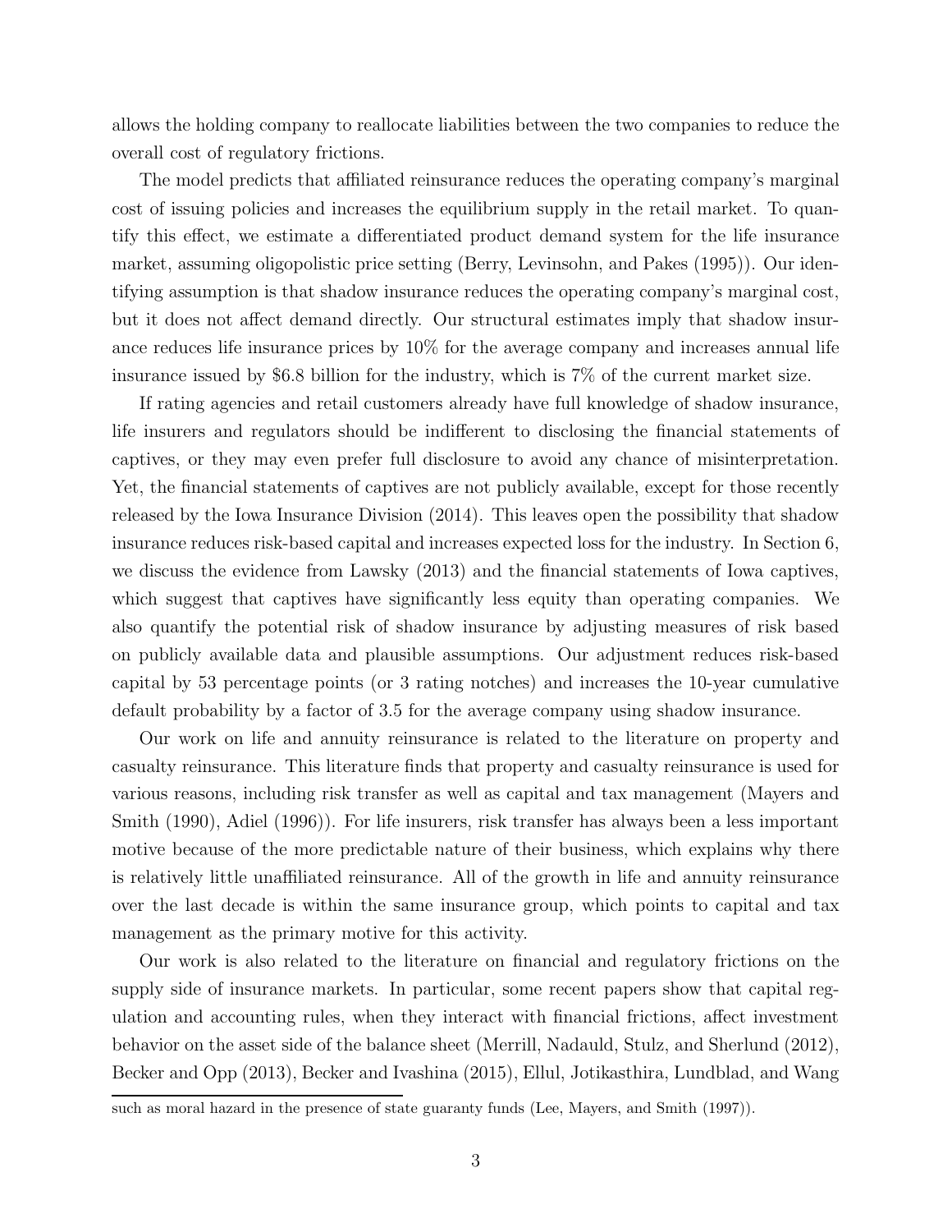allows the holding company to reallocate liabilities between the two companies to reduce the overall cost of regulatory frictions.

The model predicts that affiliated reinsurance reduces the operating company's marginal cost of issuing policies and increases the equilibrium supply in the retail market. To quantify this effect, we estimate a differentiated product demand system for the life insurance market, assuming oligopolistic price setting (Berry, Levinsohn, and Pakes (1995)). Our identifying assumption is that shadow insurance reduces the operating company's marginal cost, but it does not affect demand directly. Our structural estimates imply that shadow insurance reduces life insurance prices by 10% for the average company and increases annual life insurance issued by \$6.8 billion for the industry, which is 7% of the current market size.

If rating agencies and retail customers already have full knowledge of shadow insurance, life insurers and regulators should be indifferent to disclosing the financial statements of captives, or they may even prefer full disclosure to avoid any chance of misinterpretation. Yet, the financial statements of captives are not publicly available, except for those recently released by the Iowa Insurance Division (2014). This leaves open the possibility that shadow insurance reduces risk-based capital and increases expected loss for the industry. In Section 6, we discuss the evidence from Lawsky (2013) and the financial statements of Iowa captives, which suggest that captives have significantly less equity than operating companies. We also quantify the potential risk of shadow insurance by adjusting measures of risk based on publicly available data and plausible assumptions. Our adjustment reduces risk-based capital by 53 percentage points (or 3 rating notches) and increases the 10-year cumulative default probability by a factor of 3.5 for the average company using shadow insurance.

Our work on life and annuity reinsurance is related to the literature on property and casualty reinsurance. This literature finds that property and casualty reinsurance is used for various reasons, including risk transfer as well as capital and tax management (Mayers and Smith (1990), Adiel (1996)). For life insurers, risk transfer has always been a less important motive because of the more predictable nature of their business, which explains why there is relatively little unaffiliated reinsurance. All of the growth in life and annuity reinsurance over the last decade is within the same insurance group, which points to capital and tax management as the primary motive for this activity.

Our work is also related to the literature on financial and regulatory frictions on the supply side of insurance markets. In particular, some recent papers show that capital regulation and accounting rules, when they interact with financial frictions, affect investment behavior on the asset side of the balance sheet (Merrill, Nadauld, Stulz, and Sherlund (2012), Becker and Opp (2013), Becker and Ivashina (2015), Ellul, Jotikasthira, Lundblad, and Wang

---

such as moral hazard in the presence of state guaranty funds (Lee, Mayers, and Smith (1997)).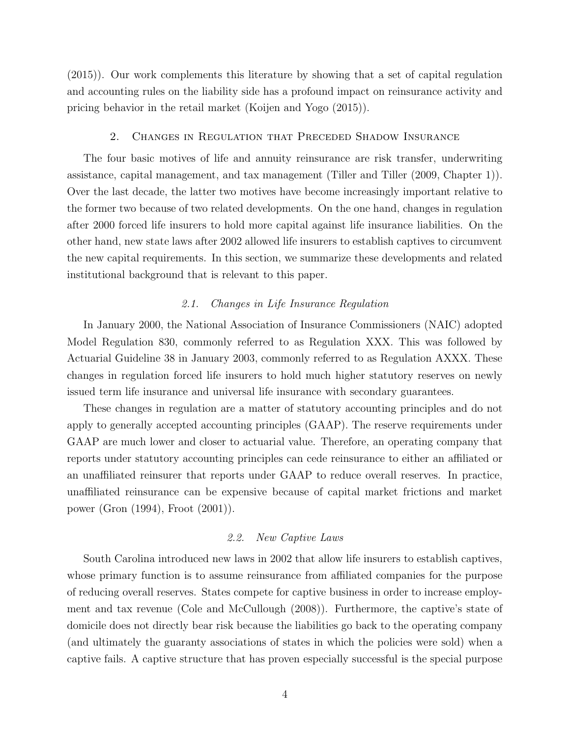(2015)). Our work complements this literature by showing that a set of capital regulation and accounting rules on the liability side has a profound impact on reinsurance activity and pricing behavior in the retail market (Koijen and Yogo (2015)).

## 2. Changes in Regulation that Preceded Shadow Insurance

The four basic motives of life and annuity reinsurance are risk transfer, underwriting assistance, capital management, and tax management (Tiller and Tiller (2009, Chapter 1)). Over the last decade, the latter two motives have become increasingly important relative to the former two because of two related developments. On the one hand, changes in regulation after 2000 forced life insurers to hold more capital against life insurance liabilities. On the other hand, new state laws after 2002 allowed life insurers to establish captives to circumvent the new capital requirements. In this section, we summarize these developments and related institutional background that is relevant to this paper.

### *2.1. Changes in Life Insurance Regulation*

In January 2000, the National Association of Insurance Commissioners (NAIC) adopted Model Regulation 830, commonly referred to as Regulation XXX. This was followed by Actuarial Guideline 38 in January 2003, commonly referred to as Regulation AXXX. These changes in regulation forced life insurers to hold much higher statutory reserves on newly issued term life insurance and universal life insurance with secondary guarantees.

These changes in regulation are a matter of statutory accounting principles and do not apply to generally accepted accounting principles (GAAP). The reserve requirements under GAAP are much lower and closer to actuarial value. Therefore, an operating company that reports under statutory accounting principles can cede reinsurance to either an affiliated or an unaffiliated reinsurer that reports under GAAP to reduce overall reserves. In practice, unaffiliated reinsurance can be expensive because of capital market frictions and market power (Gron (1994), Froot (2001)).

### *2.2. New Captive Laws*

South Carolina introduced new laws in 2002 that allow life insurers to establish captives, whose primary function is to assume reinsurance from affiliated companies for the purpose of reducing overall reserves. States compete for captive business in order to increase employment and tax revenue (Cole and McCullough (2008)). Furthermore, the captive's state of domicile does not directly bear risk because the liabilities go back to the operating company (and ultimately the guaranty associations of states in which the policies were sold) when a captive fails. A captive structure that has proven especially successful is the special purpose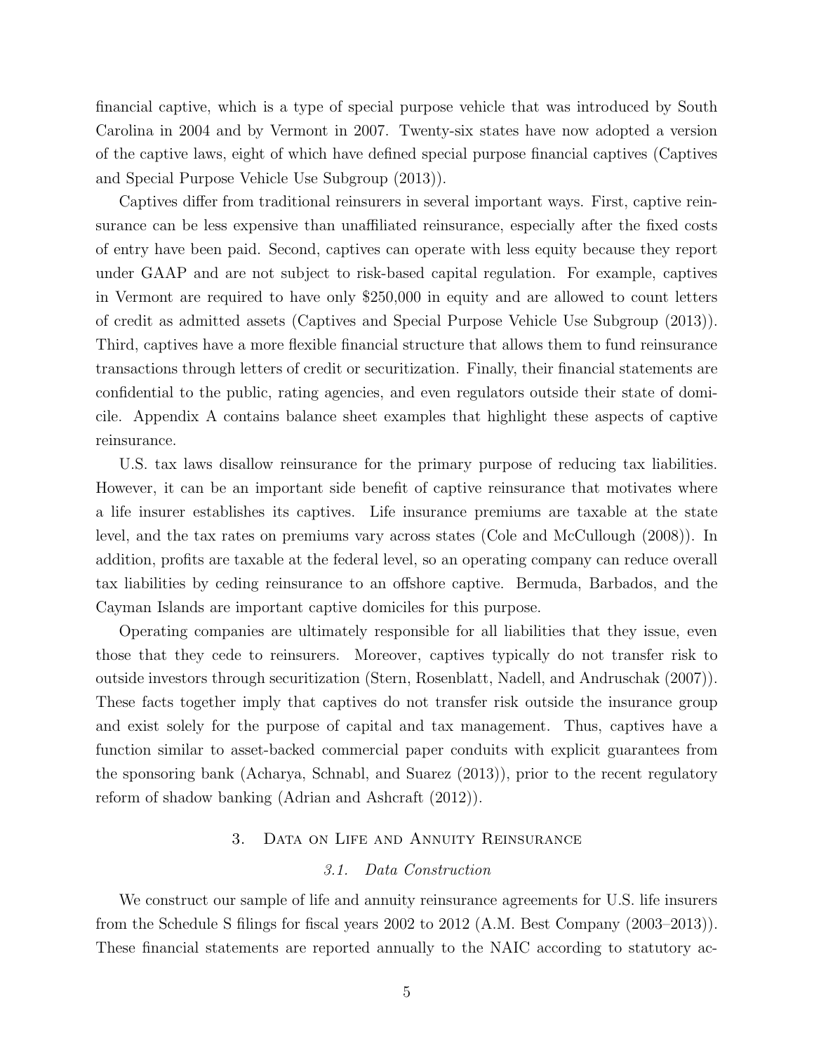financial captive, which is a type of special purpose vehicle that was introduced by South Carolina in 2004 and by Vermont in 2007. Twenty-six states have now adopted a version of the captive laws, eight of which have defined special purpose financial captives (Captives and Special Purpose Vehicle Use Subgroup (2013)).

Captives differ from traditional reinsurers in several important ways. First, captive reinsurance can be less expensive than unaffiliated reinsurance, especially after the fixed costs of entry have been paid. Second, captives can operate with less equity because they report under GAAP and are not subject to risk-based capital regulation. For example, captives in Vermont are required to have only $250,000 in equity and are allowed to count letters of credit as admitted assets (Captives and Special Purpose Vehicle Use Subgroup (2013)). Third, captives have a more flexible financial structure that allows them to fund reinsurance transactions through letters of credit or securitization. Finally, their financial statements are confidential to the public, rating agencies, and even regulators outside their state of domicile. Appendix A contains balance sheet examples that highlight these aspects of captive reinsurance.

U.S. tax laws disallow reinsurance for the primary purpose of reducing tax liabilities. However, it can be an important side benefit of captive reinsurance that motivates where a life insurer establishes its captives. Life insurance premiums are taxable at the state level, and the tax rates on premiums vary across states (Cole and McCullough (2008)). In addition, profits are taxable at the federal level, so an operating company can reduce overall tax liabilities by ceding reinsurance to an offshore captive. Bermuda, Barbados, and the Cayman Islands are important captive domiciles for this purpose.

Operating companies are ultimately responsible for all liabilities that they issue, even those that they cede to reinsurers. Moreover, captives typically do not transfer risk to outside investors through securitization (Stern, Rosenblatt, Nadell, and Andruschak (2007)). These facts together imply that captives do not transfer risk outside the insurance group and exist solely for the purpose of capital and tax management. Thus, captives have a function similar to asset-backed commercial paper conduits with explicit guarantees from the sponsoring bank (Acharya, Schnabl, and Suarez (2013)), prior to the recent regulatory reform of shadow banking (Adrian and Ashcraft (2012)).

## 3. Data on Life and Annuity Reinsurance

### 3.1. Data Construction

We construct our sample of life and annuity reinsurance agreements for U.S. life insurers from the Schedule S filings for fiscal years 2002 to 2012 (A.M. Best Company (2003–2013)). These financial statements are reported annually to the NAIC according to statutory ac-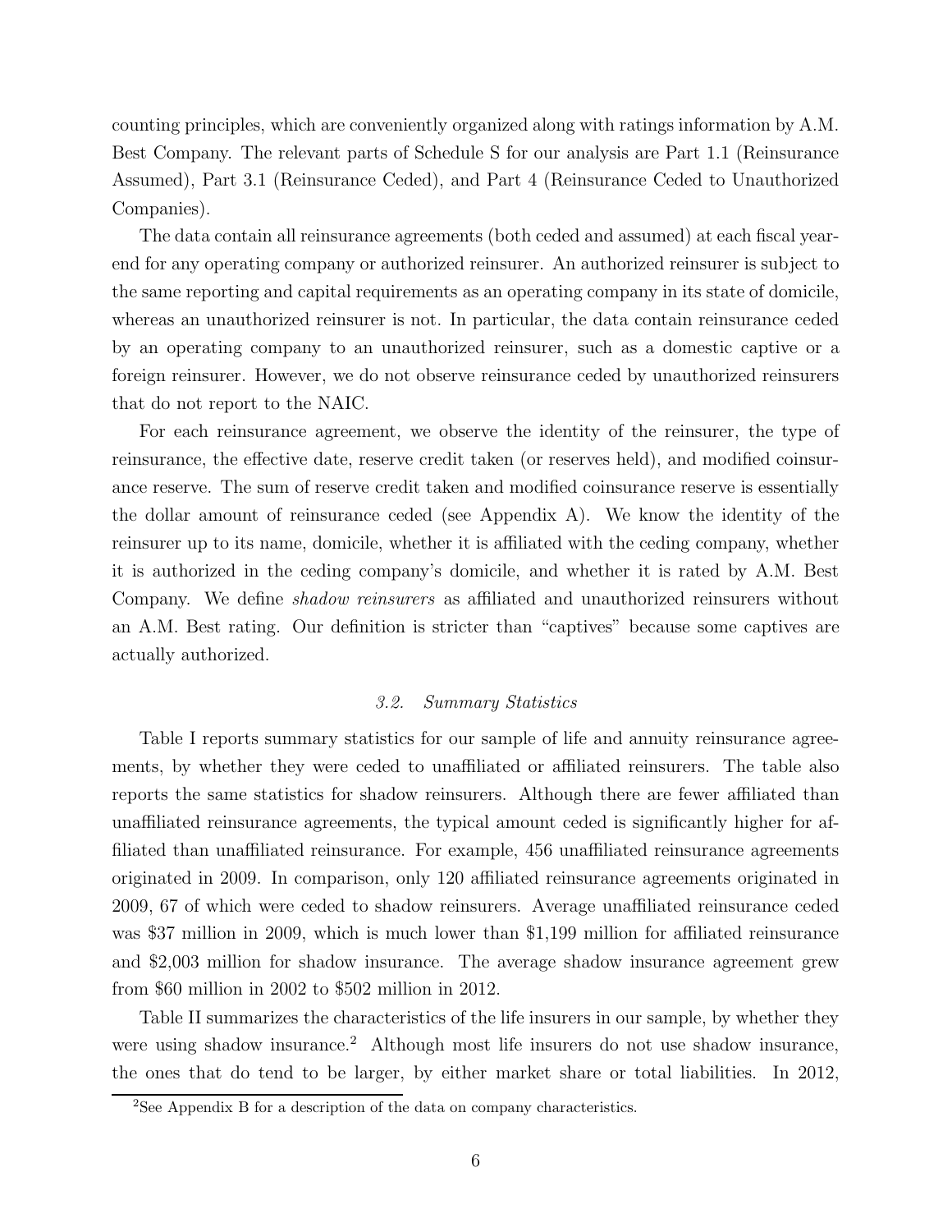counting principles, which are conveniently organized along with ratings information by A.M. Best Company. The relevant parts of Schedule S for our analysis are Part 1.1 (Reinsurance Assumed), Part 3.1 (Reinsurance Ceded), and Part 4 (Reinsurance Ceded to Unauthorized Companies).

The data contain all reinsurance agreements (both ceded and assumed) at each fiscal yearend for any operating company or authorized reinsurer. An authorized reinsurer is subject to the same reporting and capital requirements as an operating company in its state of domicile, whereas an unauthorized reinsurer is not. In particular, the data contain reinsurance ceded by an operating company to an unauthorized reinsurer, such as a domestic captive or a foreign reinsurer. However, we do not observe reinsurance ceded by unauthorized reinsurers that do not report to the NAIC.

For each reinsurance agreement, we observe the identity of the reinsurer, the type of reinsurance, the effective date, reserve credit taken (or reserves held), and modified coinsurance reserve. The sum of reserve credit taken and modified coinsurance reserve is essentially the dollar amount of reinsurance ceded (see Appendix A). We know the identity of the reinsurer up to its name, domicile, whether it is affiliated with the ceding company, whether it is authorized in the ceding company's domicile, and whether it is rated by A.M. Best Company. We define *shadow reinsurers* as affiliated and unauthorized reinsurers without an A.M. Best rating. Our definition is stricter than "captives" because some captives are actually authorized.

### *3.2. Summary Statistics*

Table I reports summary statistics for our sample of life and annuity reinsurance agreements, by whether they were ceded to unaffiliated or affiliated reinsurers. The table also reports the same statistics for shadow reinsurers. Although there are fewer affiliated than unaffiliated reinsurance agreements, the typical amount ceded is significantly higher for affiliated than unaffiliated reinsurance. For example, 456 unaffiliated reinsurance agreements originated in 2009. In comparison, only 120 affiliated reinsurance agreements originated in 2009, 67 of which were ceded to shadow reinsurers. Average unaffiliated reinsurance ceded was \$37 million in 2009, which is much lower than \$1,199 million for affiliated reinsurance and \$2,003 million for shadow insurance. The average shadow insurance agreement grew from \$60 million in 2002 to \$502 million in 2012.

Table II summarizes the characteristics of the life insurers in our sample, by whether they were using shadow insurance.[2] Although most life insurers do not use shadow insurance, the ones that do tend to be larger, by either market share or total liabilities. In 2012,

[2]See Appendix B for a description of the data on company characteristics.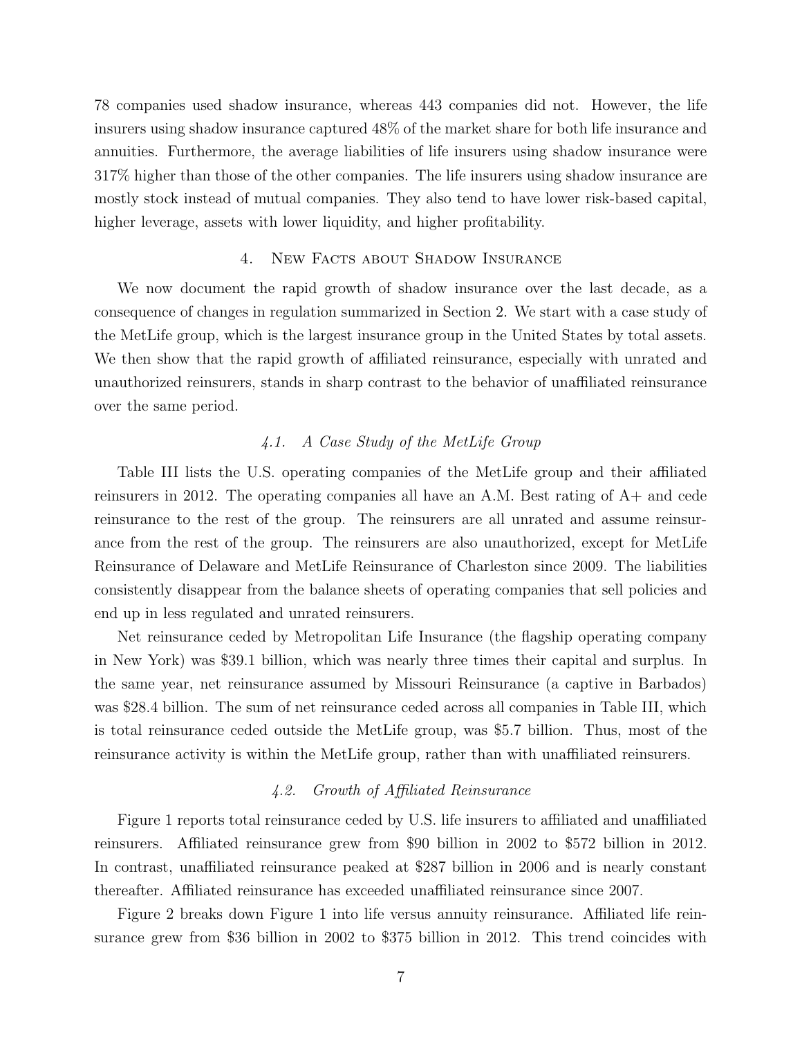78 companies used shadow insurance, whereas 443 companies did not. However, the life insurers using shadow insurance captured 48% of the market share for both life insurance and annuities. Furthermore, the average liabilities of life insurers using shadow insurance were 317% higher than those of the other companies. The life insurers using shadow insurance are mostly stock instead of mutual companies. They also tend to have lower risk-based capital, higher leverage, assets with lower liquidity, and higher profitability.

## 4. New Facts about Shadow Insurance

We now document the rapid growth of shadow insurance over the last decade, as a consequence of changes in regulation summarized in Section 2. We start with a case study of the MetLife group, which is the largest insurance group in the United States by total assets. We then show that the rapid growth of affiliated reinsurance, especially with unrated and unauthorized reinsurers, stands in sharp contrast to the behavior of unaffiliated reinsurance over the same period.

### *4.1. A Case Study of the MetLife Group*

Table III lists the U.S. operating companies of the MetLife group and their affiliated reinsurers in 2012. The operating companies all have an A.M. Best rating of A+ and cede reinsurance to the rest of the group. The reinsurers are all unrated and assume reinsurance from the rest of the group. The reinsurers are also unauthorized, except for MetLife Reinsurance of Delaware and MetLife Reinsurance of Charleston since 2009. The liabilities consistently disappear from the balance sheets of operating companies that sell policies and end up in less regulated and unrated reinsurers.

Net reinsurance ceded by Metropolitan Life Insurance (the flagship operating company in New York) was $39.1 billion, which was nearly three times their capital and surplus. In the same year, net reinsurance assumed by Missouri Reinsurance (a captive in Barbados) was $28.4 billion. The sum of net reinsurance ceded across all companies in Table III, which is total reinsurance ceded outside the MetLife group, was $5.7 billion. Thus, most of the reinsurance activity is within the MetLife group, rather than with unaffiliated reinsurers.

### *4.2. Growth of Affiliated Reinsurance*

Figure 1 reports total reinsurance ceded by U.S. life insurers to affiliated and unaffiliated reinsurers. Affiliated reinsurance grew from $90 billion in 2002 to $572 billion in 2012. In contrast, unaffiliated reinsurance peaked at $287 billion in 2006 and is nearly constant thereafter. Affiliated reinsurance has exceeded unaffiliated reinsurance since 2007.

Figure 2 breaks down Figure 1 into life versus annuity reinsurance. Affiliated life reinsurance grew from $36 billion in 2002 to $375 billion in 2012. This trend coincides with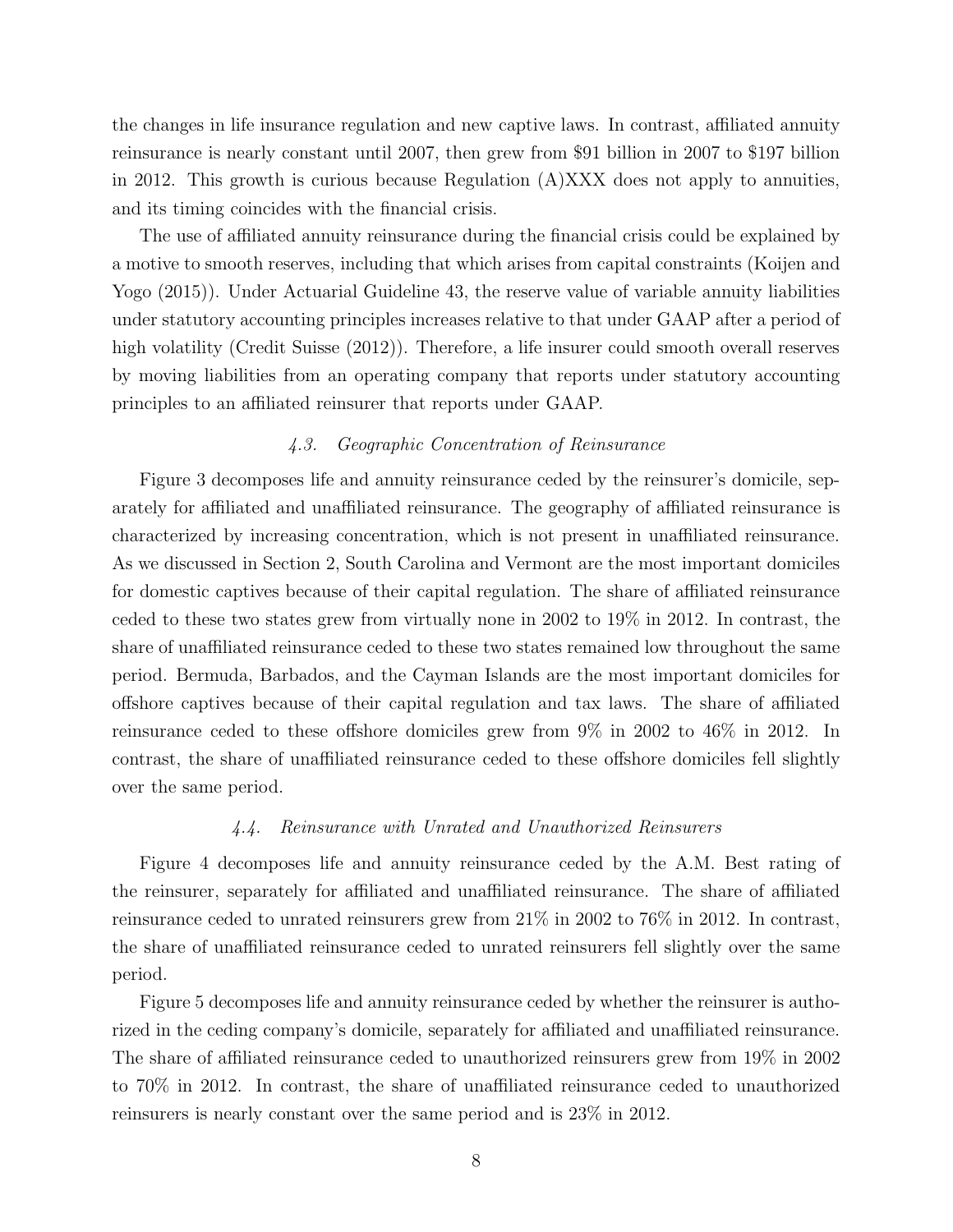the changes in life insurance regulation and new captive laws. In contrast, affiliated annuity reinsurance is nearly constant until 2007, then grew from \$91 billion in 2007 to \$197 billion in 2012. This growth is curious because Regulation (A)XXX does not apply to annuities, and its timing coincides with the financial crisis.

The use of affiliated annuity reinsurance during the financial crisis could be explained by a motive to smooth reserves, including that which arises from capital constraints (Koijen and Yogo (2015)). Under Actuarial Guideline 43, the reserve value of variable annuity liabilities under statutory accounting principles increases relative to that under GAAP after a period of high volatility (Credit Suisse (2012)). Therefore, a life insurer could smooth overall reserves by moving liabilities from an operating company that reports under statutory accounting principles to an affiliated reinsurer that reports under GAAP.

### *4.3. Geographic Concentration of Reinsurance*

Figure 3 decomposes life and annuity reinsurance ceded by the reinsurer's domicile, separately for affiliated and unaffiliated reinsurance. The geography of affiliated reinsurance is characterized by increasing concentration, which is not present in unaffiliated reinsurance. As we discussed in Section 2, South Carolina and Vermont are the most important domiciles for domestic captives because of their capital regulation. The share of affiliated reinsurance ceded to these two states grew from virtually none in 2002 to 19% in 2012. In contrast, the share of unaffiliated reinsurance ceded to these two states remained low throughout the same period. Bermuda, Barbados, and the Cayman Islands are the most important domiciles for offshore captives because of their capital regulation and tax laws. The share of affiliated reinsurance ceded to these offshore domiciles grew from 9% in 2002 to 46% in 2012. In contrast, the share of unaffiliated reinsurance ceded to these offshore domiciles fell slightly over the same period.

### *4.4. Reinsurance with Unrated and Unauthorized Reinsurers*

Figure 4 decomposes life and annuity reinsurance ceded by the A.M. Best rating of the reinsurer, separately for affiliated and unaffiliated reinsurance. The share of affiliated reinsurance ceded to unrated reinsurers grew from 21% in 2002 to 76% in 2012. In contrast, the share of unaffiliated reinsurance ceded to unrated reinsurers fell slightly over the same period.

Figure 5 decomposes life and annuity reinsurance ceded by whether the reinsurer is authorized in the ceding company's domicile, separately for affiliated and unaffiliated reinsurance. The share of affiliated reinsurance ceded to unauthorized reinsurers grew from 19% in 2002 to 70% in 2012. In contrast, the share of unaffiliated reinsurance ceded to unauthorized reinsurers is nearly constant over the same period and is 23% in 2012.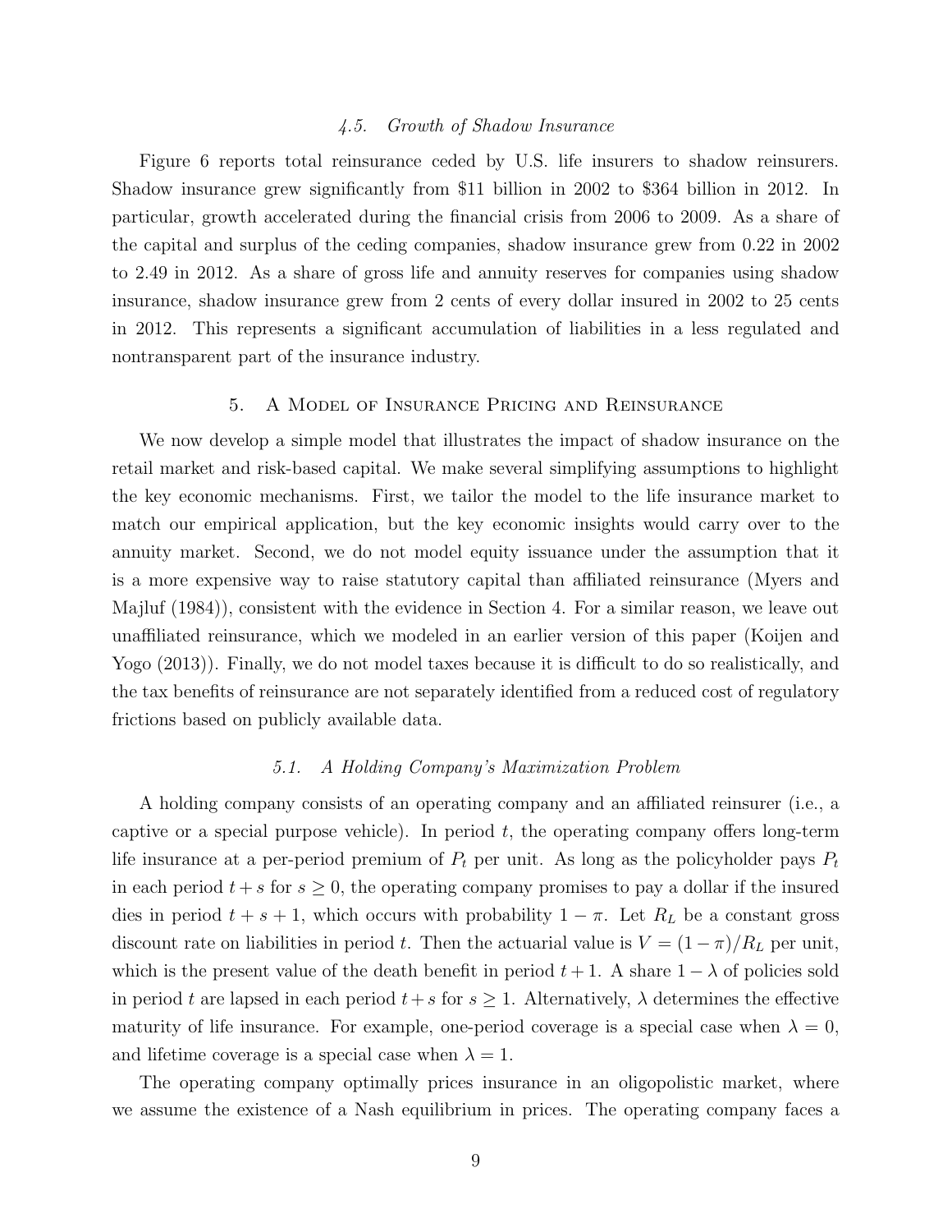### 4.5. Growth of Shadow Insurance

Figure 6 reports total reinsurance ceded by U.S. life insurers to shadow reinsurers. Shadow insurance grew significantly from \$11 billion in 2002 to \$364 billion in 2012. In particular, growth accelerated during the financial crisis from 2006 to 2009. As a share of the capital and surplus of the ceding companies, shadow insurance grew from 0.22 in 2002 to 2.49 in 2012. As a share of gross life and annuity reserves for companies using shadow insurance, shadow insurance grew from 2 cents of every dollar insured in 2002 to 25 cents in 2012. This represents a significant accumulation of liabilities in a less regulated and nontransparent part of the insurance industry.

## 5. A Model of Insurance Pricing and Reinsurance

We now develop a simple model that illustrates the impact of shadow insurance on the retail market and risk-based capital. We make several simplifying assumptions to highlight the key economic mechanisms. First, we tailor the model to the life insurance market to match our empirical application, but the key economic insights would carry over to the annuity market. Second, we do not model equity issuance under the assumption that it is a more expensive way to raise statutory capital than affiliated reinsurance (Myers and Majluf (1984)), consistent with the evidence in Section 4. For a similar reason, we leave out unaffiliated reinsurance, which we modeled in an earlier version of this paper (Koijen and Yogo (2013)). Finally, we do not model taxes because it is difficult to do so realistically, and the tax benefits of reinsurance are not separately identified from a reduced cost of regulatory frictions based on publicly available data.

### 5.1. A Holding Company's Maximization Problem

A holding company consists of an operating company and an affiliated reinsurer (i.e., a captive or a special purpose vehicle). In period $t$, the operating company offers long-term life insurance at a per-period premium of $P_t$ per unit. As long as the policyholder pays $P_t$ in each period $t+s$ for $s \geq 0$, the operating company promises to pay a dollar if the insured dies in period $t+s+1$, which occurs with probability $1-\pi$. Let $R_L$ be a constant gross discount rate on liabilities in period $t$. Then the actuarial value is $V = (1-\pi)/R_L$ per unit, which is the present value of the death benefit in period $t+1$. A share $1-\lambda$ of policies sold in period $t$ are lapsed in each period $t+s$ for $s \geq 1$. Alternatively, $\lambda$ determines the effective maturity of life insurance. For example, one-period coverage is a special case when $\lambda = 0$, and lifetime coverage is a special case when $\lambda = 1$.

The operating company optimally prices insurance in an oligopolistic market, where we assume the existence of a Nash equilibrium in prices. The operating company faces a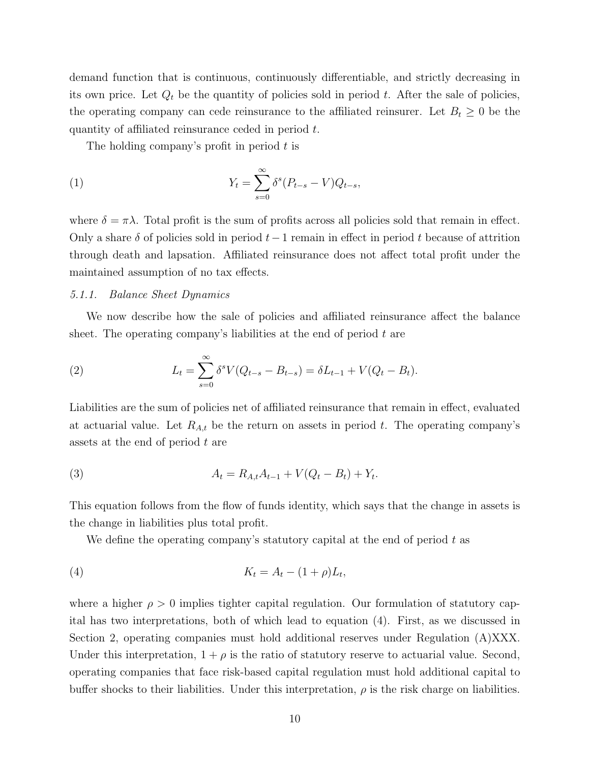demand function that is continuous, continuously differentiable, and strictly decreasing in its own price. Let $Q_t$ be the quantity of policies sold in period $t$. After the sale of policies, the operating company can cede reinsurance to the affiliated reinsurer. Let $B_t \geq 0$ be the quantity of affiliated reinsurance ceded in period $t$.

The holding company's profit in period $t$ is

$$Y_t = \sum_{s=0}^{\infty} \delta^s (P_{t-s} - V) Q_{t-s}, \tag{1}$$

where $\delta = \pi\lambda$. Total profit is the sum of profits across all policies sold that remain in effect. Only a share $\delta$ of policies sold in period $t-1$ remain in effect in period $t$ because of attrition through death and lapsation. Affiliated reinsurance does not affect total profit under the maintained assumption of no tax effects.

### *5.1.1. Balance Sheet Dynamics*

We now describe how the sale of policies and affiliated reinsurance affect the balance sheet. The operating company's liabilities at the end of period $t$ are

$$L_t = \sum_{s=0}^{\infty} \delta^s V (Q_{t-s} - B_{t-s}) = \delta L_{t-1} + V(Q_t - B_t). \tag{2}$$

Liabilities are the sum of policies net of affiliated reinsurance that remain in effect, evaluated at actuarial value. Let $R_{A,t}$ be the return on assets in period $t$. The operating company's assets at the end of period $t$ are

$$A_t = R_{A,t} A_{t-1} + V(Q_t - B_t) + Y_t. \tag{3}$$

This equation follows from the flow of funds identity, which says that the change in assets is the change in liabilities plus total profit.

We define the operating company's statutory capital at the end of period $t$ as

$$K_t = A_t - (1 + \rho) L_t, \tag{4}$$

where a higher $\rho > 0$ implies tighter capital regulation. Our formulation of statutory capital has two interpretations, both of which lead to equation (4). First, as we discussed in Section 2, operating companies must hold additional reserves under Regulation (A)XXX. Under this interpretation, $1 + \rho$ is the ratio of statutory reserve to actuarial value. Second, operating companies that face risk-based capital regulation must hold additional capital to buffer shocks to their liabilities. Under this interpretation, $\rho$ is the risk charge on liabilities.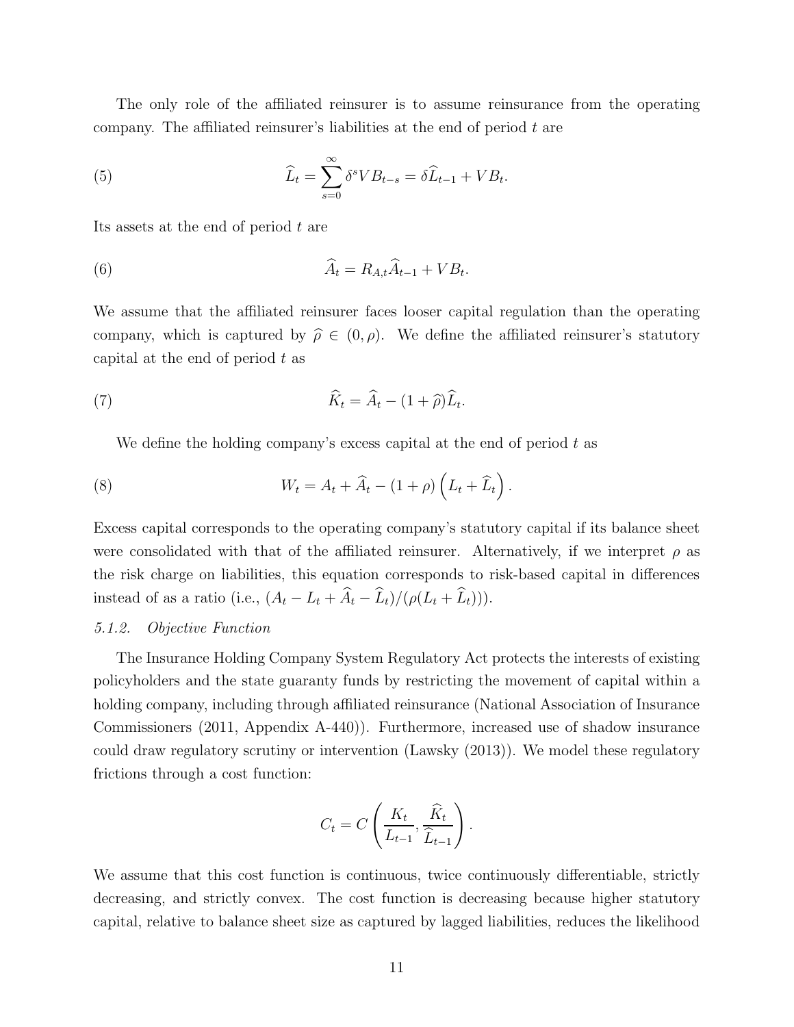The only role of the affiliated reinsurer is to assume reinsurance from the operating company. The affiliated reinsurer's liabilities at the end of period $t$ are

$$\widehat{L}_t = \sum_{s=0}^{\infty} \delta^s VB_{t-s} = \delta \widehat{L}_{t-1} + VB_t. \tag{5}$$

Its assets at the end of period $t$ are

$$\widehat{A}_t = R_{A,t}\widehat{A}_{t-1} + VB_t. \tag{6}$$

We assume that the affiliated reinsurer faces looser capital regulation than the operating company, which is captured by $\widehat{\rho} \in (0, \rho)$. We define the affiliated reinsurer's statutory capital at the end of period $t$ as

$$\widehat{K}_t = \widehat{A}_t - (1 + \widehat{\rho})\widehat{L}_t. \tag{7}$$

We define the holding company's excess capital at the end of period $t$ as

$$W_t = A_t + \widehat{A}_t - (1 + \rho)\left(L_t + \widehat{L}_t\right). \tag{8}$$

Excess capital corresponds to the operating company's statutory capital if its balance sheet were consolidated with that of the affiliated reinsurer. Alternatively, if we interpret $\rho$ as the risk charge on liabilities, this equation corresponds to risk-based capital in differences instead of as a ratio (i.e., $(A_t - L_t + \widehat{A}_t - \widehat{L}_t)/(\rho(L_t + \widehat{L}_t))$).

*5.1.2. Objective Function*

The Insurance Holding Company System Regulatory Act protects the interests of existing policyholders and the state guaranty funds by restricting the movement of capital within a holding company, including through affiliated reinsurance (National Association of Insurance Commissioners (2011, Appendix A-440)). Furthermore, increased use of shadow insurance could draw regulatory scrutiny or intervention (Lawsky (2013)). We model these regulatory frictions through a cost function:

$$C_t = C\left(\frac{K_t}{L_{t-1}}, \frac{\widehat{K}_t}{\widehat{L}_{t-1}}\right).$$

We assume that this cost function is continuous, twice continuously differentiable, strictly decreasing, and strictly convex. The cost function is decreasing because higher statutory capital, relative to balance sheet size as captured by lagged liabilities, reduces the likelihood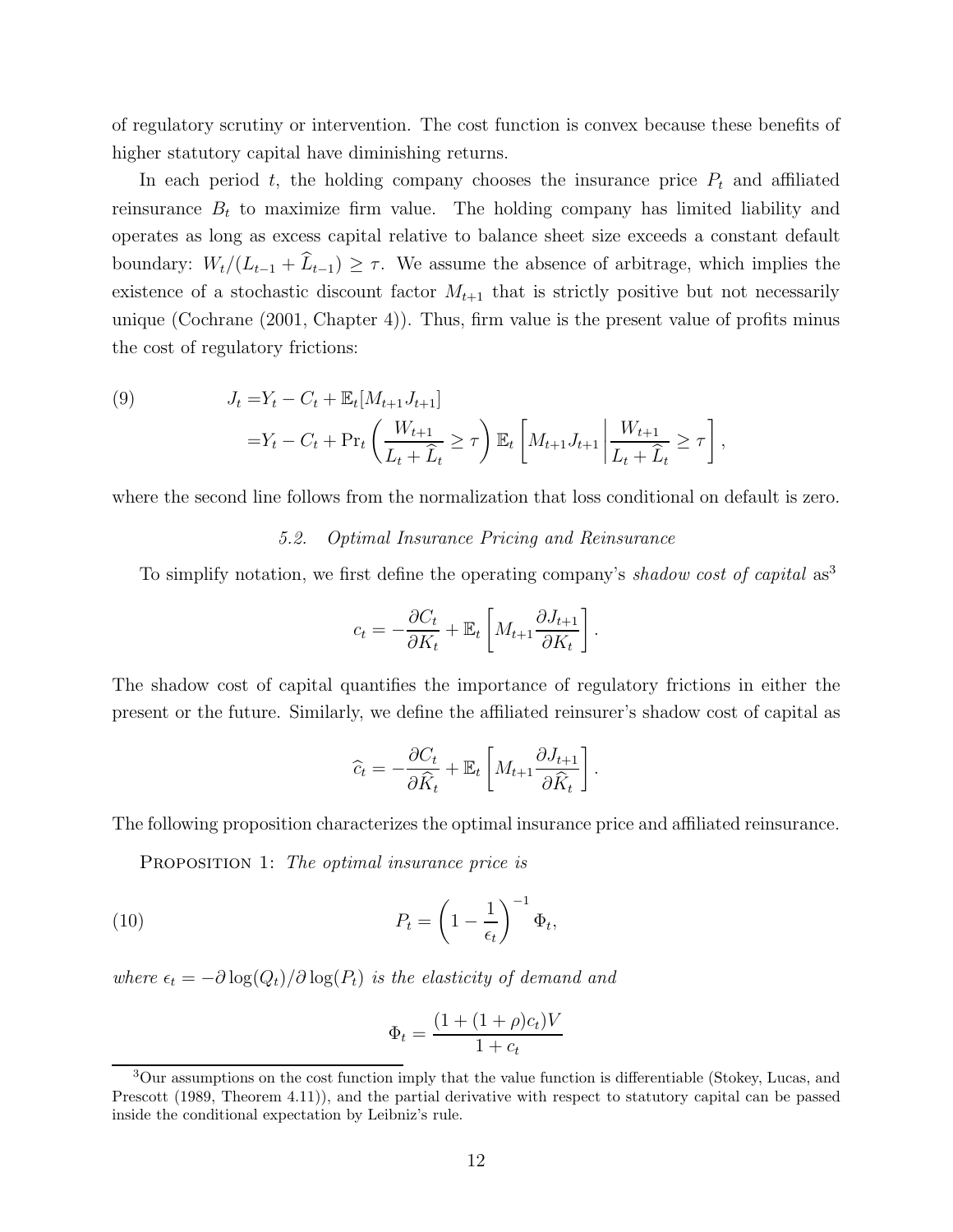of regulatory scrutiny or intervention. The cost function is convex because these benefits of higher statutory capital have diminishing returns.

In each period $t$, the holding company chooses the insurance price $P_t$ and affiliated reinsurance $B_t$ to maximize firm value. The holding company has limited liability and operates as long as excess capital relative to balance sheet size exceeds a constant default boundary: $W_t/(L_{t-1} + \widehat{L}_{t-1}) \geq \tau$. We assume the absence of arbitrage, which implies the existence of a stochastic discount factor $M_{t+1}$ that is strictly positive but not necessarily unique (Cochrane (2001, Chapter 4)). Thus, firm value is the present value of profits minus the cost of regulatory frictions:

$$
\begin{aligned}
J_t =& Y_t - C_t + \mathbb{E}_t[M_{t+1}J_{t+1}] \\
=& Y_t - C_t + \Pr_t\left(\frac{W_{t+1}}{L_t + \widehat{L}_t} \geq \tau\right) \mathbb{E}_t\left[M_{t+1}J_{t+1} \middle| \frac{W_{t+1}}{L_t + \widehat{L}_t} \geq \tau\right],
\end{aligned} \tag{9}
$$

where the second line follows from the normalization that loss conditional on default is zero.

### 5.2. *Optimal Insurance Pricing and Reinsurance*

To simplify notation, we first define the operating company's *shadow cost of capital* as[3]

$$
c_t = -\frac{\partial C_t}{\partial K_t} + \mathbb{E}_t\left[M_{t+1}\frac{\partial J_{t+1}}{\partial K_t}\right].
$$

The shadow cost of capital quantifies the importance of regulatory frictions in either the present or the future. Similarly, we define the affiliated reinsurer's shadow cost of capital as

$$
\widehat{c}_t = -\frac{\partial C_t}{\partial \widehat{K}_t} + \mathbb{E}_t\left[M_{t+1}\frac{\partial J_{t+1}}{\partial \widehat{K}_t}\right].
$$

The following proposition characterizes the optimal insurance price and affiliated reinsurance.

PROPOSITION 1: *The optimal insurance price is*

$$
P_t = \left(1 - \frac{1}{\epsilon_t}\right)^{-1} \Phi_t, \tag{10}
$$

*where* $\epsilon_t = -\partial \log(Q_t)/\partial \log(P_t)$ *is the elasticity of demand and*

$$
\Phi_t = \frac{(1 + (1+\rho)c_t)V}{1 + c_t}
$$

[3] Our assumptions on the cost function imply that the value function is differentiable (Stokey, Lucas, and Prescott (1989, Theorem 4.11)), and the partial derivative with respect to statutory capital can be passed inside the conditional expectation by Leibniz's rule.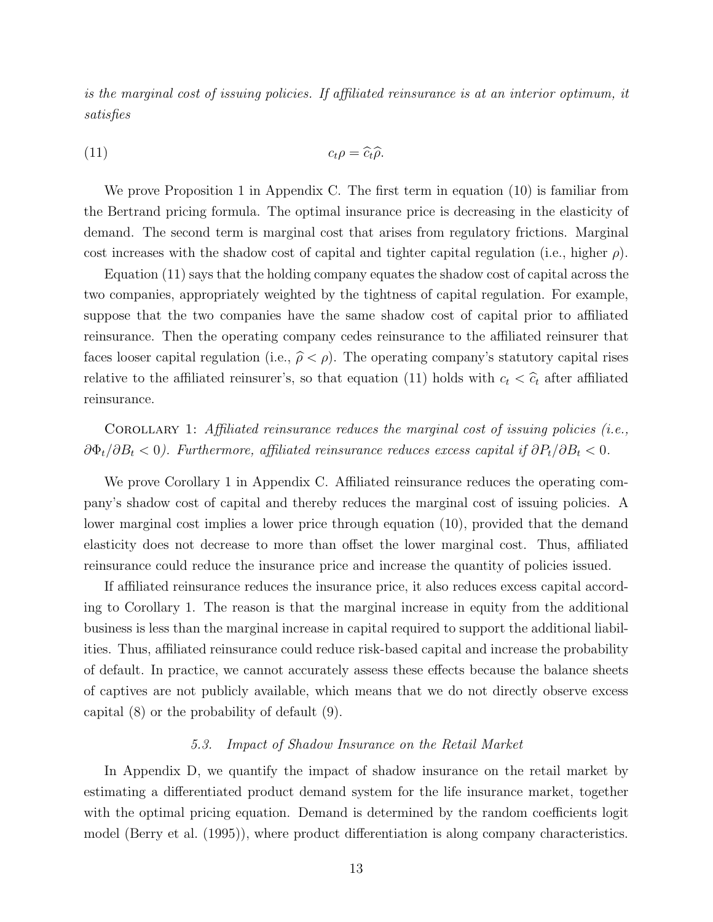*is the marginal cost of issuing policies. If affiliated reinsurance is at an interior optimum, it satisfies*

$$c_t \rho = \widehat{c}_t \widehat{\rho}. \tag{11}$$

We prove Proposition 1 in Appendix C. The first term in equation (10) is familiar from the Bertrand pricing formula. The optimal insurance price is decreasing in the elasticity of demand. The second term is marginal cost that arises from regulatory frictions. Marginal cost increases with the shadow cost of capital and tighter capital regulation (i.e., higher $\rho$).

Equation (11) says that the holding company equates the shadow cost of capital across the two companies, appropriately weighted by the tightness of capital regulation. For example, suppose that the two companies have the same shadow cost of capital prior to affiliated reinsurance. Then the operating company cedes reinsurance to the affiliated reinsurer that faces looser capital regulation (i.e., $\widehat{\rho} < \rho$). The operating company's statutory capital rises relative to the affiliated reinsurer's, so that equation (11) holds with $c_t < \widehat{c}_t$ after affiliated reinsurance.

COROLLARY 1: *Affiliated reinsurance reduces the marginal cost of issuing policies (i.e., $\partial \Phi_t / \partial B_t < 0$). Furthermore, affiliated reinsurance reduces excess capital if $\partial P_t / \partial B_t < 0$.*

We prove Corollary 1 in Appendix C. Affiliated reinsurance reduces the operating company's shadow cost of capital and thereby reduces the marginal cost of issuing policies. A lower marginal cost implies a lower price through equation (10), provided that the demand elasticity does not decrease to more than offset the lower marginal cost. Thus, affiliated reinsurance could reduce the insurance price and increase the quantity of policies issued.

If affiliated reinsurance reduces the insurance price, it also reduces excess capital according to Corollary 1. The reason is that the marginal increase in equity from the additional business is less than the marginal increase in capital required to support the additional liabilities. Thus, affiliated reinsurance could reduce risk-based capital and increase the probability of default. In practice, we cannot accurately assess these effects because the balance sheets of captives are not publicly available, which means that we do not directly observe excess capital (8) or the probability of default (9).

### 5.3. Impact of Shadow Insurance on the Retail Market

In Appendix D, we quantify the impact of shadow insurance on the retail market by estimating a differentiated product demand system for the life insurance market, together with the optimal pricing equation. Demand is determined by the random coefficients logit model (Berry et al. (1995)), where product differentiation is along company characteristics.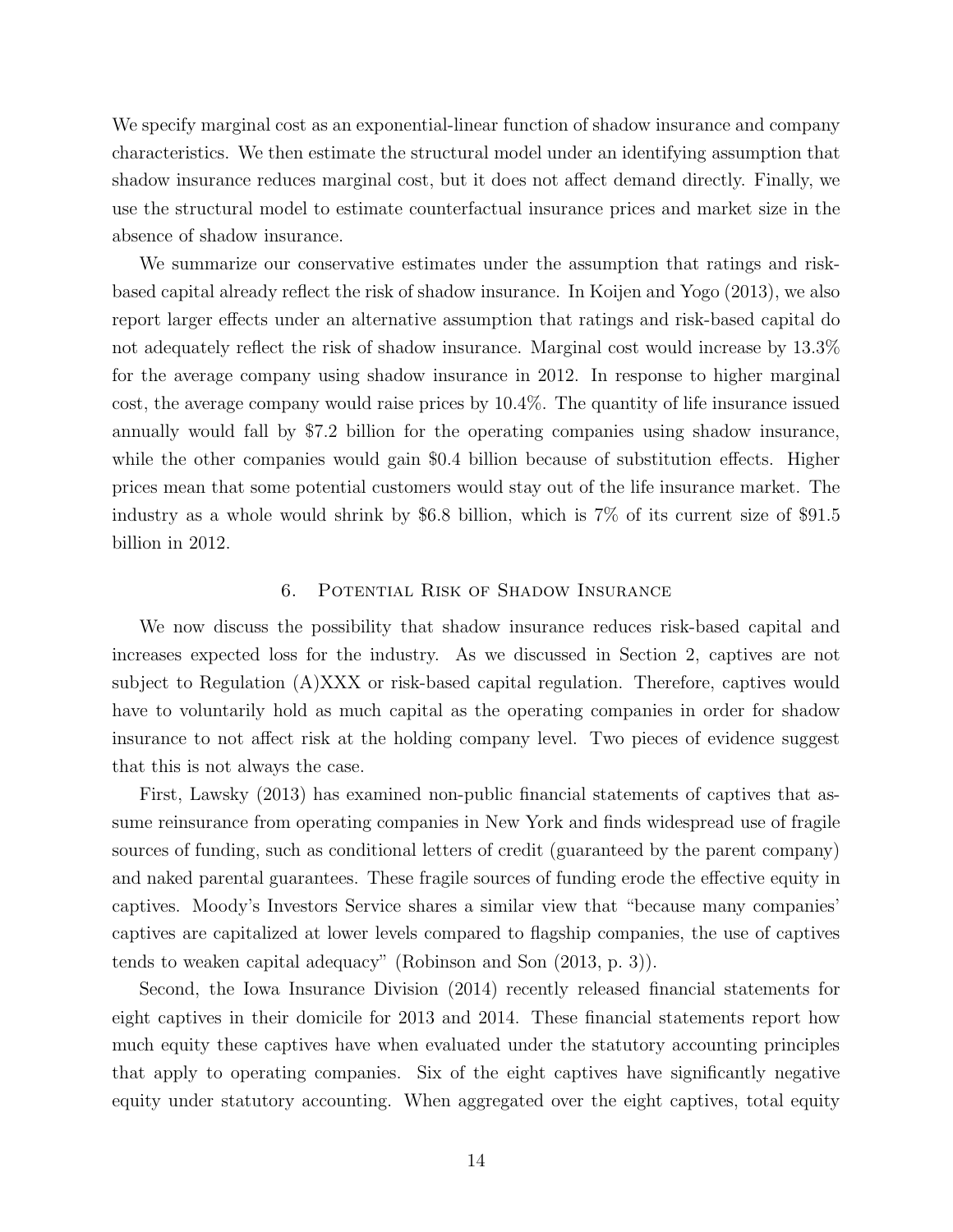We specify marginal cost as an exponential-linear function of shadow insurance and company characteristics. We then estimate the structural model under an identifying assumption that shadow insurance reduces marginal cost, but it does not affect demand directly. Finally, we use the structural model to estimate counterfactual insurance prices and market size in the absence of shadow insurance.

We summarize our conservative estimates under the assumption that ratings and risk-based capital already reflect the risk of shadow insurance. In Koijen and Yogo (2013), we also report larger effects under an alternative assumption that ratings and risk-based capital do not adequately reflect the risk of shadow insurance. Marginal cost would increase by 13.3% for the average company using shadow insurance in 2012. In response to higher marginal cost, the average company would raise prices by 10.4%. The quantity of life insurance issued annually would fall by $7.2 billion for the operating companies using shadow insurance, while the other companies would gain $0.4 billion because of substitution effects. Higher prices mean that some potential customers would stay out of the life insurance market. The industry as a whole would shrink by $6.8 billion, which is 7% of its current size of $91.5 billion in 2012.

## 6. Potential Risk of Shadow Insurance

We now discuss the possibility that shadow insurance reduces risk-based capital and increases expected loss for the industry. As we discussed in Section 2, captives are not subject to Regulation (A)XXX or risk-based capital regulation. Therefore, captives would have to voluntarily hold as much capital as the operating companies in order for shadow insurance to not affect risk at the holding company level. Two pieces of evidence suggest that this is not always the case.

First, Lawsky (2013) has examined non-public financial statements of captives that assume reinsurance from operating companies in New York and finds widespread use of fragile sources of funding, such as conditional letters of credit (guaranteed by the parent company) and naked parental guarantees. These fragile sources of funding erode the effective equity in captives. Moody's Investors Service shares a similar view that "because many companies' captives are capitalized at lower levels compared to flagship companies, the use of captives tends to weaken capital adequacy" (Robinson and Son (2013, p. 3)).

Second, the Iowa Insurance Division (2014) recently released financial statements for eight captives in their domicile for 2013 and 2014. These financial statements report how much equity these captives have when evaluated under the statutory accounting principles that apply to operating companies. Six of the eight captives have significantly negative equity under statutory accounting. When aggregated over the eight captives, total equity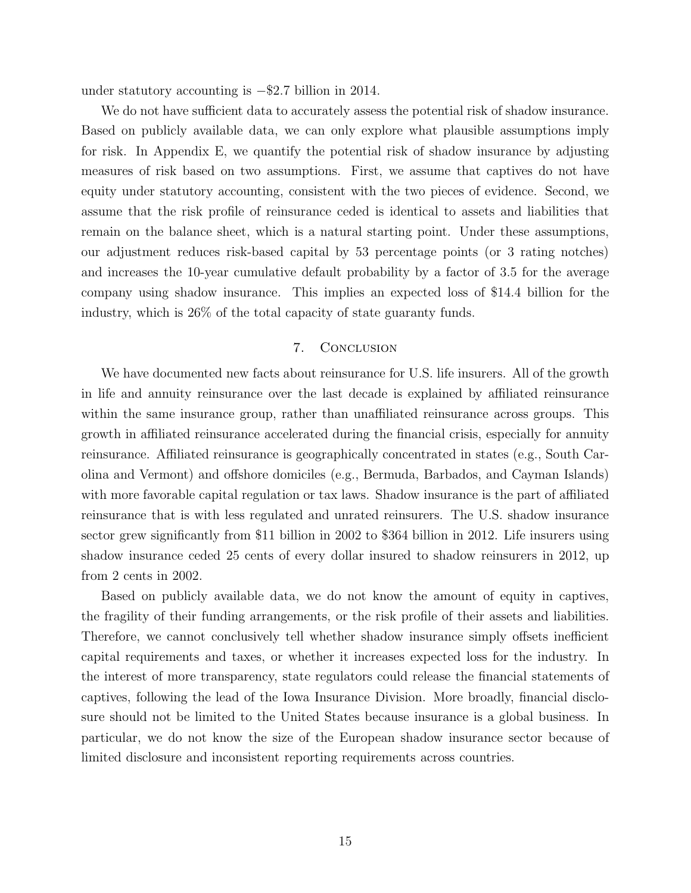under statutory accounting is −\$2.7 billion in 2014.

We do not have sufficient data to accurately assess the potential risk of shadow insurance. Based on publicly available data, we can only explore what plausible assumptions imply for risk. In Appendix E, we quantify the potential risk of shadow insurance by adjusting measures of risk based on two assumptions. First, we assume that captives do not have equity under statutory accounting, consistent with the two pieces of evidence. Second, we assume that the risk profile of reinsurance ceded is identical to assets and liabilities that remain on the balance sheet, which is a natural starting point. Under these assumptions, our adjustment reduces risk-based capital by 53 percentage points (or 3 rating notches) and increases the 10-year cumulative default probability by a factor of 3.5 for the average company using shadow insurance. This implies an expected loss of \$14.4 billion for the industry, which is 26% of the total capacity of state guaranty funds.

## 7. Conclusion

We have documented new facts about reinsurance for U.S. life insurers. All of the growth in life and annuity reinsurance over the last decade is explained by affiliated reinsurance within the same insurance group, rather than unaffiliated reinsurance across groups. This growth in affiliated reinsurance accelerated during the financial crisis, especially for annuity reinsurance. Affiliated reinsurance is geographically concentrated in states (e.g., South Carolina and Vermont) and offshore domiciles (e.g., Bermuda, Barbados, and Cayman Islands) with more favorable capital regulation or tax laws. Shadow insurance is the part of affiliated reinsurance that is with less regulated and unrated reinsurers. The U.S. shadow insurance sector grew significantly from \$11 billion in 2002 to \$364 billion in 2012. Life insurers using shadow insurance ceded 25 cents of every dollar insured to shadow reinsurers in 2012, up from 2 cents in 2002.

Based on publicly available data, we do not know the amount of equity in captives, the fragility of their funding arrangements, or the risk profile of their assets and liabilities. Therefore, we cannot conclusively tell whether shadow insurance simply offsets inefficient capital requirements and taxes, or whether it increases expected loss for the industry. In the interest of more transparency, state regulators could release the financial statements of captives, following the lead of the Iowa Insurance Division. More broadly, financial disclosure should not be limited to the United States because insurance is a global business. In particular, we do not know the size of the European shadow insurance sector because of limited disclosure and inconsistent reporting requirements across countries.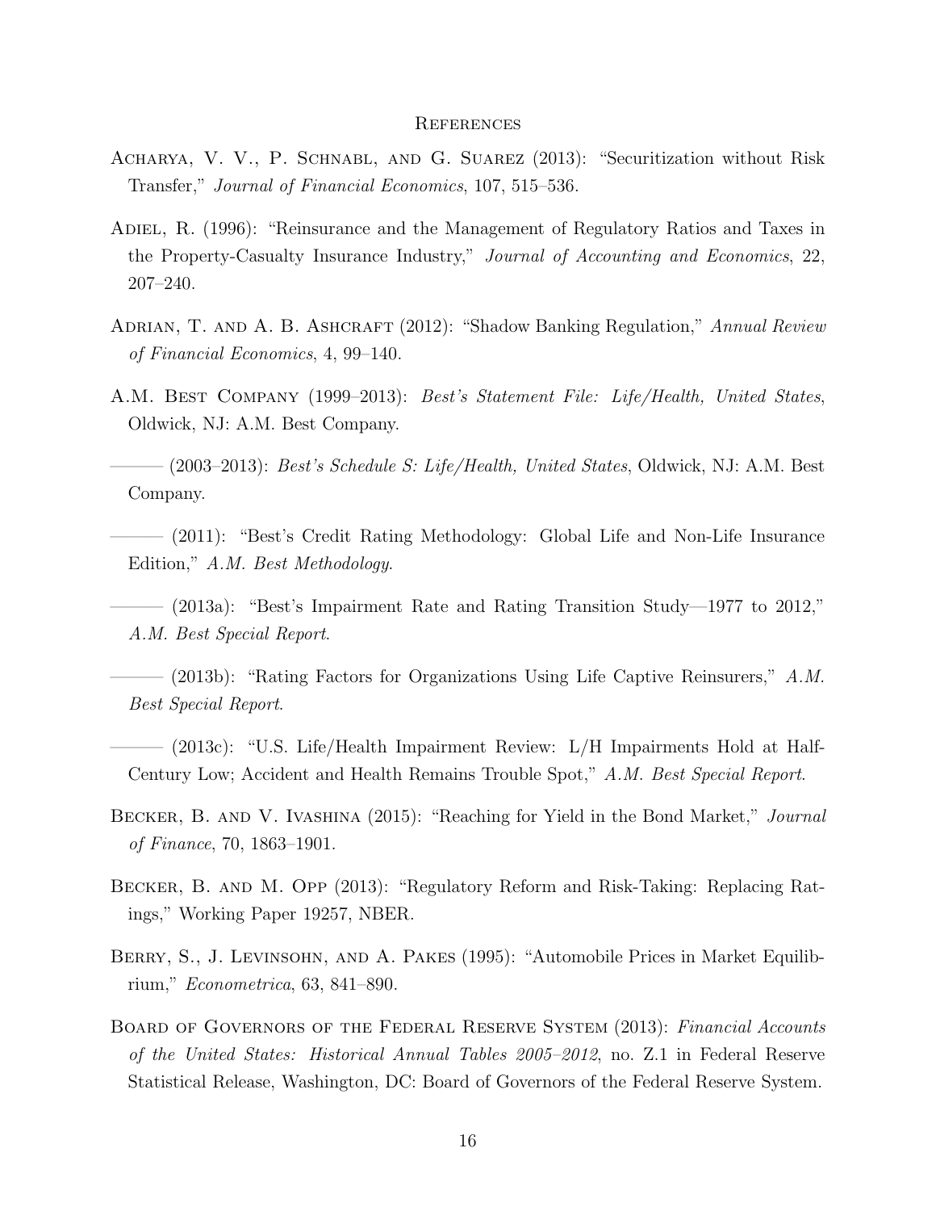## References

Acharya, V. V., P. Schnabl, and G. Suarez (2013): "Securitization without Risk Transfer," *Journal of Financial Economics*, 107, 515–536.

Adiel, R. (1996): "Reinsurance and the Management of Regulatory Ratios and Taxes in the Property-Casualty Insurance Industry," *Journal of Accounting and Economics*, 22, 207–240.

Adrian, T. and A. B. Ashcraft (2012): "Shadow Banking Regulation," *Annual Review of Financial Economics*, 4, 99–140.

A.M. Best Company (1999–2013): *Best's Statement File: Life/Health, United States*, Oldwick, NJ: A.M. Best Company.

——— (2003–2013): *Best's Schedule S: Life/Health, United States*, Oldwick, NJ: A.M. Best Company.

——— (2011): "Best's Credit Rating Methodology: Global Life and Non-Life Insurance Edition," *A.M. Best Methodology*.

——— (2013a): "Best's Impairment Rate and Rating Transition Study—1977 to 2012," *A.M. Best Special Report*.

——— (2013b): "Rating Factors for Organizations Using Life Captive Reinsurers," *A.M. Best Special Report*.

——— (2013c): "U.S. Life/Health Impairment Review: L/H Impairments Hold at Half-Century Low; Accident and Health Remains Trouble Spot," *A.M. Best Special Report*.

Becker, B. and V. Ivashina (2015): "Reaching for Yield in the Bond Market," *Journal of Finance*, 70, 1863–1901.

Becker, B. and M. Opp (2013): "Regulatory Reform and Risk-Taking: Replacing Ratings," Working Paper 19257, NBER.

Berry, S., J. Levinsohn, and A. Pakes (1995): "Automobile Prices in Market Equilibrium," *Econometrica*, 63, 841–890.

Board of Governors of the Federal Reserve System (2013): *Financial Accounts of the United States: Historical Annual Tables 2005–2012*, no. Z.1 in Federal Reserve Statistical Release, Washington, DC: Board of Governors of the Federal Reserve System.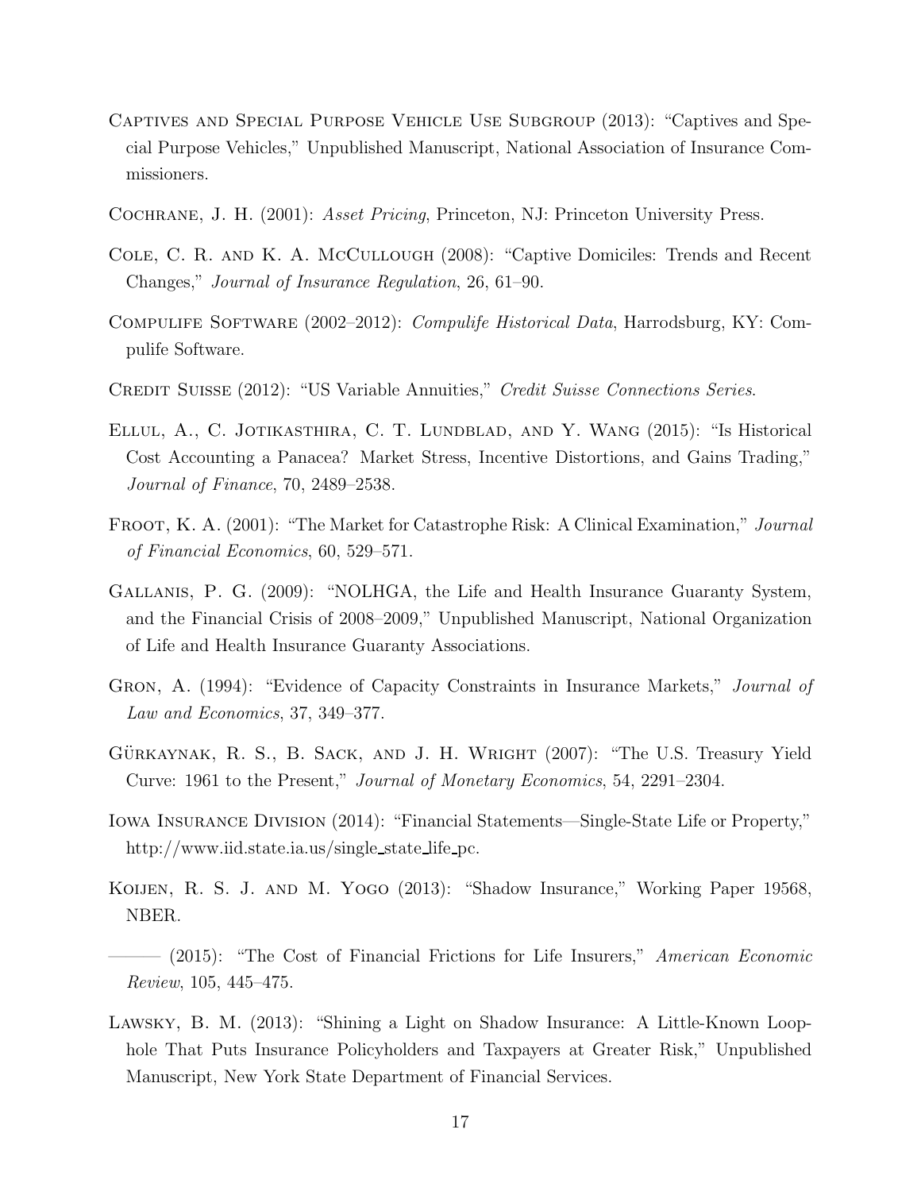Captives and Special Purpose Vehicle Use Subgroup (2013): "Captives and Special Purpose Vehicles," Unpublished Manuscript, National Association of Insurance Commissioners.

Cochrane, J. H. (2001): *Asset Pricing*, Princeton, NJ: Princeton University Press.

Cole, C. R. and K. A. McCullough (2008): "Captive Domiciles: Trends and Recent Changes," *Journal of Insurance Regulation*, 26, 61–90.

Compulife Software (2002–2012): *Compulife Historical Data*, Harrodsburg, KY: Compulife Software.

Credit Suisse (2012): "US Variable Annuities," *Credit Suisse Connections Series*.

Ellul, A., C. Jotikasthira, C. T. Lundblad, and Y. Wang (2015): "Is Historical Cost Accounting a Panacea? Market Stress, Incentive Distortions, and Gains Trading," *Journal of Finance*, 70, 2489–2538.

Froot, K. A. (2001): "The Market for Catastrophe Risk: A Clinical Examination," *Journal of Financial Economics*, 60, 529–571.

Gallanis, P. G. (2009): "NOLHGA, the Life and Health Insurance Guaranty System, and the Financial Crisis of 2008–2009," Unpublished Manuscript, National Organization of Life and Health Insurance Guaranty Associations.

Gron, A. (1994): "Evidence of Capacity Constraints in Insurance Markets," *Journal of Law and Economics*, 37, 349–377.

Gürkaynak, R. S., B. Sack, and J. H. Wright (2007): "The U.S. Treasury Yield Curve: 1961 to the Present," *Journal of Monetary Economics*, 54, 2291–2304.

Iowa Insurance Division (2014): "Financial Statements—Single-State Life or Property," http://www.iid.state.ia.us/single_state_life_pc.

Koijen, R. S. J. and M. Yogo (2013): "Shadow Insurance," Working Paper 19568, NBER.

——— (2015): "The Cost of Financial Frictions for Life Insurers," *American Economic Review*, 105, 445–475.

Lawsky, B. M. (2013): "Shining a Light on Shadow Insurance: A Little-Known Loophole That Puts Insurance Policyholders and Taxpayers at Greater Risk," Unpublished Manuscript, New York State Department of Financial Services.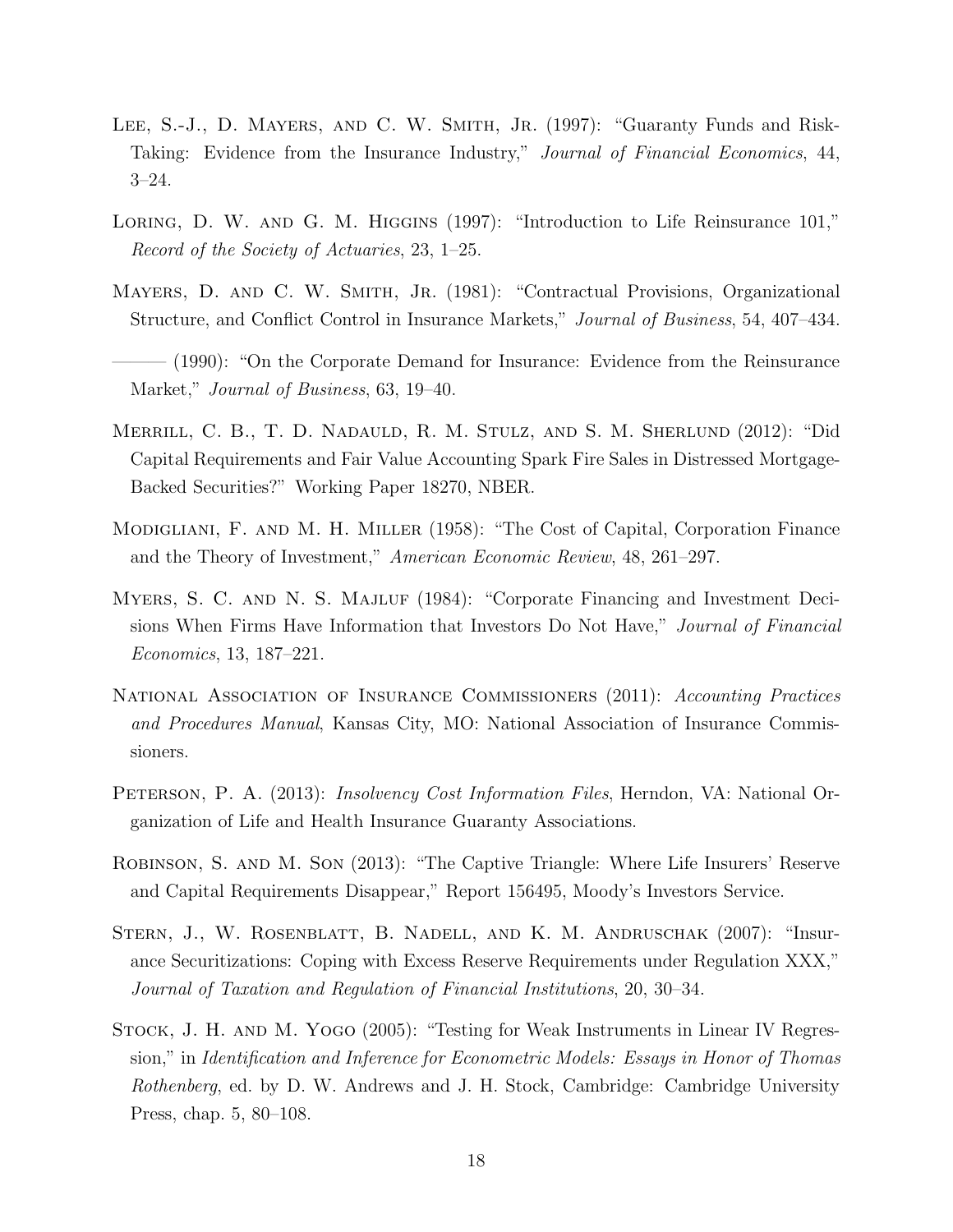Lee, S.-J., D. Mayers, and C. W. Smith, Jr. (1997): "Guaranty Funds and Risk-Taking: Evidence from the Insurance Industry," *Journal of Financial Economics*, 44, 3–24.

Loring, D. W. and G. M. Higgins (1997): "Introduction to Life Reinsurance 101," *Record of the Society of Actuaries*, 23, 1–25.

Mayers, D. and C. W. Smith, Jr. (1981): "Contractual Provisions, Organizational Structure, and Conflict Control in Insurance Markets," *Journal of Business*, 54, 407–434.

——— (1990): "On the Corporate Demand for Insurance: Evidence from the Reinsurance Market," *Journal of Business*, 63, 19–40.

Merrill, C. B., T. D. Nadauld, R. M. Stulz, and S. M. Sherlund (2012): "Did Capital Requirements and Fair Value Accounting Spark Fire Sales in Distressed Mortgage-Backed Securities?" Working Paper 18270, NBER.

Modigliani, F. and M. H. Miller (1958): "The Cost of Capital, Corporation Finance and the Theory of Investment," *American Economic Review*, 48, 261–297.

Myers, S. C. and N. S. Majluf (1984): "Corporate Financing and Investment Decisions When Firms Have Information that Investors Do Not Have," *Journal of Financial Economics*, 13, 187–221.

National Association of Insurance Commissioners (2011): *Accounting Practices and Procedures Manual*, Kansas City, MO: National Association of Insurance Commissioners.

Peterson, P. A. (2013): *Insolvency Cost Information Files*, Herndon, VA: National Organization of Life and Health Insurance Guaranty Associations.

Robinson, S. and M. Son (2013): "The Captive Triangle: Where Life Insurers' Reserve and Capital Requirements Disappear," Report 156495, Moody's Investors Service.

Stern, J., W. Rosenblatt, B. Nadell, and K. M. Andruschak (2007): "Insurance Securitizations: Coping with Excess Reserve Requirements under Regulation XXX," *Journal of Taxation and Regulation of Financial Institutions*, 20, 30–34.

Stock, J. H. and M. Yogo (2005): "Testing for Weak Instruments in Linear IV Regression," in *Identification and Inference for Econometric Models: Essays in Honor of Thomas Rothenberg*, ed. by D. W. Andrews and J. H. Stock, Cambridge: Cambridge University Press, chap. 5, 80–108.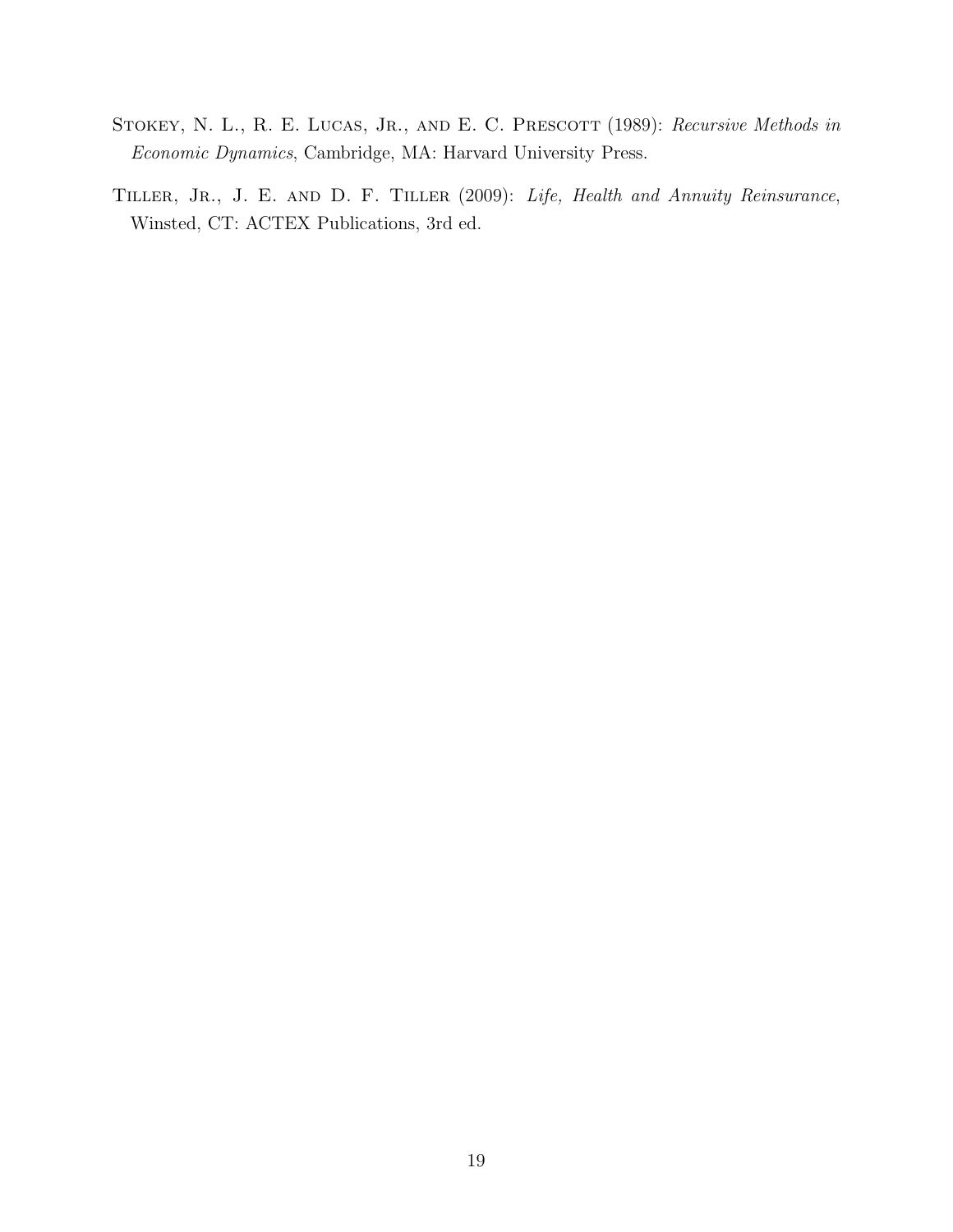Stokey, N. L., R. E. Lucas, Jr., and E. C. Prescott (1989): *Recursive Methods in Economic Dynamics*, Cambridge, MA: Harvard University Press.

Tiller, Jr., J. E. and D. F. Tiller (2009): *Life, Health and Annuity Reinsurance*, Winsted, CT: ACTEX Publications, 3rd ed.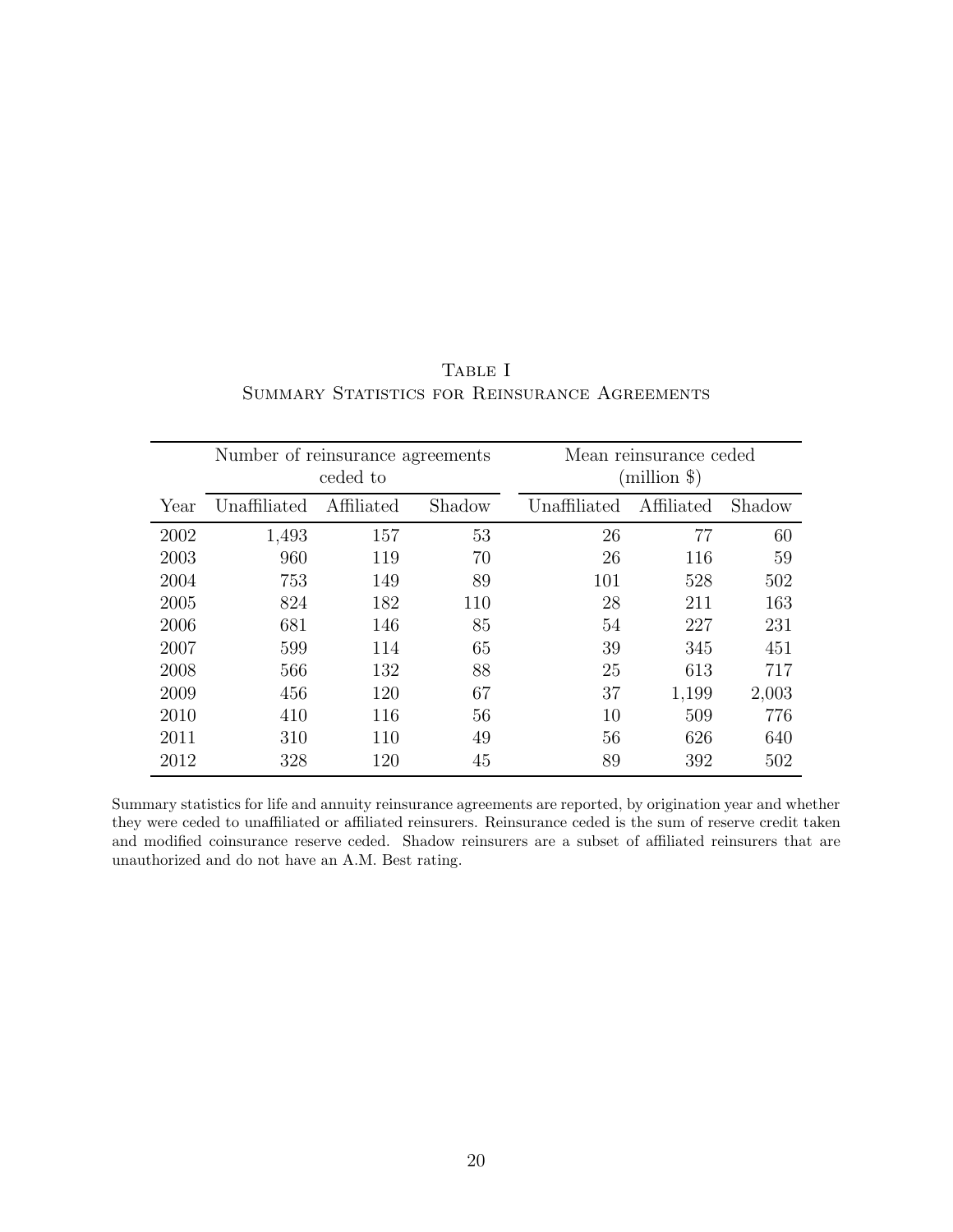Table I
Summary Statistics for Reinsurance Agreements

| | Number of reinsurance agreements ceded to | | | Mean reinsurance ceded (million $) | | |
|---|---|---|---|---|---|---|
| Year | Unaffiliated | Affiliated | Shadow | Unaffiliated | Affiliated | Shadow |
| 2002 | 1,493 | 157 | 53 | 26 | 77 | 60 |
| 2003 | 960 | 119 | 70 | 26 | 116 | 59 |
| 2004 | 753 | 149 | 89 | 101 | 528 | 502 |
| 2005 | 824 | 182 | 110 | 28 | 211 | 163 |
| 2006 | 681 | 146 | 85 | 54 | 227 | 231 |
| 2007 | 599 | 114 | 65 | 39 | 345 | 451 |
| 2008 | 566 | 132 | 88 | 25 | 613 | 717 |
| 2009 | 456 | 120 | 67 | 37 | 1,199 | 2,003 |
| 2010 | 410 | 116 | 56 | 10 | 509 | 776 |
| 2011 | 310 | 110 | 49 | 56 | 626 | 640 |
| 2012 | 328 | 120 | 45 | 89 | 392 | 502 |

Summary statistics for life and annuity reinsurance agreements are reported, by origination year and whether they were ceded to unaffiliated or affiliated reinsurers. Reinsurance ceded is the sum of reserve credit taken and modified coinsurance reserve ceded. Shadow reinsurers are a subset of affiliated reinsurers that are unauthorized and do not have an A.M. Best rating.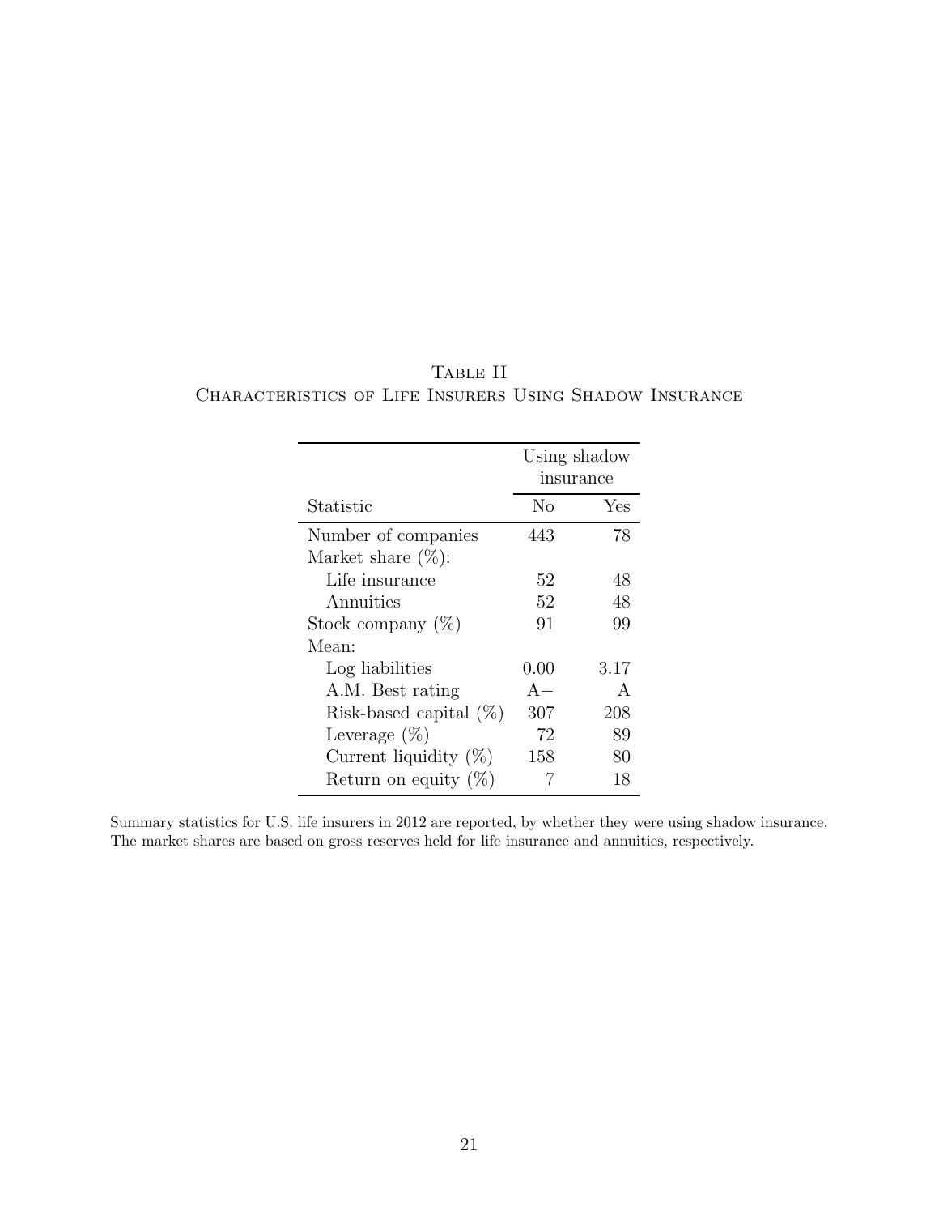Table II
Characteristics of Life Insurers Using Shadow Insurance

| | Using shadow insurance | |
|---|---|---|
| Statistic | No | Yes |
| Number of companies | 443 | 78 |
| Market share (%): | | |
| Life insurance | 52 | 48 |
| Annuities | 52 | 48 |
| Stock company (%) | 91 | 99 |
| Mean: | | |
| Log liabilities | 0.00 | 3.17 |
| A.M. Best rating | A− | A |
| Risk-based capital (%) | 307 | 208 |
| Leverage (%) | 72 | 89 |
| Current liquidity (%) | 158 | 80 |
| Return on equity (%) | 7 | 18 |

Summary statistics for U.S. life insurers in 2012 are reported, by whether they were using shadow insurance. The market shares are based on gross reserves held for life insurance and annuities, respectively.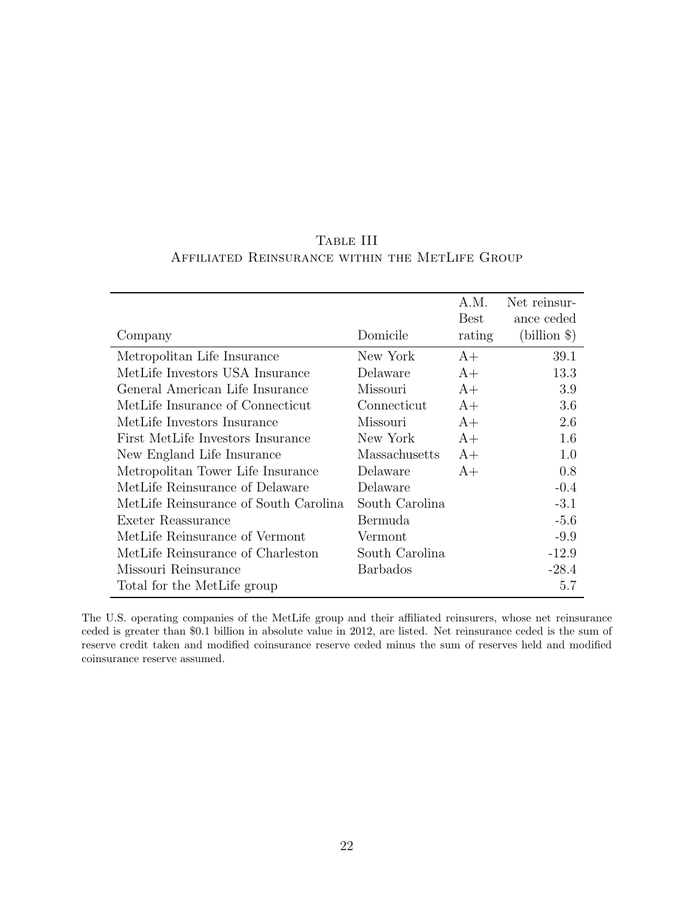Table III
Affiliated Reinsurance within the MetLife Group

| Company | Domicile | A.M. Best rating | Net reinsurance ceded (billion $) |
| --- | --- | --- | --- |
| Metropolitan Life Insurance | New York | A+ | 39.1 |
| MetLife Investors USA Insurance | Delaware | A+ | 13.3 |
| General American Life Insurance | Missouri | A+ | 3.9 |
| MetLife Insurance of Connecticut | Connecticut | A+ | 3.6 |
| MetLife Investors Insurance | Missouri | A+ | 2.6 |
| First MetLife Investors Insurance | New York | A+ | 1.6 |
| New England Life Insurance | Massachusetts | A+ | 1.0 |
| Metropolitan Tower Life Insurance | Delaware | A+ | 0.8 |
| MetLife Reinsurance of Delaware | Delaware | | -0.4 |
| MetLife Reinsurance of South Carolina | South Carolina | | -3.1 |
| Exeter Reassurance | Bermuda | | -5.6 |
| MetLife Reinsurance of Vermont | Vermont | | -9.9 |
| MetLife Reinsurance of Charleston | South Carolina | | -12.9 |
| Missouri Reinsurance | Barbados | | -28.4 |
| Total for the MetLife group | | | 5.7 |

The U.S. operating companies of the MetLife group and their affiliated reinsurers, whose net reinsurance ceded is greater than $0.1 billion in absolute value in 2012, are listed. Net reinsurance ceded is the sum of reserve credit taken and modified coinsurance reserve ceded minus the sum of reserves held and modified coinsurance reserve assumed.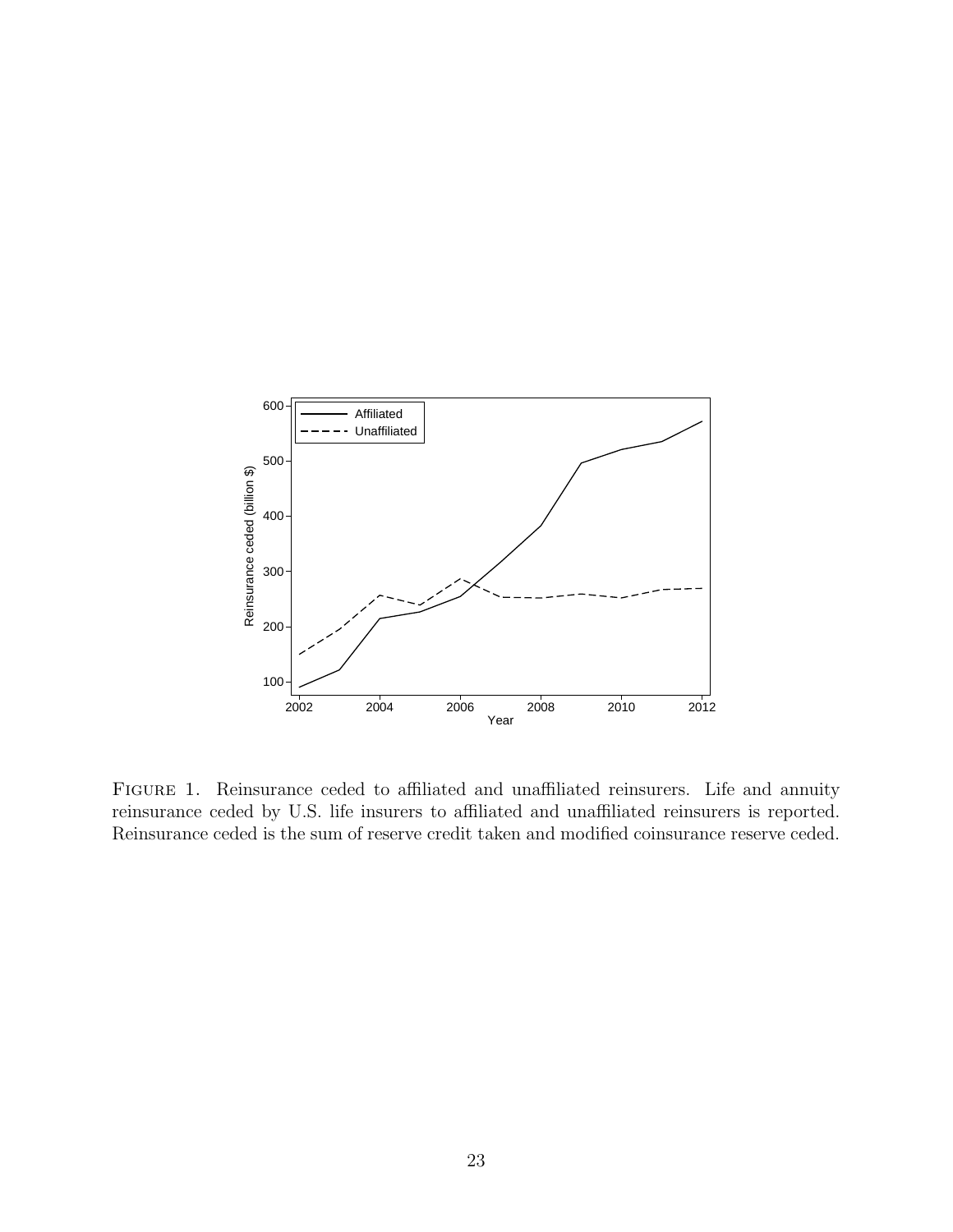FIGURE 1. Reinsurance ceded to affiliated and unaffiliated reinsurers. Life and annuity reinsurance ceded by U.S. life insurers to affiliated and unaffiliated reinsurers is reported. Reinsurance ceded is the sum of reserve credit taken and modified coinsurance reserve ceded.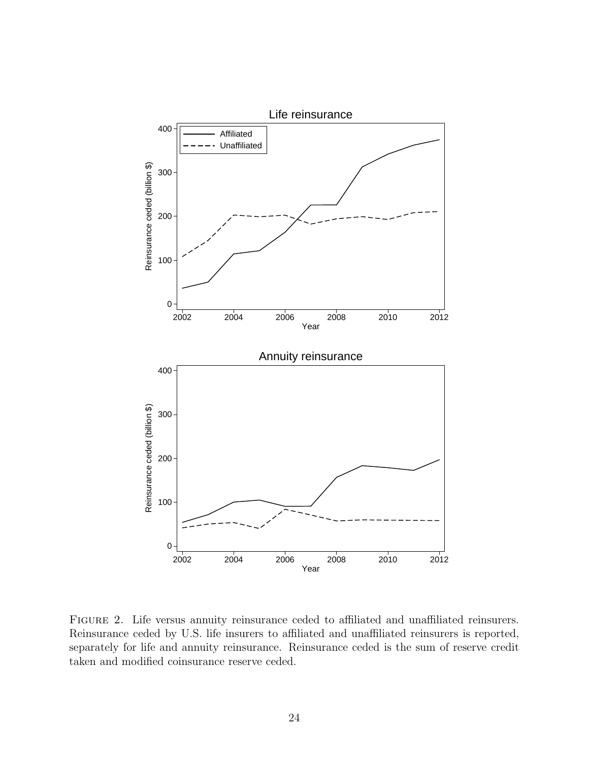FIGURE 2. Life versus annuity reinsurance ceded to affiliated and unaffiliated reinsurers. Reinsurance ceded by U.S. life insurers to affiliated and unaffiliated reinsurers is reported, separately for life and annuity reinsurance. Reinsurance ceded is the sum of reserve credit taken and modified coinsurance reserve ceded.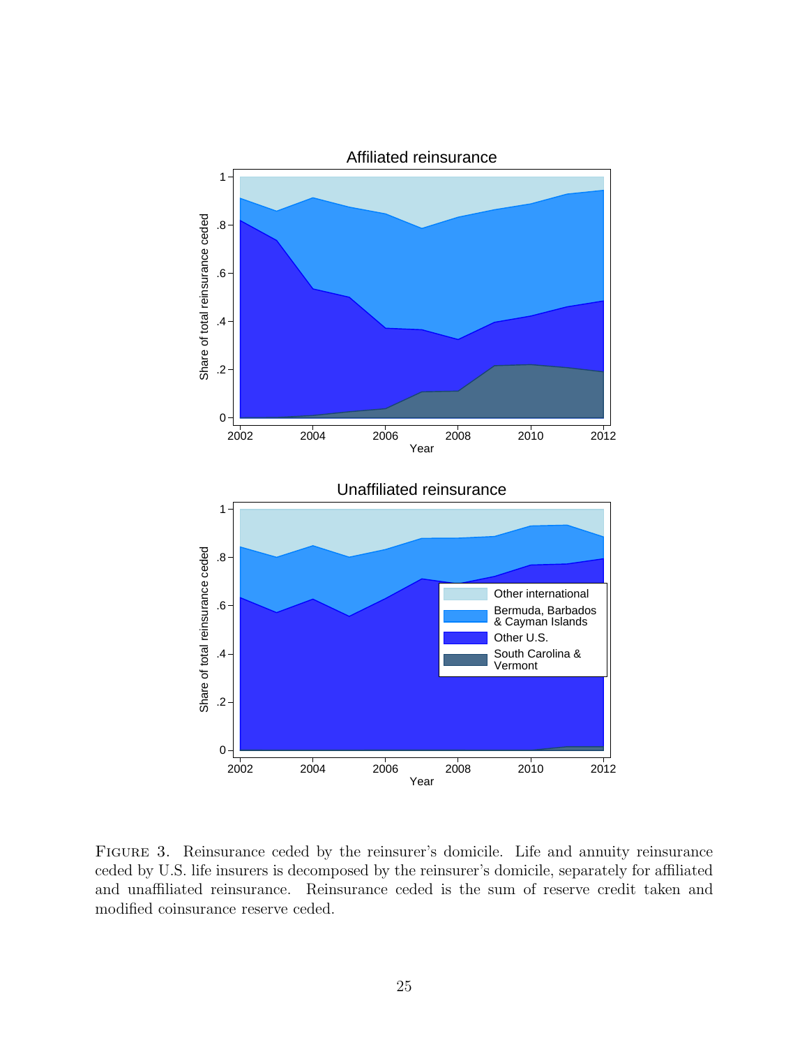FIGURE 3. Reinsurance ceded by the reinsurer's domicile. Life and annuity reinsurance ceded by U.S. life insurers is decomposed by the reinsurer's domicile, separately for affiliated and unaffiliated reinsurance. Reinsurance ceded is the sum of reserve credit taken and modified coinsurance reserve ceded.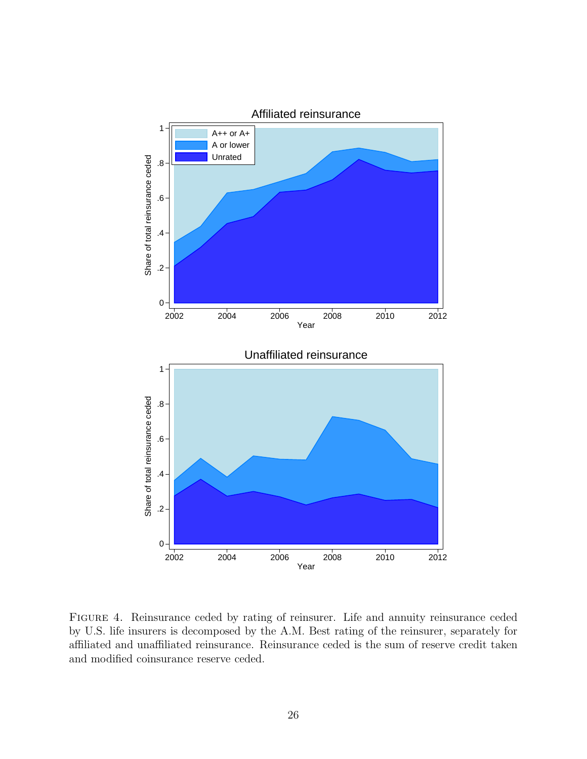FIGURE 4. Reinsurance ceded by rating of reinsurer. Life and annuity reinsurance ceded by U.S. life insurers is decomposed by the A.M. Best rating of the reinsurer, separately for affiliated and unaffiliated reinsurance. Reinsurance ceded is the sum of reserve credit taken and modified coinsurance reserve ceded.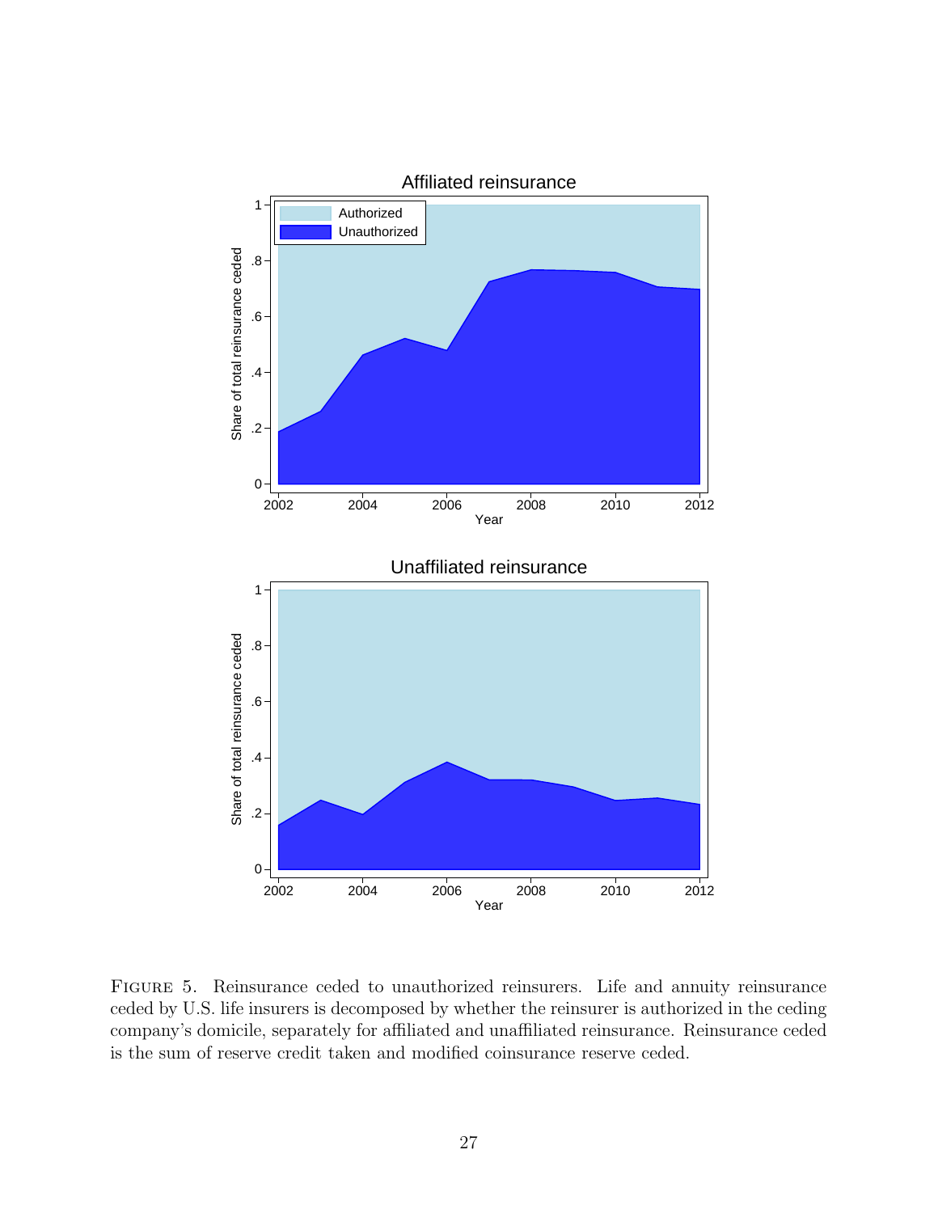FIGURE 5. Reinsurance ceded to unauthorized reinsurers. Life and annuity reinsurance ceded by U.S. life insurers is decomposed by whether the reinsurer is authorized in the ceding company's domicile, separately for affiliated and unaffiliated reinsurance. Reinsurance ceded is the sum of reserve credit taken and modified coinsurance reserve ceded.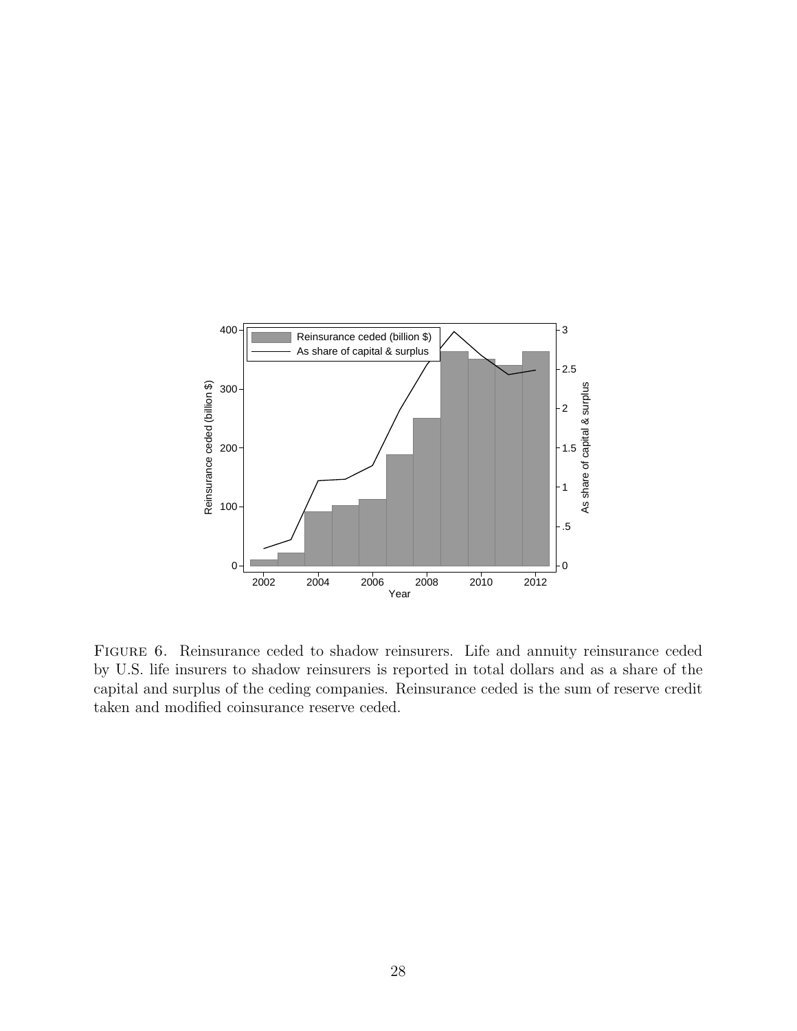FIGURE 6. Reinsurance ceded to shadow reinsurers. Life and annuity reinsurance ceded by U.S. life insurers to shadow reinsurers is reported in total dollars and as a share of the capital and surplus of the ceding companies. Reinsurance ceded is the sum of reserve credit taken and modified coinsurance reserve ceded.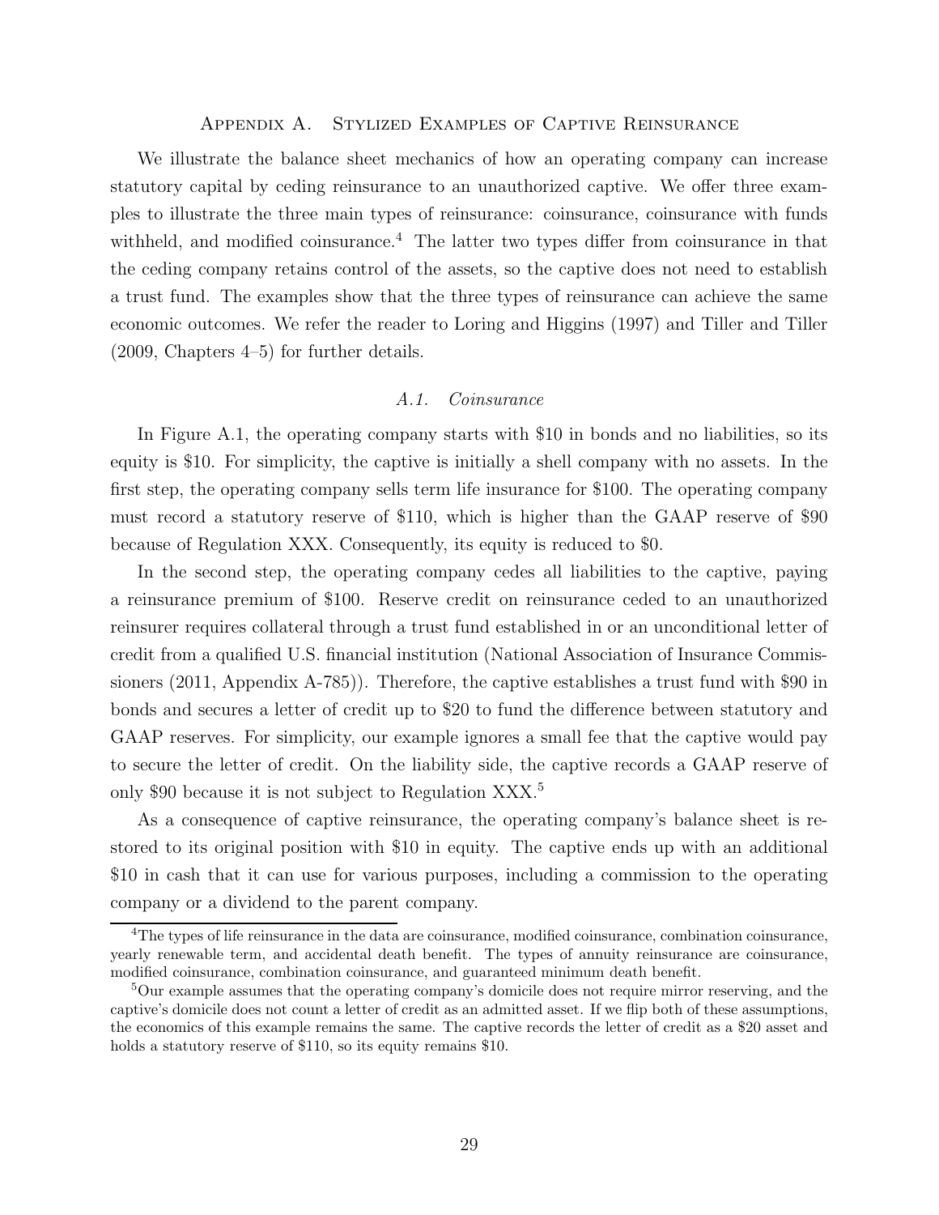## Appendix A. Stylized Examples of Captive Reinsurance

We illustrate the balance sheet mechanics of how an operating company can increase statutory capital by ceding reinsurance to an unauthorized captive. We offer three examples to illustrate the three main types of reinsurance: coinsurance, coinsurance with funds withheld, and modified coinsurance.[4] The latter two types differ from coinsurance in that the ceding company retains control of the assets, so the captive does not need to establish a trust fund. The examples show that the three types of reinsurance can achieve the same economic outcomes. We refer the reader to Loring and Higgins (1997) and Tiller and Tiller (2009, Chapters 4–5) for further details.

### *A.1. Coinsurance*

In Figure A.1, the operating company starts with \$10 in bonds and no liabilities, so its equity is \$10. For simplicity, the captive is initially a shell company with no assets. In the first step, the operating company sells term life insurance for \$100. The operating company must record a statutory reserve of \$110, which is higher than the GAAP reserve of \$90 because of Regulation XXX. Consequently, its equity is reduced to \$0.

In the second step, the operating company cedes all liabilities to the captive, paying a reinsurance premium of \$100. Reserve credit on reinsurance ceded to an unauthorized reinsurer requires collateral through a trust fund established in or an unconditional letter of credit from a qualified U.S. financial institution (National Association of Insurance Commissioners (2011, Appendix A-785)). Therefore, the captive establishes a trust fund with \$90 in bonds and secures a letter of credit up to \$20 to fund the difference between statutory and GAAP reserves. For simplicity, our example ignores a small fee that the captive would pay to secure the letter of credit. On the liability side, the captive records a GAAP reserve of only \$90 because it is not subject to Regulation XXX.[5]

As a consequence of captive reinsurance, the operating company's balance sheet is restored to its original position with \$10 in equity. The captive ends up with an additional \$10 in cash that it can use for various purposes, including a commission to the operating company or a dividend to the parent company.

---

[4] The types of life reinsurance in the data are coinsurance, modified coinsurance, combination coinsurance, yearly renewable term, and accidental death benefit. The types of annuity reinsurance are coinsurance, modified coinsurance, combination coinsurance, and guaranteed minimum death benefit.

[5] Our example assumes that the operating company's domicile does not require mirror reserving, and the captive's domicile does not count a letter of credit as an admitted asset. If we flip both of these assumptions, the economics of this example remains the same. The captive records the letter of credit as a \$20 asset and holds a statutory reserve of \$110, so its equity remains \$10.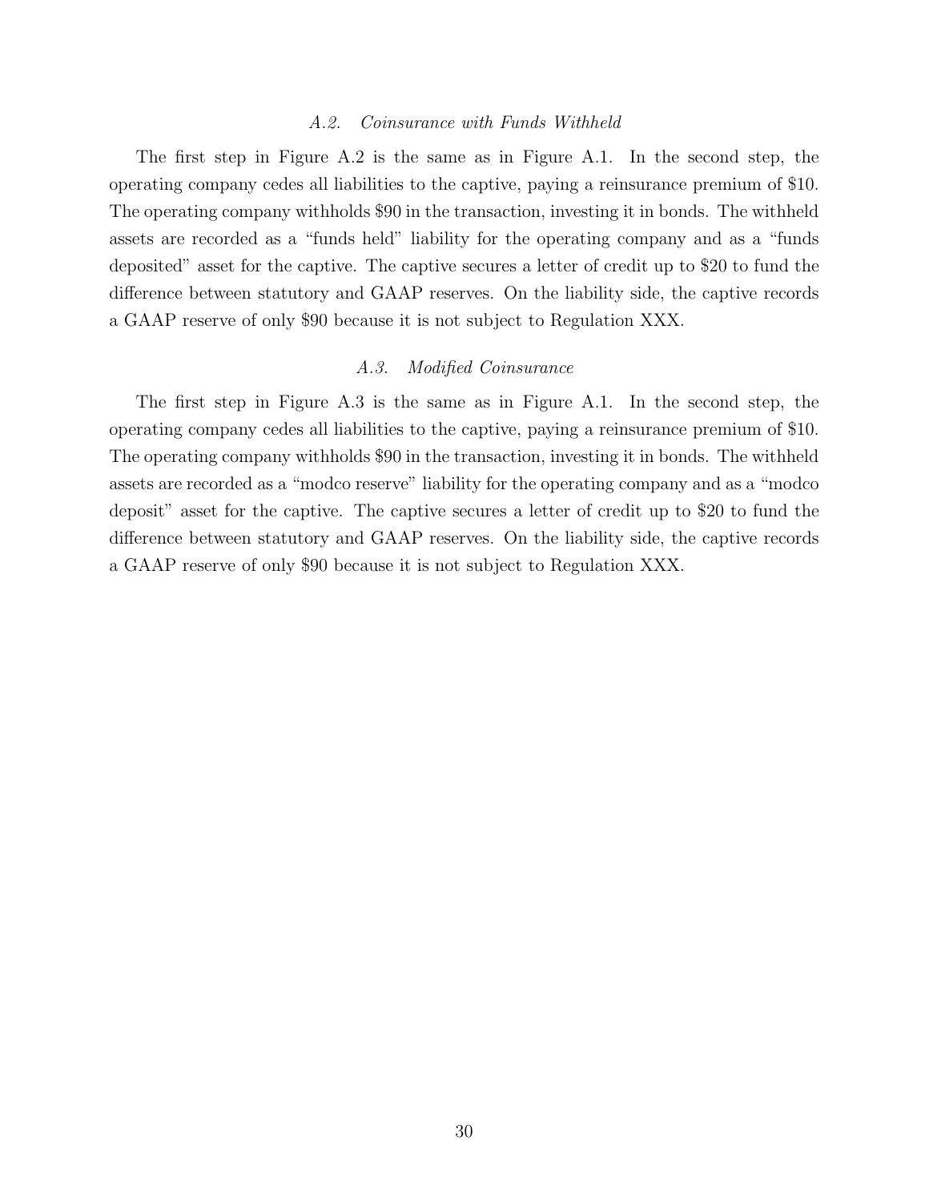### *A.2. Coinsurance with Funds Withheld*

The first step in Figure A.2 is the same as in Figure A.1. In the second step, the operating company cedes all liabilities to the captive, paying a reinsurance premium of $10. The operating company withholds $90 in the transaction, investing it in bonds. The withheld assets are recorded as a "funds held" liability for the operating company and as a "funds deposited" asset for the captive. The captive secures a letter of credit up to $20 to fund the difference between statutory and GAAP reserves. On the liability side, the captive records a GAAP reserve of only $90 because it is not subject to Regulation XXX.

### *A.3. Modified Coinsurance*

The first step in Figure A.3 is the same as in Figure A.1. In the second step, the operating company cedes all liabilities to the captive, paying a reinsurance premium of $10. The operating company withholds $90 in the transaction, investing it in bonds. The withheld assets are recorded as a "modco reserve" liability for the operating company and as a "modco deposit" asset for the captive. The captive secures a letter of credit up to $20 to fund the difference between statutory and GAAP reserves. On the liability side, the captive records a GAAP reserve of only $90 because it is not subject to Regulation XXX.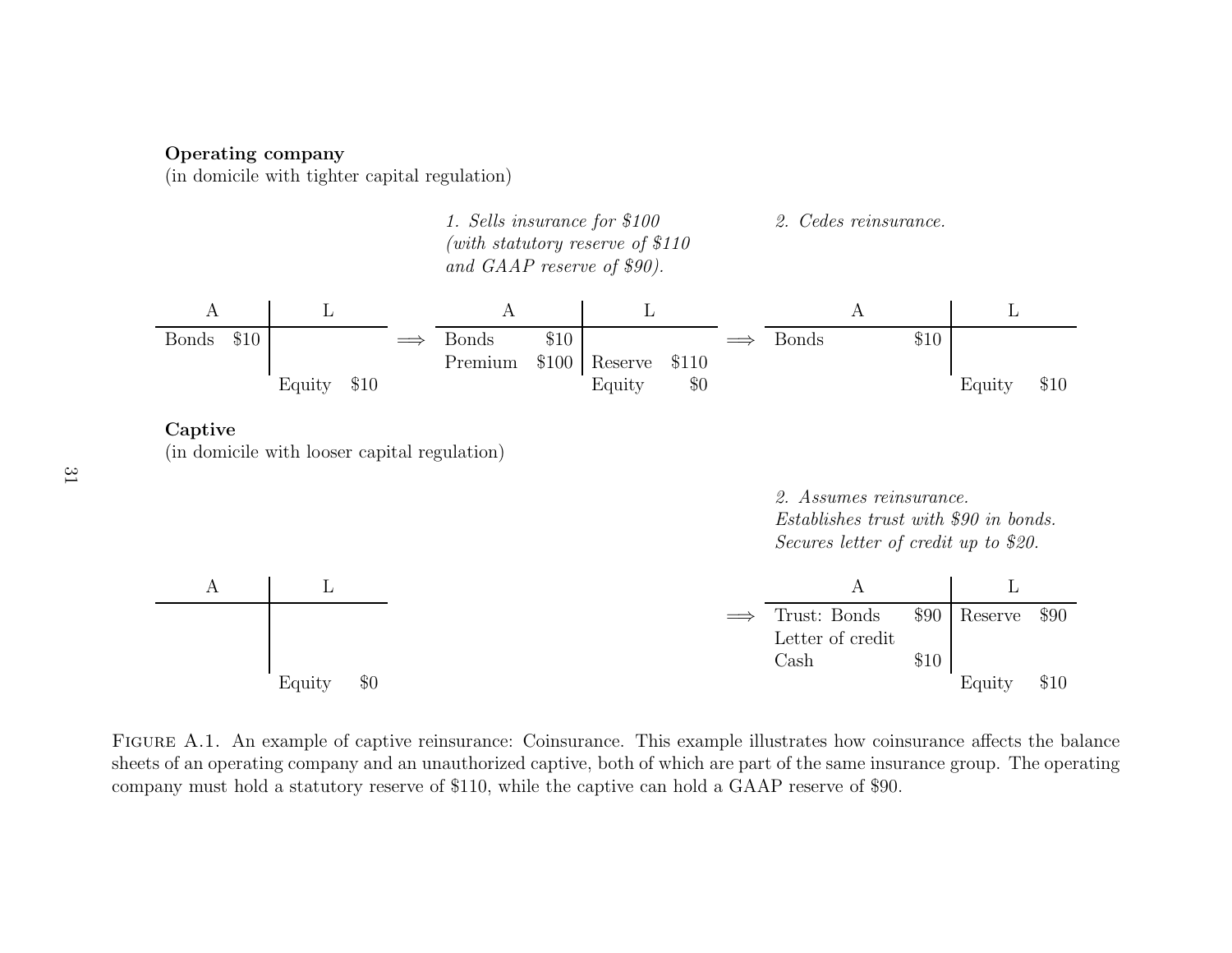**Operating company**
(in domicile with tighter capital regulation)

Initial balance sheet:

| A | | L | |
|---|---|---|---|
| Bonds | \$10 | | |
| | | Equity | \$10 |

$\Longrightarrow$ *1. Sells insurance for \$100 (with statutory reserve of \$110 and GAAP reserve of \$90).*

| A | | L | |
|---|---|---|---|
| Bonds | \$10 | | |
| Premium | \$100 | Reserve | \$110 |
| | | Equity | \$0 |

$\Longrightarrow$ *2. Cedes reinsurance.*

| A | | L | |
|---|---|---|---|
| Bonds | \$10 | | |
| | | Equity | \$10 |

**Captive**
(in domicile with looser capital regulation)

Initial balance sheet:

| A | | L | |
|---|---|---|---|
| | | | |
| | | Equity | \$0 |

$\Longrightarrow$ *2. Assumes reinsurance. Establishes trust with \$90 in bonds. Secures letter of credit up to \$20.*

| A | | L | |
|---|---|---|---|
| Trust: Bonds | \$90 | Reserve | \$90 |
| Letter of credit | | | |
| Cash | \$10 | | |
| | | Equity | \$10 |

Figure A.1. An example of captive reinsurance: Coinsurance. This example illustrates how coinsurance affects the balance sheets of an operating company and an unauthorized captive, both of which are part of the same insurance group. The operating company must hold a statutory reserve of \$110, while the captive can hold a GAAP reserve of \$90.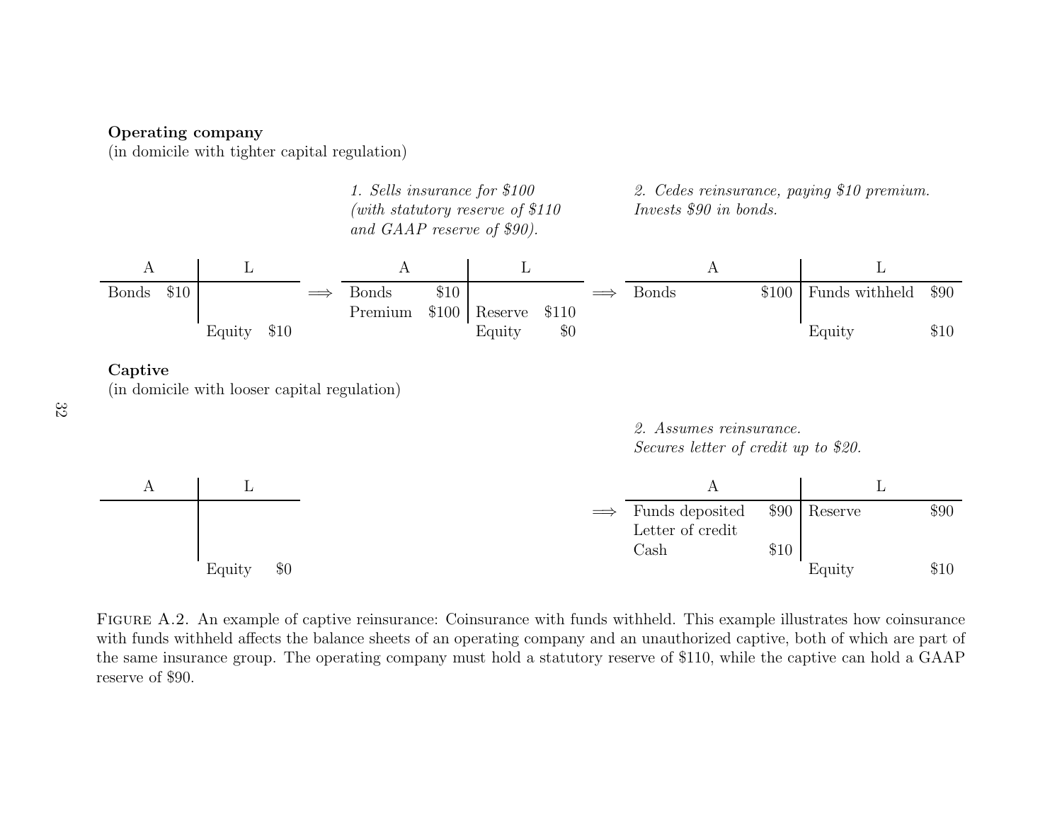**Operating company**
(in domicile with tighter capital regulation)

Initial:

| A | | L | |
|---|---|---|---|
| Bonds | $10 | | |
| | | Equity | $10 |

*1. Sells insurance for $100 (with statutory reserve of $110 and GAAP reserve of $90).*

| A | | L | |
|---|---|---|---|
| Bonds | $10 | | |
| Premium | $100 | Reserve | $110 |
| | | Equity | $0 |

*2. Cedes reinsurance, paying $10 premium. Invests $90 in bonds.*

| A | | L | |
|---|---|---|---|
| Bonds | $100 | Funds withheld | $90 |
| | | Equity | $10 |

**Captive**
(in domicile with looser capital regulation)

Initial:

| A | | L | |
|---|---|---|---|
| | | Equity | $0 |

*2. Assumes reinsurance. Secures letter of credit up to $20.*

| A | | L | |
|---|---|---|---|
| Funds deposited | $90 | Reserve | $90 |
| Letter of credit | | | |
| Cash | $10 | | |
| | | Equity | $10 |

Figure A.2. An example of captive reinsurance: Coinsurance with funds withheld. This example illustrates how coinsurance with funds withheld affects the balance sheets of an operating company and an unauthorized captive, both of which are part of the same insurance group. The operating company must hold a statutory reserve of $110, while the captive can hold a GAAP reserve of $90.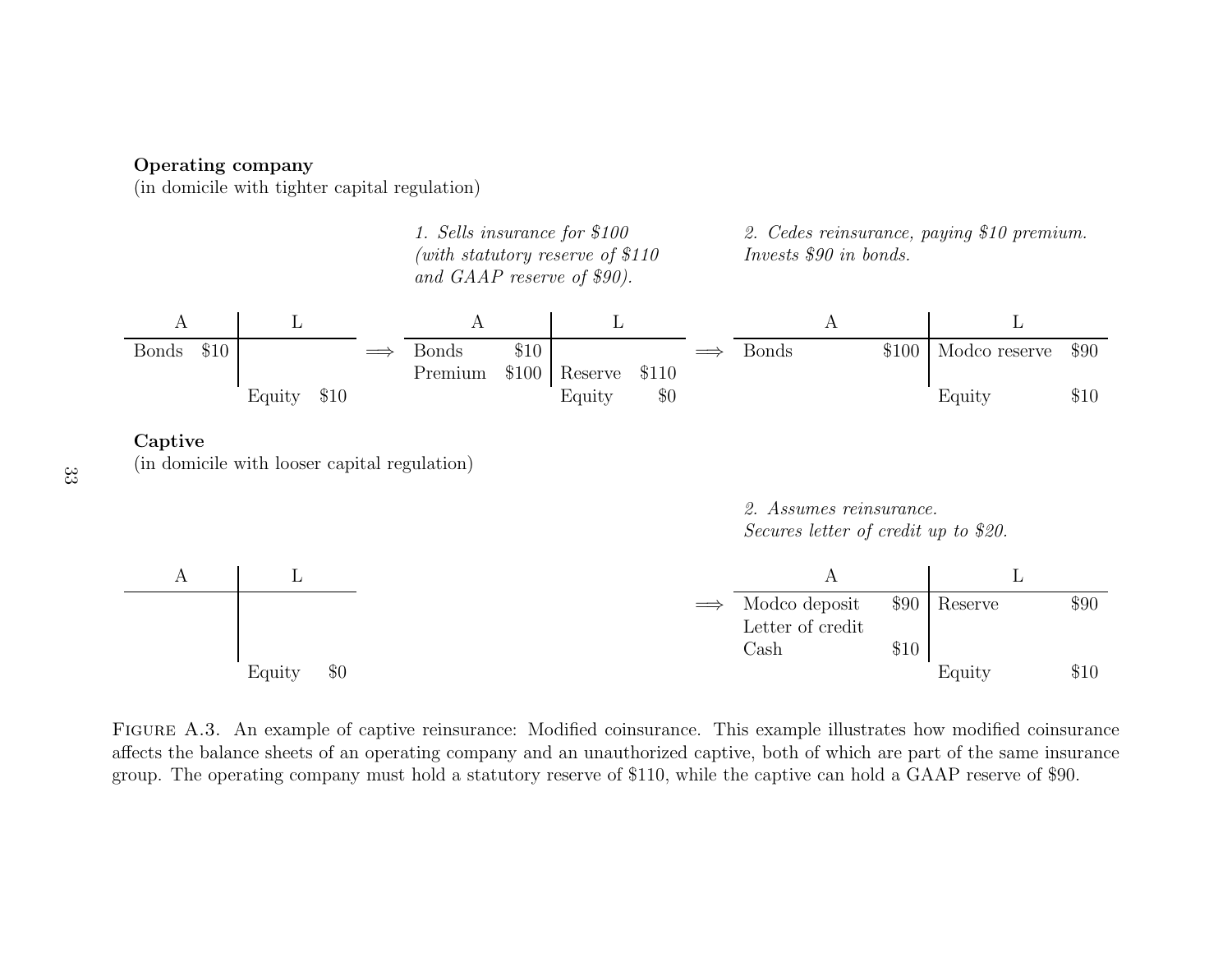**Operating company**
(in domicile with tighter capital regulation)

Initial:

| A | | L | |
|---|---|---|---|
| Bonds | \$10 | | |
| | | Equity | \$10 |

*1. Sells insurance for \$100 (with statutory reserve of \$110 and GAAP reserve of \$90).*

$\Longrightarrow$

| A | | L | |
|---|---|---|---|
| Bonds | \$10 | | |
| Premium | \$100 | Reserve | \$110 |
| | | Equity | \$0 |

*2. Cedes reinsurance, paying \$10 premium. Invests \$90 in bonds.*

$\Longrightarrow$

| A | | L | |
|---|---|---|---|
| Bonds | \$100 | Modco reserve | \$90 |
| | | Equity | \$10 |

**Captive**
(in domicile with looser capital regulation)

Initial:

| A | | L | |
|---|---|---|---|
| | | Equity | \$0 |

*2. Assumes reinsurance. Secures letter of credit up to \$20.*

$\Longrightarrow$

| A | | L | |
|---|---|---|---|
| Modco deposit | \$90 | Reserve | \$90 |
| Letter of credit | | | |
| Cash | \$10 | | |
| | | Equity | \$10 |

Figure A.3. An example of captive reinsurance: Modified coinsurance. This example illustrates how modified coinsurance affects the balance sheets of an operating company and an unauthorized captive, both of which are part of the same insurance group. The operating company must hold a statutory reserve of \$110, while the captive can hold a GAAP reserve of \$90.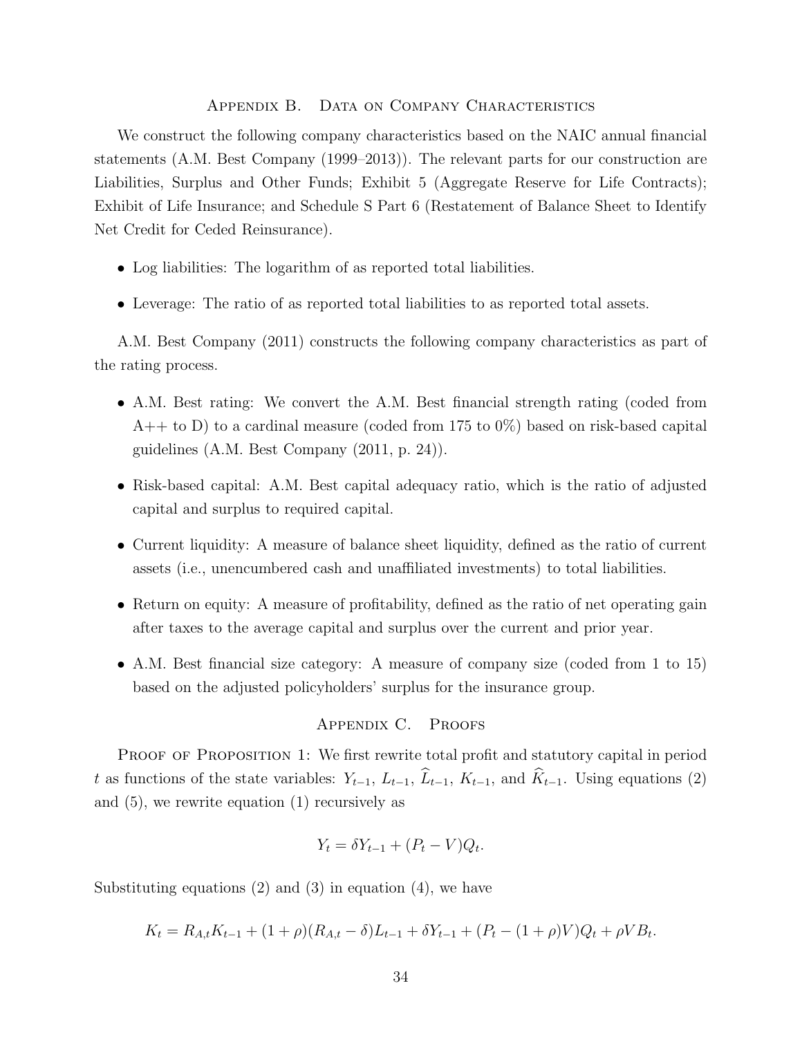## Appendix B. Data on Company Characteristics

We construct the following company characteristics based on the NAIC annual financial statements (A.M. Best Company (1999–2013)). The relevant parts for our construction are Liabilities, Surplus and Other Funds; Exhibit 5 (Aggregate Reserve for Life Contracts); Exhibit of Life Insurance; and Schedule S Part 6 (Restatement of Balance Sheet to Identify Net Credit for Ceded Reinsurance).

- Log liabilities: The logarithm of as reported total liabilities.
- Leverage: The ratio of as reported total liabilities to as reported total assets.

A.M. Best Company (2011) constructs the following company characteristics as part of the rating process.

- A.M. Best rating: We convert the A.M. Best financial strength rating (coded from A++ to D) to a cardinal measure (coded from 175 to 0%) based on risk-based capital guidelines (A.M. Best Company (2011, p. 24)).
- Risk-based capital: A.M. Best capital adequacy ratio, which is the ratio of adjusted capital and surplus to required capital.
- Current liquidity: A measure of balance sheet liquidity, defined as the ratio of current assets (i.e., unencumbered cash and unaffiliated investments) to total liabilities.
- Return on equity: A measure of profitability, defined as the ratio of net operating gain after taxes to the average capital and surplus over the current and prior year.
- A.M. Best financial size category: A measure of company size (coded from 1 to 15) based on the adjusted policyholders' surplus for the insurance group.

## Appendix C. Proofs

Proof of Proposition 1: We first rewrite total profit and statutory capital in period $t$ as functions of the state variables: $Y_{t-1}$, $L_{t-1}$, $\widehat{L}_{t-1}$, $K_{t-1}$, and $\widehat{K}_{t-1}$. Using equations (2) and (5), we rewrite equation (1) recursively as

$$Y_t = \delta Y_{t-1} + (P_t - V)Q_t.$$

Substituting equations (2) and (3) in equation (4), we have

$$K_t = R_{A,t}K_{t-1} + (1+\rho)(R_{A,t} - \delta)L_{t-1} + \delta Y_{t-1} + (P_t - (1+\rho)V)Q_t + \rho V B_t.$$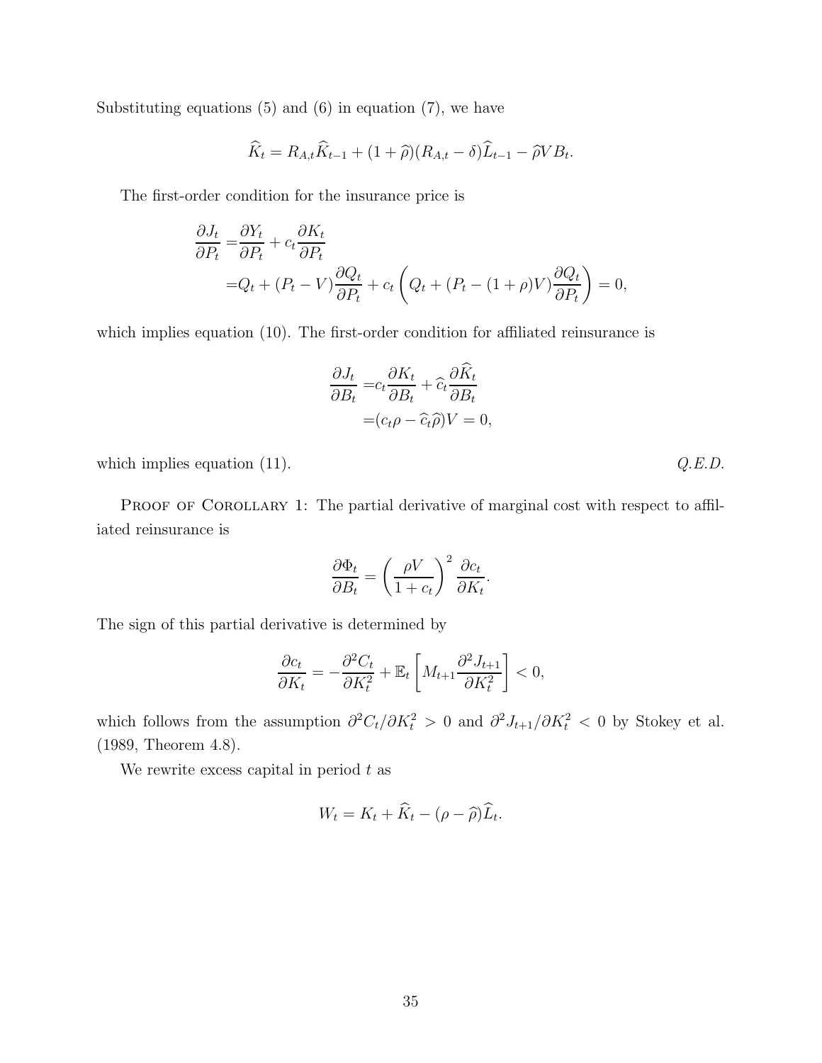Substituting equations (5) and (6) in equation (7), we have

$$\widehat{K}_t = R_{A,t}\widehat{K}_{t-1} + (1+\widehat{\rho})(R_{A,t} - \delta)\widehat{L}_{t-1} - \widehat{\rho}VB_t.$$

The first-order condition for the insurance price is

$$\begin{aligned}\frac{\partial J_t}{\partial P_t} =& \frac{\partial Y_t}{\partial P_t} + c_t \frac{\partial K_t}{\partial P_t} \\ =& Q_t + (P_t - V)\frac{\partial Q_t}{\partial P_t} + c_t \left( Q_t + (P_t - (1+\rho)V)\frac{\partial Q_t}{\partial P_t} \right) = 0,\end{aligned}$$

which implies equation (10). The first-order condition for affiliated reinsurance is

$$\begin{aligned}\frac{\partial J_t}{\partial B_t} =& c_t \frac{\partial K_t}{\partial B_t} + \widehat{c}_t \frac{\partial \widehat{K}_t}{\partial B_t} \\ =& (c_t \rho - \widehat{c}_t \widehat{\rho})V = 0,\end{aligned}$$

which implies equation (11). *Q.E.D.*

Proof of Corollary 1: The partial derivative of marginal cost with respect to affiliated reinsurance is

$$\frac{\partial \Phi_t}{\partial B_t} = \left( \frac{\rho V}{1 + c_t} \right)^2 \frac{\partial c_t}{\partial K_t}.$$

The sign of this partial derivative is determined by

$$\frac{\partial c_t}{\partial K_t} = -\frac{\partial^2 C_t}{\partial K_t^2} + \mathbb{E}_t \left[ M_{t+1} \frac{\partial^2 J_{t+1}}{\partial K_t^2} \right] < 0,$$

which follows from the assumption $\partial^2 C_t / \partial K_t^2 > 0$ and $\partial^2 J_{t+1} / \partial K_t^2 < 0$ by Stokey et al. (1989, Theorem 4.8).

We rewrite excess capital in period $t$ as

$$W_t = K_t + \widehat{K}_t - (\rho - \widehat{\rho})\widehat{L}_t.$$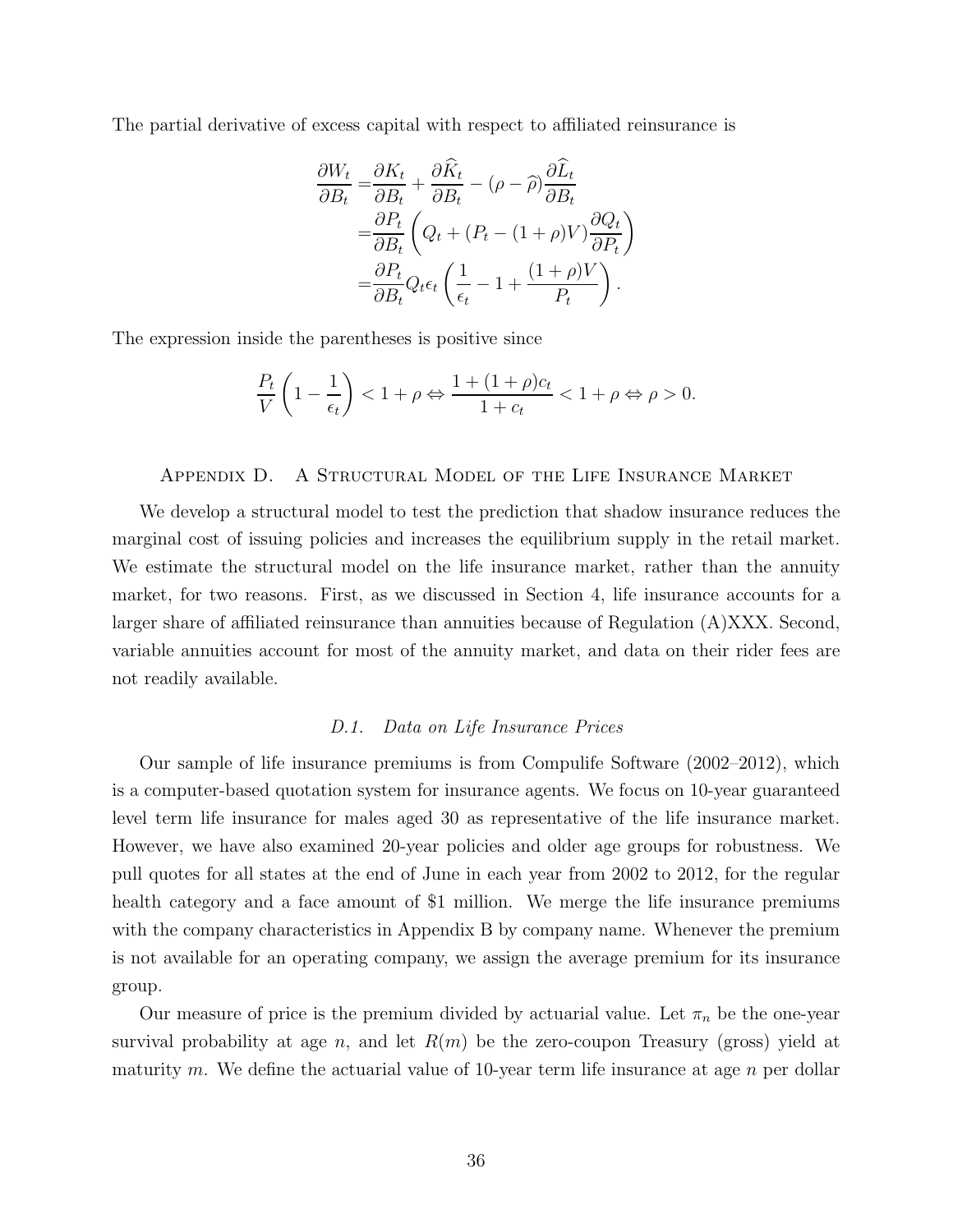The partial derivative of excess capital with respect to affiliated reinsurance is

$$
\begin{aligned}
\frac{\partial W_t}{\partial B_t} =& \frac{\partial K_t}{\partial B_t} + \frac{\partial \widehat{K}_t}{\partial B_t} - (\rho - \widehat{\rho}) \frac{\partial \widehat{L}_t}{\partial B_t} \\
=& \frac{\partial P_t}{\partial B_t} \left( Q_t + (P_t - (1+\rho)V) \frac{\partial Q_t}{\partial P_t} \right) \\
=& \frac{\partial P_t}{\partial B_t} Q_t \epsilon_t \left( \frac{1}{\epsilon_t} - 1 + \frac{(1+\rho)V}{P_t} \right).
\end{aligned}
$$

The expression inside the parentheses is positive since

$$
\frac{P_t}{V}\left(1 - \frac{1}{\epsilon_t}\right) < 1 + \rho \Leftrightarrow \frac{1 + (1+\rho)c_t}{1 + c_t} < 1 + \rho \Leftrightarrow \rho > 0.
$$

## Appendix D. A Structural Model of the Life Insurance Market

We develop a structural model to test the prediction that shadow insurance reduces the marginal cost of issuing policies and increases the equilibrium supply in the retail market. We estimate the structural model on the life insurance market, rather than the annuity market, for two reasons. First, as we discussed in Section 4, life insurance accounts for a larger share of affiliated reinsurance than annuities because of Regulation (A)XXX. Second, variable annuities account for most of the annuity market, and data on their rider fees are not readily available.

### *D.1. Data on Life Insurance Prices*

Our sample of life insurance premiums is from Compulife Software (2002–2012), which is a computer-based quotation system for insurance agents. We focus on 10-year guaranteed level term life insurance for males aged 30 as representative of the life insurance market. However, we have also examined 20-year policies and older age groups for robustness. We pull quotes for all states at the end of June in each year from 2002 to 2012, for the regular health category and a face amount of \$1 million. We merge the life insurance premiums with the company characteristics in Appendix B by company name. Whenever the premium is not available for an operating company, we assign the average premium for its insurance group.

Our measure of price is the premium divided by actuarial value. Let $\pi_n$ be the one-year survival probability at age $n$, and let $R(m)$ be the zero-coupon Treasury (gross) yield at maturity $m$. We define the actuarial value of 10-year term life insurance at age $n$ per dollar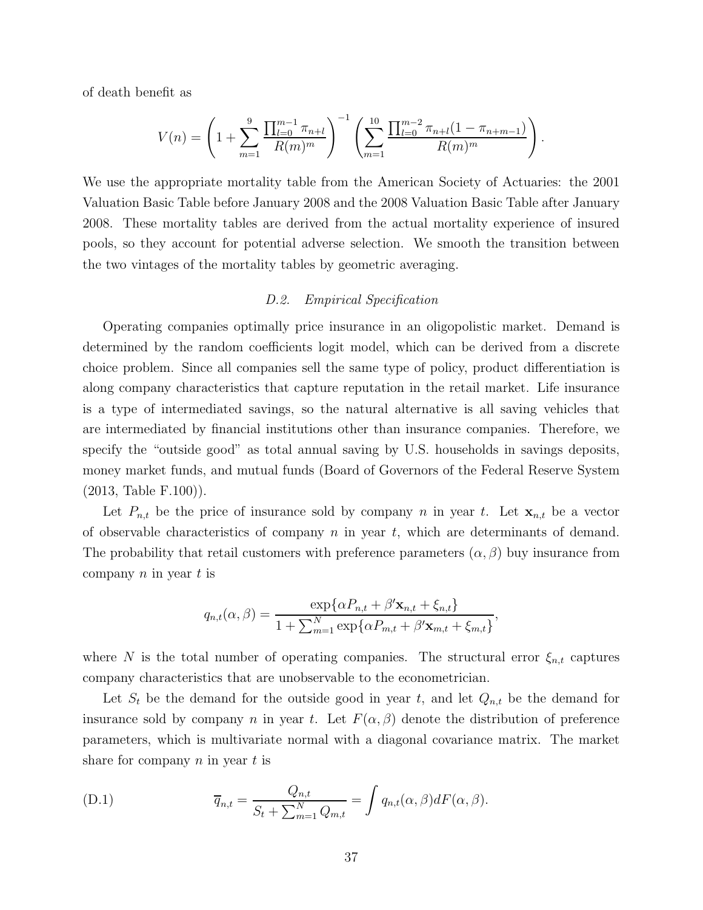of death benefit as

$$V(n) = \left(1 + \sum_{m=1}^{9} \frac{\prod_{l=0}^{m-1} \pi_{n+l}}{R(m)^m}\right)^{-1} \left(\sum_{m=1}^{10} \frac{\prod_{l=0}^{m-2} \pi_{n+l}(1 - \pi_{n+m-1})}{R(m)^m}\right).$$

We use the appropriate mortality table from the American Society of Actuaries: the 2001 Valuation Basic Table before January 2008 and the 2008 Valuation Basic Table after January 2008. These mortality tables are derived from the actual mortality experience of insured pools, so they account for potential adverse selection. We smooth the transition between the two vintages of the mortality tables by geometric averaging.

### D.2. *Empirical Specification*

Operating companies optimally price insurance in an oligopolistic market. Demand is determined by the random coefficients logit model, which can be derived from a discrete choice problem. Since all companies sell the same type of policy, product differentiation is along company characteristics that capture reputation in the retail market. Life insurance is a type of intermediated savings, so the natural alternative is all saving vehicles that are intermediated by financial institutions other than insurance companies. Therefore, we specify the "outside good" as total annual saving by U.S. households in savings deposits, money market funds, and mutual funds (Board of Governors of the Federal Reserve System (2013, Table F.100)).

Let $P_{n,t}$ be the price of insurance sold by company $n$ in year $t$. Let $\mathbf{x}_{n,t}$ be a vector of observable characteristics of company $n$ in year $t$, which are determinants of demand. The probability that retail customers with preference parameters $(\alpha, \beta)$ buy insurance from company $n$ in year $t$ is

$$q_{n,t}(\alpha, \beta) = \frac{\exp\{\alpha P_{n,t} + \beta' \mathbf{x}_{n,t} + \xi_{n,t}\}}{1 + \sum_{m=1}^{N} \exp\{\alpha P_{m,t} + \beta' \mathbf{x}_{m,t} + \xi_{m,t}\}},$$

where $N$ is the total number of operating companies. The structural error $\xi_{n,t}$ captures company characteristics that are unobservable to the econometrician.

Let $S_t$ be the demand for the outside good in year $t$, and let $Q_{n,t}$ be the demand for insurance sold by company $n$ in year $t$. Let $F(\alpha, \beta)$ denote the distribution of preference parameters, which is multivariate normal with a diagonal covariance matrix. The market share for company $n$ in year $t$ is

$$\text{(D.1)} \qquad \overline{q}_{n,t} = \frac{Q_{n,t}}{S_t + \sum_{m=1}^{N} Q_{m,t}} = \int q_{n,t}(\alpha, \beta) dF(\alpha, \beta).$$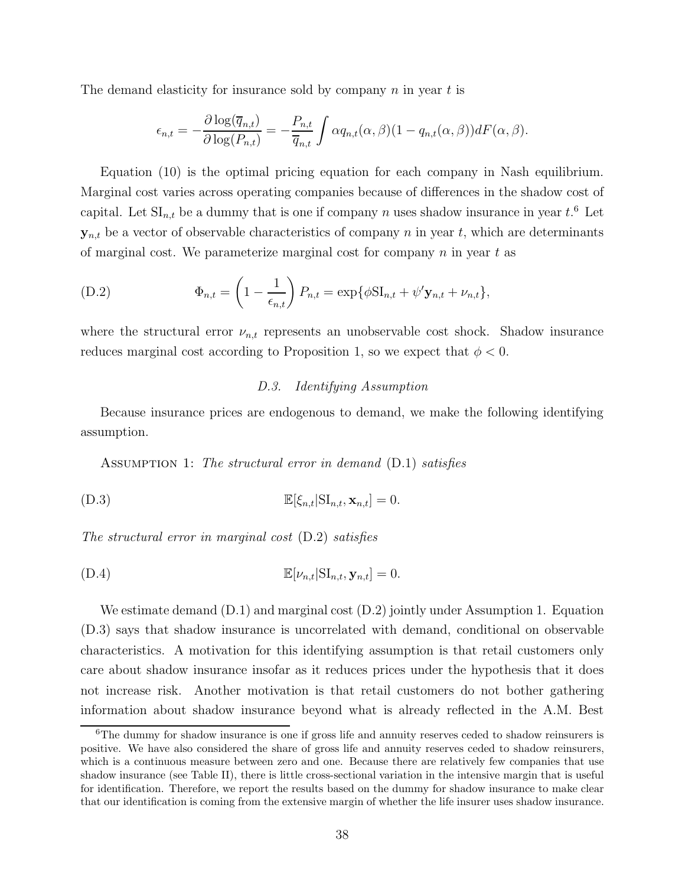The demand elasticity for insurance sold by company $n$ in year $t$ is

$$\epsilon_{n,t} = -\frac{\partial \log(\overline{q}_{n,t})}{\partial \log(P_{n,t})} = -\frac{P_{n,t}}{\overline{q}_{n,t}} \int \alpha q_{n,t}(\alpha, \beta)(1 - q_{n,t}(\alpha, \beta)) dF(\alpha, \beta).$$

Equation (10) is the optimal pricing equation for each company in Nash equilibrium. Marginal cost varies across operating companies because of differences in the shadow cost of capital. Let $\text{SI}_{n,t}$ be a dummy that is one if company $n$ uses shadow insurance in year $t$.[6] Let $\mathbf{y}_{n,t}$ be a vector of observable characteristics of company $n$ in year $t$, which are determinants of marginal cost. We parameterize marginal cost for company $n$ in year $t$ as

$$\text{(D.2)} \qquad \Phi_{n,t} = \left(1 - \frac{1}{\epsilon_{n,t}}\right) P_{n,t} = \exp\{\phi \text{SI}_{n,t} + \psi' \mathbf{y}_{n,t} + \nu_{n,t}\},$$

where the structural error $\nu_{n,t}$ represents an unobservable cost shock. Shadow insurance reduces marginal cost according to Proposition 1, so we expect that $\phi < 0$.

### *D.3. Identifying Assumption*

Because insurance prices are endogenous to demand, we make the following identifying assumption.

Assumption 1: *The structural error in demand* (D.1) *satisfies*

$$\text{(D.3)} \qquad \mathbb{E}[\xi_{n,t} | \text{SI}_{n,t}, \mathbf{x}_{n,t}] = 0.$$

*The structural error in marginal cost* (D.2) *satisfies*

$$\text{(D.4)} \qquad \mathbb{E}[\nu_{n,t} | \text{SI}_{n,t}, \mathbf{y}_{n,t}] = 0.$$

We estimate demand (D.1) and marginal cost (D.2) jointly under Assumption 1. Equation (D.3) says that shadow insurance is uncorrelated with demand, conditional on observable characteristics. A motivation for this identifying assumption is that retail customers only care about shadow insurance insofar as it reduces prices under the hypothesis that it does not increase risk. Another motivation is that retail customers do not bother gathering information about shadow insurance beyond what is already reflected in the A.M. Best

[6] The dummy for shadow insurance is one if gross life and annuity reserves ceded to shadow reinsurers is positive. We have also considered the share of gross life and annuity reserves ceded to shadow reinsurers, which is a continuous measure between zero and one. Because there are relatively few companies that use shadow insurance (see Table II), there is little cross-sectional variation in the intensive margin that is useful for identification. Therefore, we report the results based on the dummy for shadow insurance to make clear that our identification is coming from the extensive margin of whether the life insurer uses shadow insurance.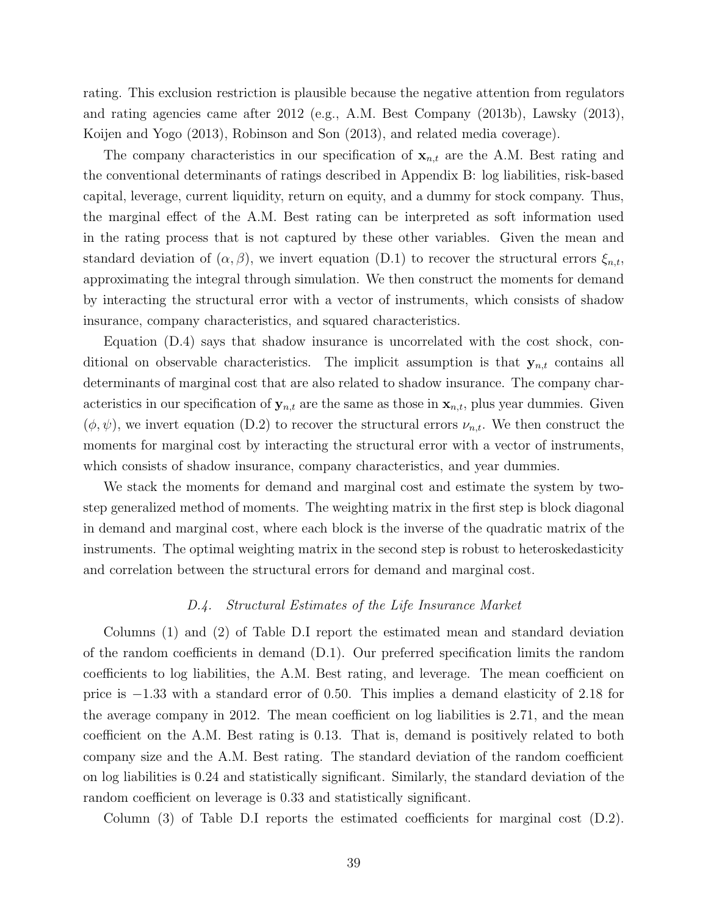rating. This exclusion restriction is plausible because the negative attention from regulators and rating agencies came after 2012 (e.g., A.M. Best Company (2013b), Lawsky (2013), Koijen and Yogo (2013), Robinson and Son (2013), and related media coverage).

The company characteristics in our specification of $\mathbf{x}_{n,t}$ are the A.M. Best rating and the conventional determinants of ratings described in Appendix B: log liabilities, risk-based capital, leverage, current liquidity, return on equity, and a dummy for stock company. Thus, the marginal effect of the A.M. Best rating can be interpreted as soft information used in the rating process that is not captured by these other variables. Given the mean and standard deviation of $(\alpha, \beta)$, we invert equation (D.1) to recover the structural errors $\xi_{n,t}$, approximating the integral through simulation. We then construct the moments for demand by interacting the structural error with a vector of instruments, which consists of shadow insurance, company characteristics, and squared characteristics.

Equation (D.4) says that shadow insurance is uncorrelated with the cost shock, conditional on observable characteristics. The implicit assumption is that $\mathbf{y}_{n,t}$ contains all determinants of marginal cost that are also related to shadow insurance. The company characteristics in our specification of $\mathbf{y}_{n,t}$ are the same as those in $\mathbf{x}_{n,t}$, plus year dummies. Given $(\phi, \psi)$, we invert equation (D.2) to recover the structural errors $\nu_{n,t}$. We then construct the moments for marginal cost by interacting the structural error with a vector of instruments, which consists of shadow insurance, company characteristics, and year dummies.

We stack the moments for demand and marginal cost and estimate the system by two-step generalized method of moments. The weighting matrix in the first step is block diagonal in demand and marginal cost, where each block is the inverse of the quadratic matrix of the instruments. The optimal weighting matrix in the second step is robust to heteroskedasticity and correlation between the structural errors for demand and marginal cost.

### *D.4. Structural Estimates of the Life Insurance Market*

Columns (1) and (2) of Table D.I report the estimated mean and standard deviation of the random coefficients in demand (D.1). Our preferred specification limits the random coefficients to log liabilities, the A.M. Best rating, and leverage. The mean coefficient on price is $-1.33$ with a standard error of 0.50. This implies a demand elasticity of 2.18 for the average company in 2012. The mean coefficient on log liabilities is 2.71, and the mean coefficient on the A.M. Best rating is 0.13. That is, demand is positively related to both company size and the A.M. Best rating. The standard deviation of the random coefficient on log liabilities is 0.24 and statistically significant. Similarly, the standard deviation of the random coefficient on leverage is 0.33 and statistically significant.

Column (3) of Table D.I reports the estimated coefficients for marginal cost (D.2).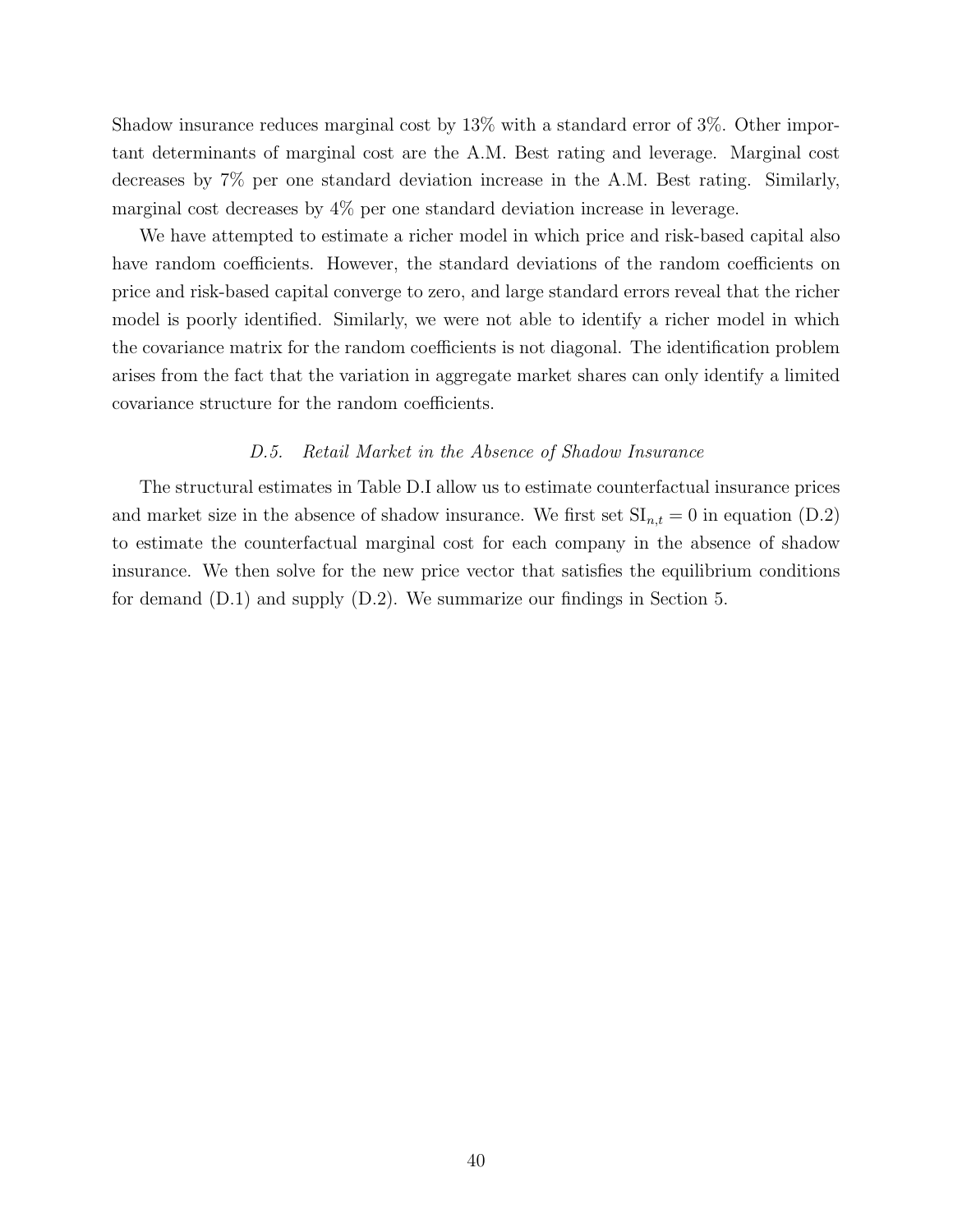Shadow insurance reduces marginal cost by 13% with a standard error of 3%. Other important determinants of marginal cost are the A.M. Best rating and leverage. Marginal cost decreases by 7% per one standard deviation increase in the A.M. Best rating. Similarly, marginal cost decreases by 4% per one standard deviation increase in leverage.

We have attempted to estimate a richer model in which price and risk-based capital also have random coefficients. However, the standard deviations of the random coefficients on price and risk-based capital converge to zero, and large standard errors reveal that the richer model is poorly identified. Similarly, we were not able to identify a richer model in which the covariance matrix for the random coefficients is not diagonal. The identification problem arises from the fact that the variation in aggregate market shares can only identify a limited covariance structure for the random coefficients.

### *D.5. Retail Market in the Absence of Shadow Insurance*

The structural estimates in Table D.I allow us to estimate counterfactual insurance prices and market size in the absence of shadow insurance. We first set $\mathrm{SI}_{n,t} = 0$ in equation (D.2) to estimate the counterfactual marginal cost for each company in the absence of shadow insurance. We then solve for the new price vector that satisfies the equilibrium conditions for demand (D.1) and supply (D.2). We summarize our findings in Section 5.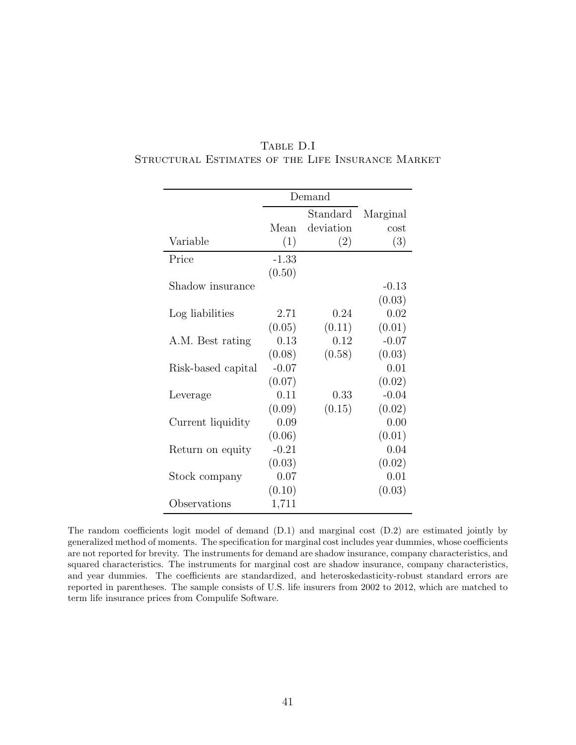# Table D.I
## Structural Estimates of the Life Insurance Market

| | Demand | | |
|---|---|---|---|
| Variable | Mean (1) | Standard deviation (2) | Marginal cost (3) |
| Price | -1.33 | | |
| | (0.50) | | |
| Shadow insurance | | | -0.13 |
| | | | (0.03) |
| Log liabilities | 2.71 | 0.24 | 0.02 |
| | (0.05) | (0.11) | (0.01) |
| A.M. Best rating | 0.13 | 0.12 | -0.07 |
| | (0.08) | (0.58) | (0.03) |
| Risk-based capital | -0.07 | | 0.01 |
| | (0.07) | | (0.02) |
| Leverage | 0.11 | 0.33 | -0.04 |
| | (0.09) | (0.15) | (0.02) |
| Current liquidity | 0.09 | | 0.00 |
| | (0.06) | | (0.01) |
| Return on equity | -0.21 | | 0.04 |
| | (0.03) | | (0.02) |
| Stock company | 0.07 | | 0.01 |
| | (0.10) | | (0.03) |
| Observations | 1,711 | | |

The random coefficients logit model of demand (D.1) and marginal cost (D.2) are estimated jointly by generalized method of moments. The specification for marginal cost includes year dummies, whose coefficients are not reported for brevity. The instruments for demand are shadow insurance, company characteristics, and squared characteristics. The instruments for marginal cost are shadow insurance, company characteristics, and year dummies. The coefficients are standardized, and heteroskedasticity-robust standard errors are reported in parentheses. The sample consists of U.S. life insurers from 2002 to 2012, which are matched to term life insurance prices from Compulife Software.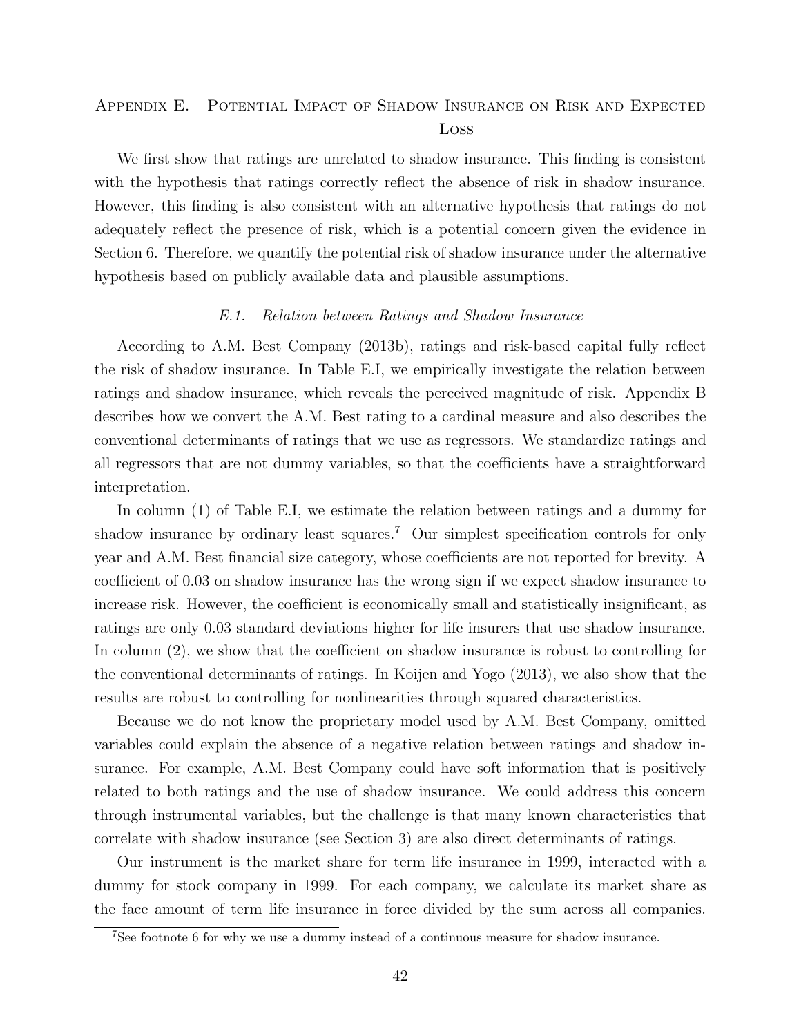# Appendix E. Potential Impact of Shadow Insurance on Risk and Expected Loss

We first show that ratings are unrelated to shadow insurance. This finding is consistent with the hypothesis that ratings correctly reflect the absence of risk in shadow insurance. However, this finding is also consistent with an alternative hypothesis that ratings do not adequately reflect the presence of risk, which is a potential concern given the evidence in Section 6. Therefore, we quantify the potential risk of shadow insurance under the alternative hypothesis based on publicly available data and plausible assumptions.

## *E.1. Relation between Ratings and Shadow Insurance*

According to A.M. Best Company (2013b), ratings and risk-based capital fully reflect the risk of shadow insurance. In Table E.I, we empirically investigate the relation between ratings and shadow insurance, which reveals the perceived magnitude of risk. Appendix B describes how we convert the A.M. Best rating to a cardinal measure and also describes the conventional determinants of ratings that we use as regressors. We standardize ratings and all regressors that are not dummy variables, so that the coefficients have a straightforward interpretation.

In column (1) of Table E.I, we estimate the relation between ratings and a dummy for shadow insurance by ordinary least squares.[7] Our simplest specification controls for only year and A.M. Best financial size category, whose coefficients are not reported for brevity. A coefficient of 0.03 on shadow insurance has the wrong sign if we expect shadow insurance to increase risk. However, the coefficient is economically small and statistically insignificant, as ratings are only 0.03 standard deviations higher for life insurers that use shadow insurance. In column (2), we show that the coefficient on shadow insurance is robust to controlling for the conventional determinants of ratings. In Koijen and Yogo (2013), we also show that the results are robust to controlling for nonlinearities through squared characteristics.

Because we do not know the proprietary model used by A.M. Best Company, omitted variables could explain the absence of a negative relation between ratings and shadow insurance. For example, A.M. Best Company could have soft information that is positively related to both ratings and the use of shadow insurance. We could address this concern through instrumental variables, but the challenge is that many known characteristics that correlate with shadow insurance (see Section 3) are also direct determinants of ratings.

Our instrument is the market share for term life insurance in 1999, interacted with a dummy for stock company in 1999. For each company, we calculate its market share as the face amount of term life insurance in force divided by the sum across all companies.

[7] See footnote 6 for why we use a dummy instead of a continuous measure for shadow insurance.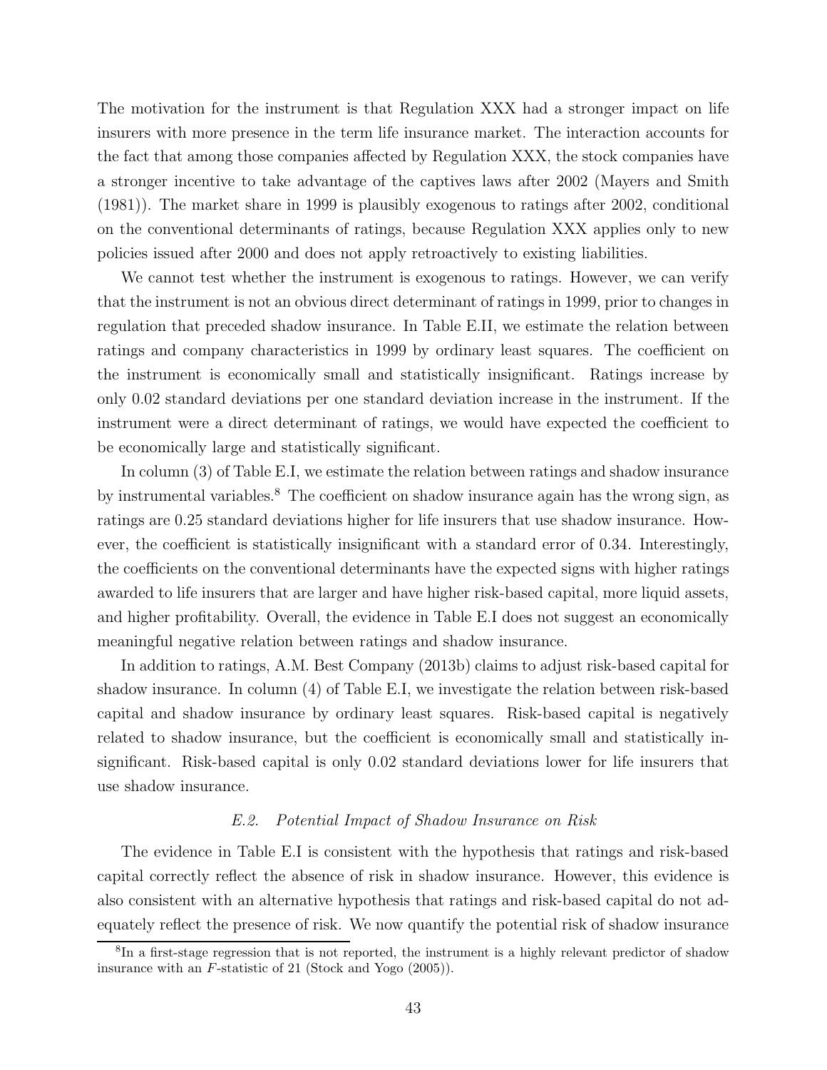The motivation for the instrument is that Regulation XXX had a stronger impact on life insurers with more presence in the term life insurance market. The interaction accounts for the fact that among those companies affected by Regulation XXX, the stock companies have a stronger incentive to take advantage of the captives laws after 2002 (Mayers and Smith (1981)). The market share in 1999 is plausibly exogenous to ratings after 2002, conditional on the conventional determinants of ratings, because Regulation XXX applies only to new policies issued after 2000 and does not apply retroactively to existing liabilities.

We cannot test whether the instrument is exogenous to ratings. However, we can verify that the instrument is not an obvious direct determinant of ratings in 1999, prior to changes in regulation that preceded shadow insurance. In Table E.II, we estimate the relation between ratings and company characteristics in 1999 by ordinary least squares. The coefficient on the instrument is economically small and statistically insignificant. Ratings increase by only 0.02 standard deviations per one standard deviation increase in the instrument. If the instrument were a direct determinant of ratings, we would have expected the coefficient to be economically large and statistically significant.

In column (3) of Table E.I, we estimate the relation between ratings and shadow insurance by instrumental variables.[8] The coefficient on shadow insurance again has the wrong sign, as ratings are 0.25 standard deviations higher for life insurers that use shadow insurance. However, the coefficient is statistically insignificant with a standard error of 0.34. Interestingly, the coefficients on the conventional determinants have the expected signs with higher ratings awarded to life insurers that are larger and have higher risk-based capital, more liquid assets, and higher profitability. Overall, the evidence in Table E.I does not suggest an economically meaningful negative relation between ratings and shadow insurance.

In addition to ratings, A.M. Best Company (2013b) claims to adjust risk-based capital for shadow insurance. In column (4) of Table E.I, we investigate the relation between risk-based capital and shadow insurance by ordinary least squares. Risk-based capital is negatively related to shadow insurance, but the coefficient is economically small and statistically insignificant. Risk-based capital is only 0.02 standard deviations lower for life insurers that use shadow insurance.

### *E.2. Potential Impact of Shadow Insurance on Risk*

The evidence in Table E.I is consistent with the hypothesis that ratings and risk-based capital correctly reflect the absence of risk in shadow insurance. However, this evidence is also consistent with an alternative hypothesis that ratings and risk-based capital do not adequately reflect the presence of risk. We now quantify the potential risk of shadow insurance

[8] In a first-stage regression that is not reported, the instrument is a highly relevant predictor of shadow insurance with an $F$-statistic of 21 (Stock and Yogo (2005)).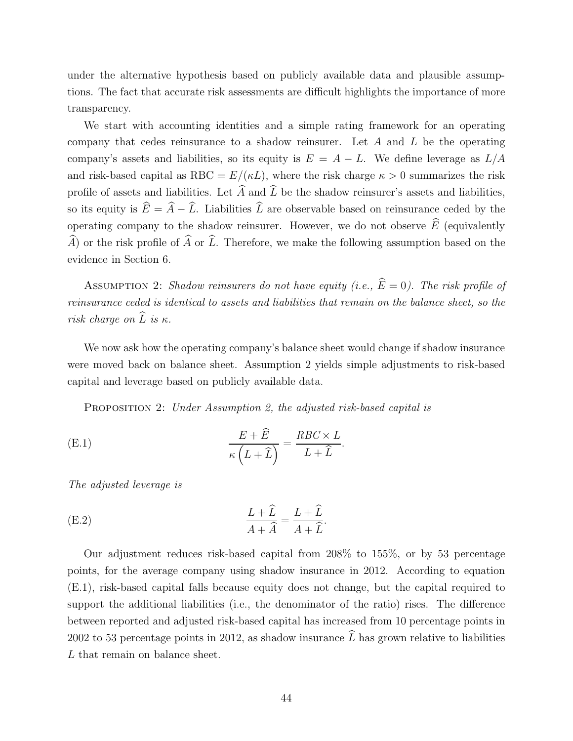under the alternative hypothesis based on publicly available data and plausible assumptions. The fact that accurate risk assessments are difficult highlights the importance of more transparency.

We start with accounting identities and a simple rating framework for an operating company that cedes reinsurance to a shadow reinsurer. Let $A$ and $L$ be the operating company's assets and liabilities, so its equity is $E = A - L$. We define leverage as $L/A$ and risk-based capital as $\text{RBC} = E/(\kappa L)$, where the risk charge $\kappa > 0$ summarizes the risk profile of assets and liabilities. Let $\widehat{A}$ and $\widehat{L}$ be the shadow reinsurer's assets and liabilities, so its equity is $\widehat{E} = \widehat{A} - \widehat{L}$. Liabilities $\widehat{L}$ are observable based on reinsurance ceded by the operating company to the shadow reinsurer. However, we do not observe $\widehat{E}$ (equivalently $\widehat{A}$) or the risk profile of $\widehat{A}$ or $\widehat{L}$. Therefore, we make the following assumption based on the evidence in Section 6.

Assumption 2: *Shadow reinsurers do not have equity (i.e., $\widehat{E} = 0$). The risk profile of reinsurance ceded is identical to assets and liabilities that remain on the balance sheet, so the risk charge on $\widehat{L}$ is $\kappa$.*

We now ask how the operating company's balance sheet would change if shadow insurance were moved back on balance sheet. Assumption 2 yields simple adjustments to risk-based capital and leverage based on publicly available data.

Proposition 2: *Under Assumption 2, the adjusted risk-based capital is*

$$\frac{E + \widehat{E}}{\kappa\left(L + \widehat{L}\right)} = \frac{RBC \times L}{L + \widehat{L}}. \tag{E.1}$$

*The adjusted leverage is*

$$\frac{L + \widehat{L}}{A + \widehat{A}} = \frac{L + \widehat{L}}{A + \widehat{L}}. \tag{E.2}$$

Our adjustment reduces risk-based capital from 208% to 155%, or by 53 percentage points, for the average company using shadow insurance in 2012. According to equation (E.1), risk-based capital falls because equity does not change, but the capital required to support the additional liabilities (i.e., the denominator of the ratio) rises. The difference between reported and adjusted risk-based capital has increased from 10 percentage points in 2002 to 53 percentage points in 2012, as shadow insurance $\widehat{L}$ has grown relative to liabilities $L$ that remain on balance sheet.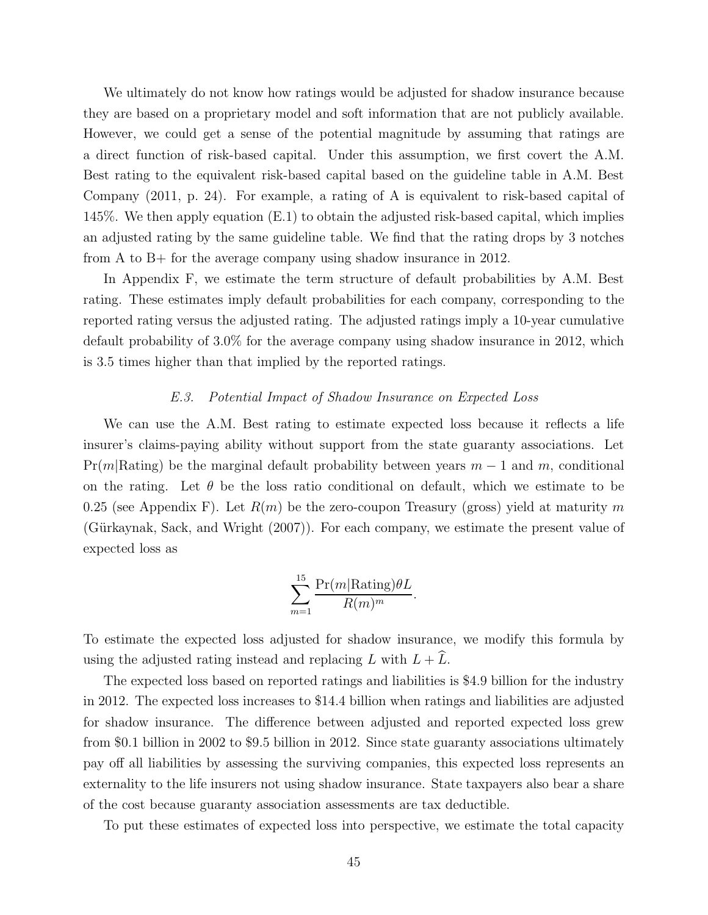We ultimately do not know how ratings would be adjusted for shadow insurance because they are based on a proprietary model and soft information that are not publicly available. However, we could get a sense of the potential magnitude by assuming that ratings are a direct function of risk-based capital. Under this assumption, we first covert the A.M. Best rating to the equivalent risk-based capital based on the guideline table in A.M. Best Company (2011, p. 24). For example, a rating of A is equivalent to risk-based capital of 145%. We then apply equation (E.1) to obtain the adjusted risk-based capital, which implies an adjusted rating by the same guideline table. We find that the rating drops by 3 notches from A to B+ for the average company using shadow insurance in 2012.

In Appendix F, we estimate the term structure of default probabilities by A.M. Best rating. These estimates imply default probabilities for each company, corresponding to the reported rating versus the adjusted rating. The adjusted ratings imply a 10-year cumulative default probability of 3.0% for the average company using shadow insurance in 2012, which is 3.5 times higher than that implied by the reported ratings.

### *E.3. Potential Impact of Shadow Insurance on Expected Loss*

We can use the A.M. Best rating to estimate expected loss because it reflects a life insurer's claims-paying ability without support from the state guaranty associations. Let $\Pr(m|\text{Rating})$ be the marginal default probability between years $m-1$ and $m$, conditional on the rating. Let $\theta$ be the loss ratio conditional on default, which we estimate to be 0.25 (see Appendix F). Let $R(m)$ be the zero-coupon Treasury (gross) yield at maturity $m$ (Gürkaynak, Sack, and Wright (2007)). For each company, we estimate the present value of expected loss as

$$\sum_{m=1}^{15} \frac{\Pr(m|\text{Rating})\theta L}{R(m)^m}.$$

To estimate the expected loss adjusted for shadow insurance, we modify this formula by using the adjusted rating instead and replacing $L$ with $L + \widehat{L}$.

The expected loss based on reported ratings and liabilities is $4.9 billion for the industry in 2012. The expected loss increases to $14.4 billion when ratings and liabilities are adjusted for shadow insurance. The difference between adjusted and reported expected loss grew from $0.1 billion in 2002 to $9.5 billion in 2012. Since state guaranty associations ultimately pay off all liabilities by assessing the surviving companies, this expected loss represents an externality to the life insurers not using shadow insurance. State taxpayers also bear a share of the cost because guaranty association assessments are tax deductible.

To put these estimates of expected loss into perspective, we estimate the total capacity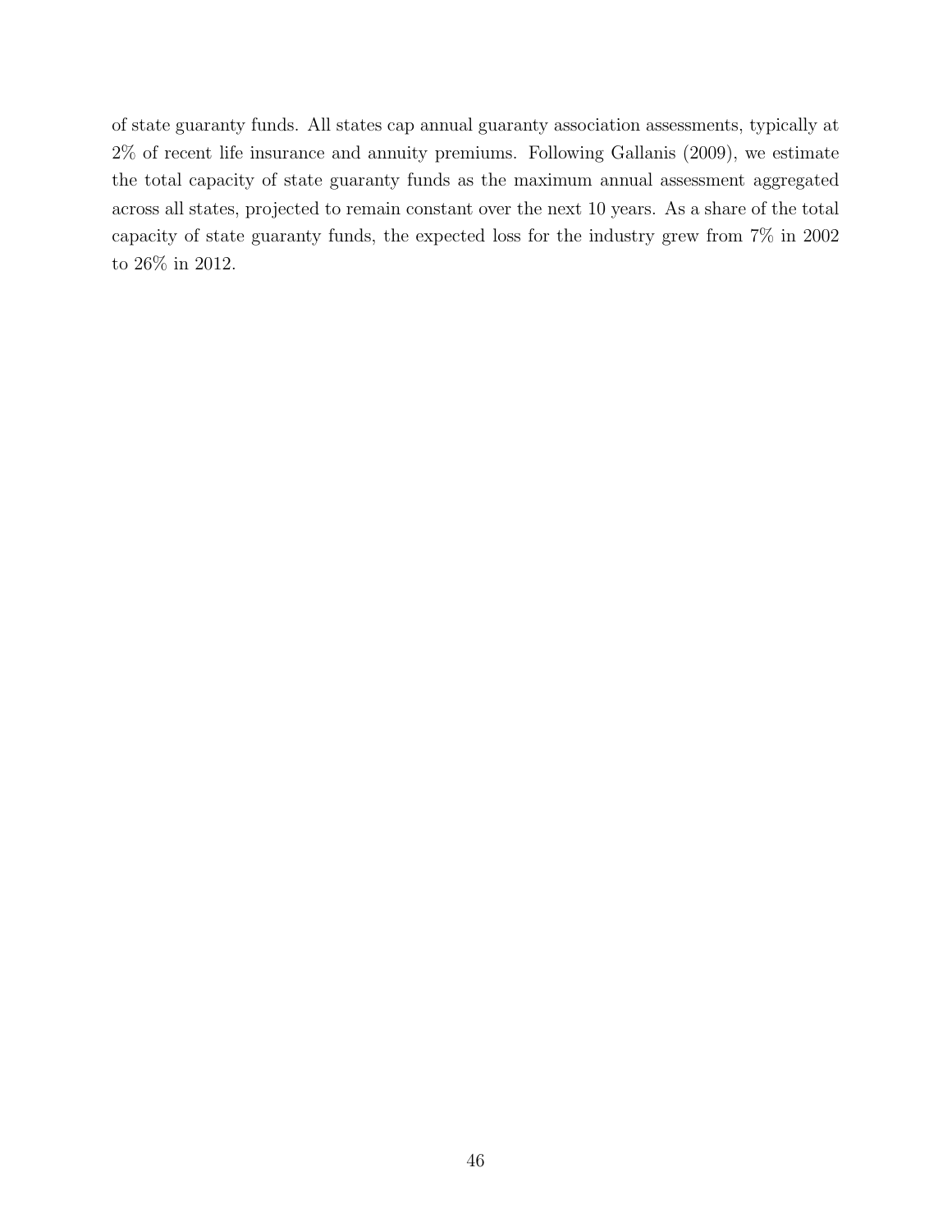of state guaranty funds. All states cap annual guaranty association assessments, typically at 2% of recent life insurance and annuity premiums. Following Gallanis (2009), we estimate the total capacity of state guaranty funds as the maximum annual assessment aggregated across all states, projected to remain constant over the next 10 years. As a share of the total capacity of state guaranty funds, the expected loss for the industry grew from 7% in 2002 to 26% in 2012.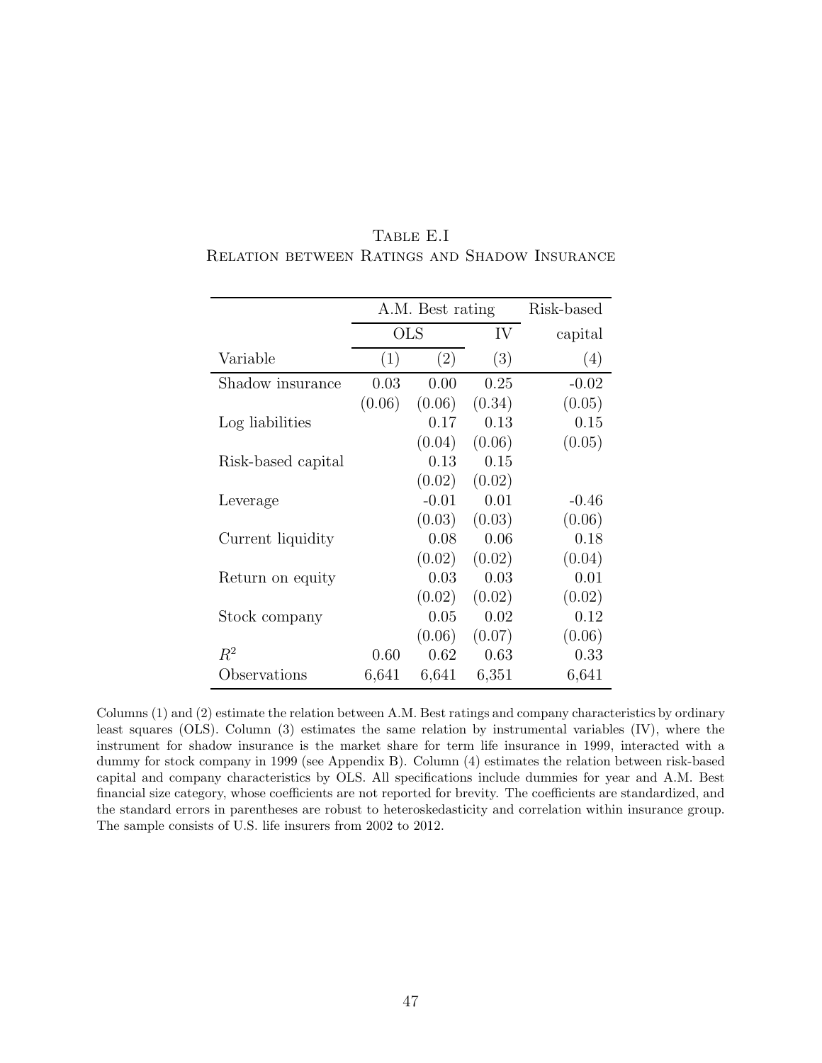# Table E.I
## Relation between Ratings and Shadow Insurance

| | A.M. Best rating | | | Risk-based |
|---|---|---|---|---|
| | OLS | | IV | capital |
| Variable | (1) | (2) | (3) | (4) |
| Shadow insurance | 0.03 | 0.00 | 0.25 | -0.02 |
| | (0.06) | (0.06) | (0.34) | (0.05) |
| Log liabilities | | 0.17 | 0.13 | 0.15 |
| | | (0.04) | (0.06) | (0.05) |
| Risk-based capital | | 0.13 | 0.15 | |
| | | (0.02) | (0.02) | |
| Leverage | | -0.01 | 0.01 | -0.46 |
| | | (0.03) | (0.03) | (0.06) |
| Current liquidity | | 0.08 | 0.06 | 0.18 |
| | | (0.02) | (0.02) | (0.04) |
| Return on equity | | 0.03 | 0.03 | 0.01 |
| | | (0.02) | (0.02) | (0.02) |
| Stock company | | 0.05 | 0.02 | 0.12 |
| | | (0.06) | (0.07) | (0.06) |
| $R^2$ | 0.60 | 0.62 | 0.63 | 0.33 |
| Observations | 6,641 | 6,641 | 6,351 | 6,641 |

Columns (1) and (2) estimate the relation between A.M. Best ratings and company characteristics by ordinary least squares (OLS). Column (3) estimates the same relation by instrumental variables (IV), where the instrument for shadow insurance is the market share for term life insurance in 1999, interacted with a dummy for stock company in 1999 (see Appendix B). Column (4) estimates the relation between risk-based capital and company characteristics by OLS. All specifications include dummies for year and A.M. Best financial size category, whose coefficients are not reported for brevity. The coefficients are standardized, and the standard errors in parentheses are robust to heteroskedasticity and correlation within insurance group. The sample consists of U.S. life insurers from 2002 to 2012.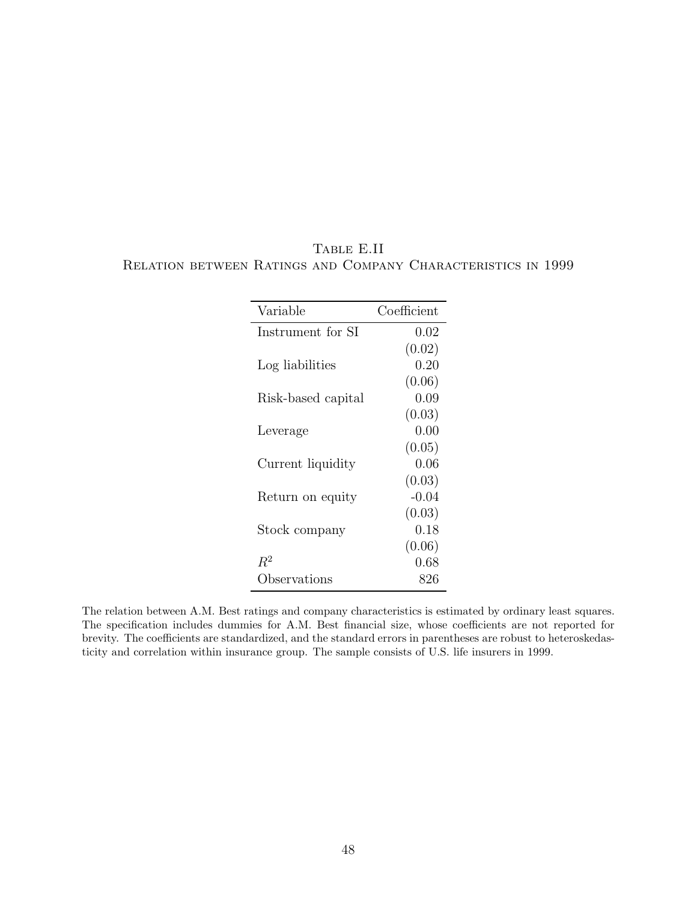Table E.II
Relation between Ratings and Company Characteristics in 1999

| Variable | Coefficient |
|---|---|
| Instrument for SI | 0.02 |
| | (0.02) |
| Log liabilities | 0.20 |
| | (0.06) |
| Risk-based capital | 0.09 |
| | (0.03) |
| Leverage | 0.00 |
| | (0.05) |
| Current liquidity | 0.06 |
| | (0.03) |
| Return on equity | -0.04 |
| | (0.03) |
| Stock company | 0.18 |
| | (0.06) |
| $R^2$ | 0.68 |
| Observations | 826 |

The relation between A.M. Best ratings and company characteristics is estimated by ordinary least squares. The specification includes dummies for A.M. Best financial size, whose coefficients are not reported for brevity. The coefficients are standardized, and the standard errors in parentheses are robust to heteroskedasticity and correlation within insurance group. The sample consists of U.S. life insurers in 1999.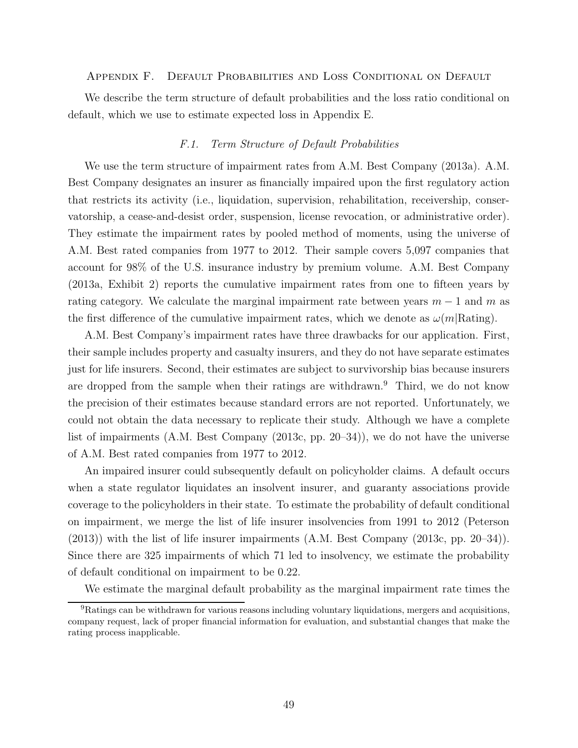## Appendix F. Default Probabilities and Loss Conditional on Default

We describe the term structure of default probabilities and the loss ratio conditional on default, which we use to estimate expected loss in Appendix E.

### *F.1. Term Structure of Default Probabilities*

We use the term structure of impairment rates from A.M. Best Company (2013a). A.M. Best Company designates an insurer as financially impaired upon the first regulatory action that restricts its activity (i.e., liquidation, supervision, rehabilitation, receivership, conservatorship, a cease-and-desist order, suspension, license revocation, or administrative order). They estimate the impairment rates by pooled method of moments, using the universe of A.M. Best rated companies from 1977 to 2012. Their sample covers 5,097 companies that account for 98% of the U.S. insurance industry by premium volume. A.M. Best Company (2013a, Exhibit 2) reports the cumulative impairment rates from one to fifteen years by rating category. We calculate the marginal impairment rate between years $m-1$ and $m$ as the first difference of the cumulative impairment rates, which we denote as $\omega(m|\text{Rating})$.

A.M. Best Company's impairment rates have three drawbacks for our application. First, their sample includes property and casualty insurers, and they do not have separate estimates just for life insurers. Second, their estimates are subject to survivorship bias because insurers are dropped from the sample when their ratings are withdrawn.[9] Third, we do not know the precision of their estimates because standard errors are not reported. Unfortunately, we could not obtain the data necessary to replicate their study. Although we have a complete list of impairments (A.M. Best Company (2013c, pp. 20–34)), we do not have the universe of A.M. Best rated companies from 1977 to 2012.

An impaired insurer could subsequently default on policyholder claims. A default occurs when a state regulator liquidates an insolvent insurer, and guaranty associations provide coverage to the policyholders in their state. To estimate the probability of default conditional on impairment, we merge the list of life insurer insolvencies from 1991 to 2012 (Peterson (2013)) with the list of life insurer impairments (A.M. Best Company (2013c, pp. 20–34)). Since there are 325 impairments of which 71 led to insolvency, we estimate the probability of default conditional on impairment to be 0.22.

We estimate the marginal default probability as the marginal impairment rate times the

[9]Ratings can be withdrawn for various reasons including voluntary liquidations, mergers and acquisitions, company request, lack of proper financial information for evaluation, and substantial changes that make the rating process inapplicable.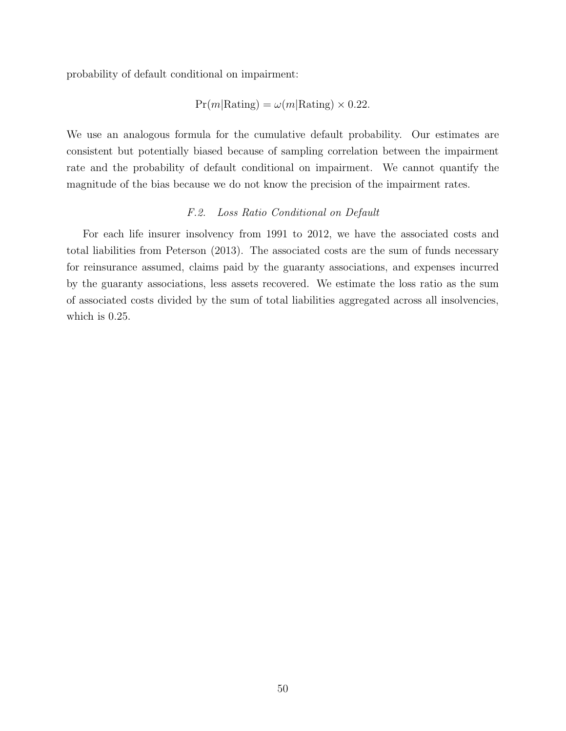probability of default conditional on impairment:

$$\Pr(m|\text{Rating}) = \omega(m|\text{Rating}) \times 0.22.$$

We use an analogous formula for the cumulative default probability. Our estimates are consistent but potentially biased because of sampling correlation between the impairment rate and the probability of default conditional on impairment. We cannot quantify the magnitude of the bias because we do not know the precision of the impairment rates.

### *F.2. Loss Ratio Conditional on Default*

For each life insurer insolvency from 1991 to 2012, we have the associated costs and total liabilities from Peterson (2013). The associated costs are the sum of funds necessary for reinsurance assumed, claims paid by the guaranty associations, and expenses incurred by the guaranty associations, less assets recovered. We estimate the loss ratio as the sum of associated costs divided by the sum of total liabilities aggregated across all insolvencies, which is 0.25.